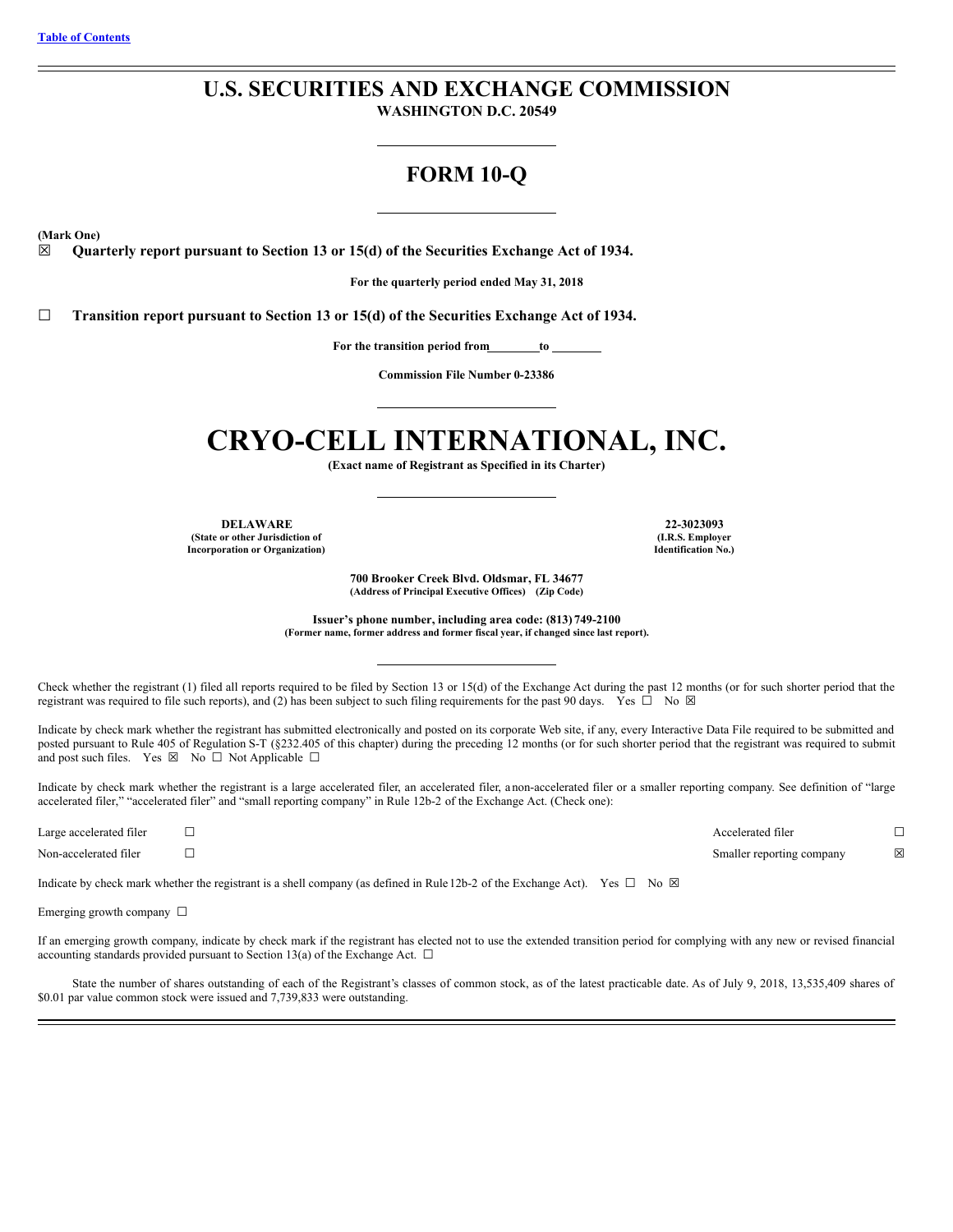[Table of Contents](#)

# U.S. SECURITIES AND EXCHANGE COMMISSION

**WASHINGTON D.C. 20549**

## FORM 10-Q

**(Mark One)**

☒ **Quarterly report pursuant to Section 13 or 15(d) of the Securities Exchange Act of 1934.**

**For the quarterly period ended May 31, 2018**

☐ **Transition report pursuant to Section 13 or 15(d) of the Securities Exchange Act of 1934.**

**For the transition period from\_\_\_\_\_\_\_\_to \_\_\_\_\_\_\_\_**

**Commission File Number 0-23386**

# CRYO-CELL INTERNATIONAL, INC.

**(Exact name of Registrant as Specified in its Charter)**

| **DELAWARE** | **22-3023093** |
|---|---|
| **(State or other Jurisdiction of Incorporation or Organization)** | **(I.R.S. Employer Identification No.)** |

**700 Brooker Creek Blvd. Oldsmar, FL 34677**
**(Address of Principal Executive Offices) (Zip Code)**

**Issuer's phone number, including area code: (813) 749-2100**
**(Former name, former address and former fiscal year, if changed since last report).**

Check whether the registrant (1) filed all reports required to be filed by Section 13 or 15(d) of the Exchange Act during the past 12 months (or for such shorter period that the registrant was required to file such reports), and (2) has been subject to such filing requirements for the past 90 days. Yes ☐ No ☒

Indicate by check mark whether the registrant has submitted electronically and posted on its corporate Web site, if any, every Interactive Data File required to be submitted and posted pursuant to Rule 405 of Regulation S-T (§232.405 of this chapter) during the preceding 12 months (or for such shorter period that the registrant was required to submit and post such files. Yes ☒ No ☐ Not Applicable ☐

Indicate by check mark whether the registrant is a large accelerated filer, an accelerated filer, a non-accelerated filer or a smaller reporting company. See definition of "large accelerated filer," "accelerated filer" and "small reporting company" in Rule 12b-2 of the Exchange Act. (Check one):

| | | | |
|---|---|---|---|
| Large accelerated filer | ☐ | Accelerated filer | ☐ |
| Non-accelerated filer | ☐ | Smaller reporting company | ☒ |

Indicate by check mark whether the registrant is a shell company (as defined in Rule 12b-2 of the Exchange Act). Yes ☐ No ☒

Emerging growth company ☐

If an emerging growth company, indicate by check mark if the registrant has elected not to use the extended transition period for complying with any new or revised financial accounting standards provided pursuant to Section 13(a) of the Exchange Act. ☐

State the number of shares outstanding of each of the Registrant's classes of common stock, as of the latest practicable date. As of July 9, 2018, 13,535,409 shares of $0.01 par value common stock were issued and 7,739,833 were outstanding.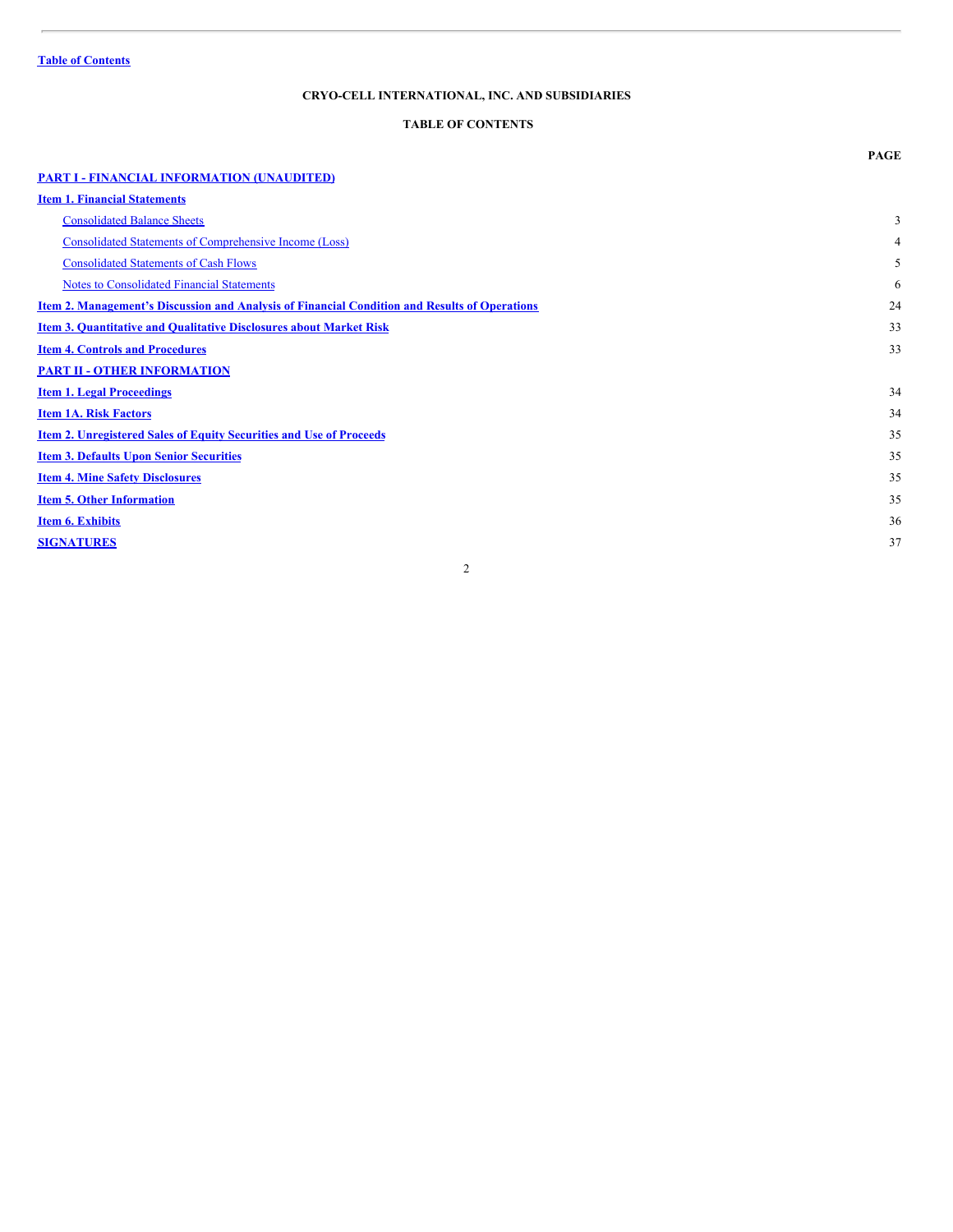# CRYO-CELL INTERNATIONAL, INC. AND SUBSIDIARIES

## TABLE OF CONTENTS

| | PAGE |
|---|---|
| **PART I - FINANCIAL INFORMATION (UNAUDITED)** | |
| **Item 1. Financial Statements** | |
| Consolidated Balance Sheets | 3 |
| Consolidated Statements of Comprehensive Income (Loss) | 4 |
| Consolidated Statements of Cash Flows | 5 |
| Notes to Consolidated Financial Statements | 6 |
| **Item 2. Management's Discussion and Analysis of Financial Condition and Results of Operations** | 24 |
| **Item 3. Quantitative and Qualitative Disclosures about Market Risk** | 33 |
| **Item 4. Controls and Procedures** | 33 |
| **PART II - OTHER INFORMATION** | |
| **Item 1. Legal Proceedings** | 34 |
| **Item 1A. Risk Factors** | 34 |
| **Item 2. Unregistered Sales of Equity Securities and Use of Proceeds** | 35 |
| **Item 3. Defaults Upon Senior Securities** | 35 |
| **Item 4. Mine Safety Disclosures** | 35 |
| **Item 5. Other Information** | 35 |
| **Item 6. Exhibits** | 36 |
| **SIGNATURES** | 37 |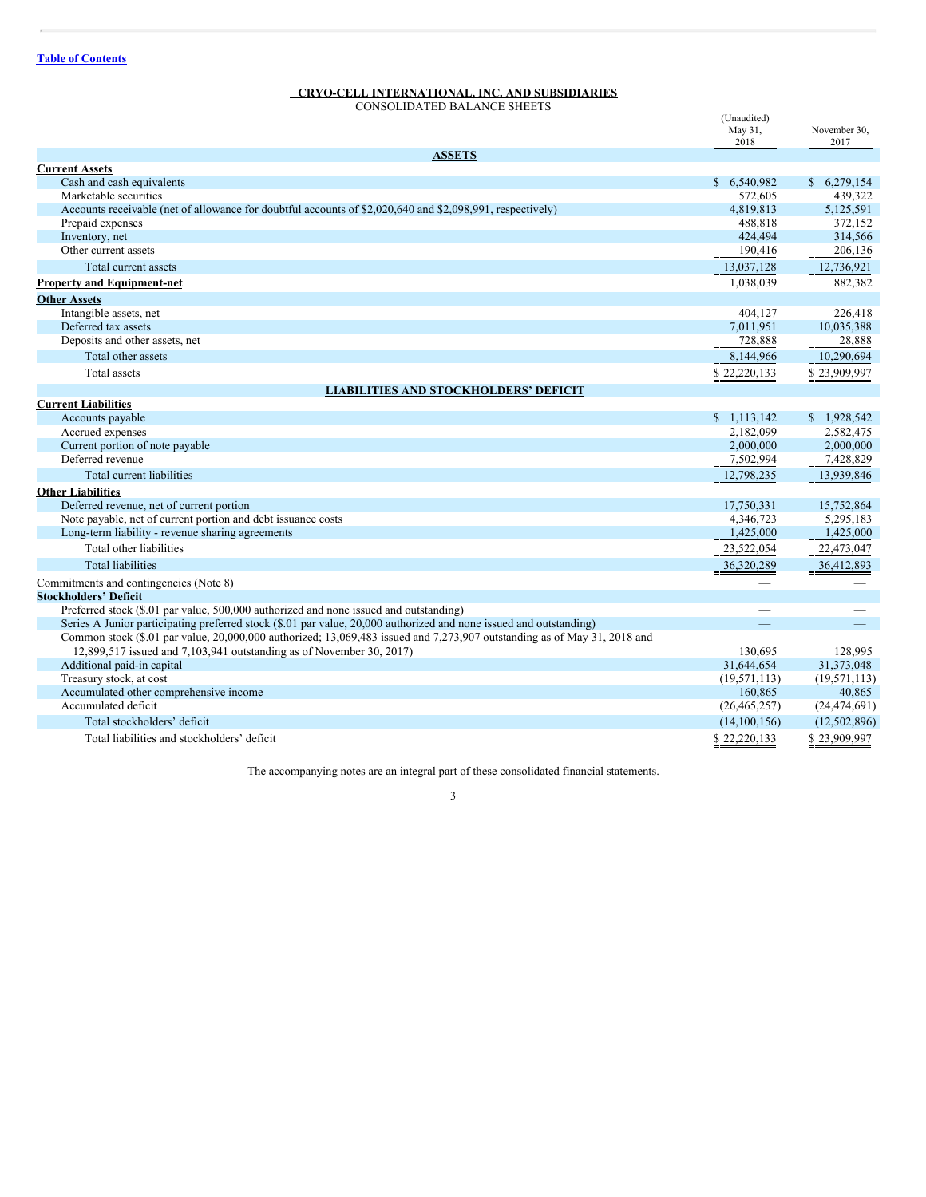Table of Contents

**CRYO-CELL INTERNATIONAL, INC. AND SUBSIDIARIES**

CONSOLIDATED BALANCE SHEETS

| | (Unaudited) May 31, 2018 | November 30, 2017 |
|---|---|---|
| **ASSETS** | | |
| **Current Assets** | | |
| Cash and cash equivalents | $ 6,540,982 | $ 6,279,154 |
| Marketable securities | 572,605 | 439,322 |
| Accounts receivable (net of allowance for doubtful accounts of $2,020,640 and $2,098,991, respectively) | 4,819,813 | 5,125,591 |
| Prepaid expenses | 488,818 | 372,152 |
| Inventory, net | 424,494 | 314,566 |
| Other current assets | 190,416 | 206,136 |
| Total current assets | 13,037,128 | 12,736,921 |
| **Property and Equipment-net** | 1,038,039 | 882,382 |
| **Other Assets** | | |
| Intangible assets, net | 404,127 | 226,418 |
| Deferred tax assets | 7,011,951 | 10,035,388 |
| Deposits and other assets, net | 728,888 | 28,888 |
| Total other assets | 8,144,966 | 10,290,694 |
| Total assets | $ 22,220,133 | $ 23,909,997 |
| **LIABILITIES AND STOCKHOLDERS' DEFICIT** | | |
| **Current Liabilities** | | |
| Accounts payable | $ 1,113,142 | $ 1,928,542 |
| Accrued expenses | 2,182,099 | 2,582,475 |
| Current portion of note payable | 2,000,000 | 2,000,000 |
| Deferred revenue | 7,502,994 | 7,428,829 |
| Total current liabilities | 12,798,235 | 13,939,846 |
| **Other Liabilities** | | |
| Deferred revenue, net of current portion | 17,750,331 | 15,752,864 |
| Note payable, net of current portion and debt issuance costs | 4,346,723 | 5,295,183 |
| Long-term liability - revenue sharing agreements | 1,425,000 | 1,425,000 |
| Total other liabilities | 23,522,054 | 22,473,047 |
| Total liabilities | 36,320,289 | 36,412,893 |
| Commitments and contingencies (Note 8) | — | — |
| **Stockholders' Deficit** | | |
| Preferred stock ($.01 par value, 500,000 authorized and none issued and outstanding) | — | — |
| Series A Junior participating preferred stock ($.01 par value, 20,000 authorized and none issued and outstanding) | — | — |
| Common stock ($.01 par value, 20,000,000 authorized; 13,069,483 issued and 7,273,907 outstanding as of May 31, 2018 and 12,899,517 issued and 7,103,941 outstanding as of November 30, 2017) | 130,695 | 128,995 |
| Additional paid-in capital | 31,644,654 | 31,373,048 |
| Treasury stock, at cost | (19,571,113) | (19,571,113) |
| Accumulated other comprehensive income | 160,865 | 40,865 |
| Accumulated deficit | (26,465,257) | (24,474,691) |
| Total stockholders' deficit | (14,100,156) | (12,502,896) |
| Total liabilities and stockholders' deficit | $ 22,220,133 | $ 23,909,997 |

The accompanying notes are an integral part of these consolidated financial statements.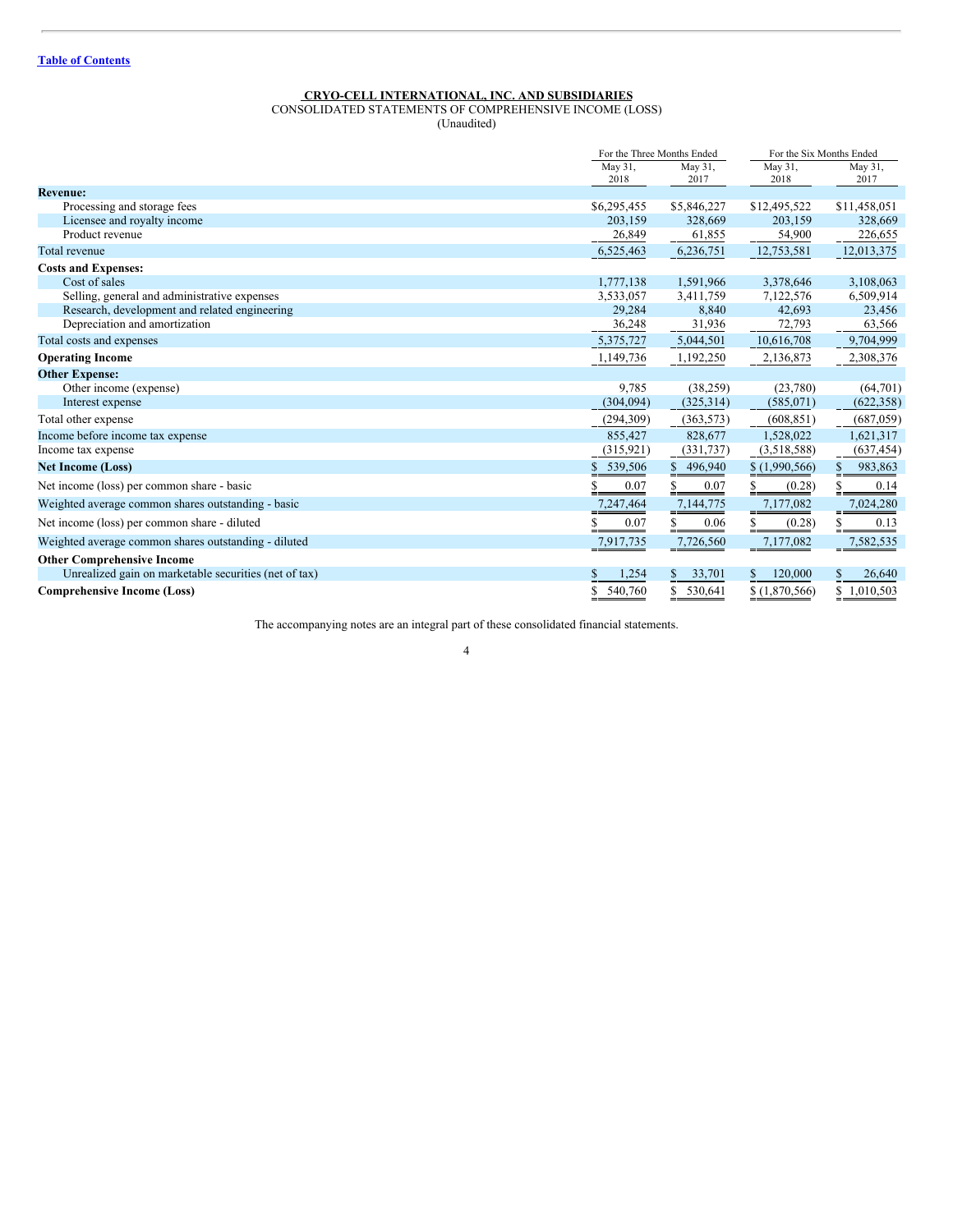Table of Contents

**CRYO-CELL INTERNATIONAL, INC. AND SUBSIDIARIES**

CONSOLIDATED STATEMENTS OF COMPREHENSIVE INCOME (LOSS)

(Unaudited)

| | For the Three Months Ended | | For the Six Months Ended | |
|---|---|---|---|---|
| | May 31, 2018 | May 31, 2017 | May 31, 2018 | May 31, 2017 |
| **Revenue:** | | | | |
| Processing and storage fees | $6,295,455 | $5,846,227 | $12,495,522 | $11,458,051 |
| Licensee and royalty income | 203,159 | 328,669 | 203,159 | 328,669 |
| Product revenue | 26,849 | 61,855 | 54,900 | 226,655 |
| Total revenue | 6,525,463 | 6,236,751 | 12,753,581 | 12,013,375 |
| **Costs and Expenses:** | | | | |
| Cost of sales | 1,777,138 | 1,591,966 | 3,378,646 | 3,108,063 |
| Selling, general and administrative expenses | 3,533,057 | 3,411,759 | 7,122,576 | 6,509,914 |
| Research, development and related engineering | 29,284 | 8,840 | 42,693 | 23,456 |
| Depreciation and amortization | 36,248 | 31,936 | 72,793 | 63,566 |
| Total costs and expenses | 5,375,727 | 5,044,501 | 10,616,708 | 9,704,999 |
| **Operating Income** | 1,149,736 | 1,192,250 | 2,136,873 | 2,308,376 |
| **Other Expense:** | | | | |
| Other income (expense) | 9,785 | (38,259) | (23,780) | (64,701) |
| Interest expense | (304,094) | (325,314) | (585,071) | (622,358) |
| Total other expense | (294,309) | (363,573) | (608,851) | (687,059) |
| Income before income tax expense | 855,427 | 828,677 | 1,528,022 | 1,621,317 |
| Income tax expense | (315,921) | (331,737) | (3,518,588) | (637,454) |
| **Net Income (Loss)** | $ 539,506 | $ 496,940 | $ (1,990,566) | $ 983,863 |
| Net income (loss) per common share - basic | $ 0.07 | $ 0.07 | $ (0.28) | $ 0.14 |
| Weighted average common shares outstanding - basic | 7,247,464 | 7,144,775 | 7,177,082 | 7,024,280 |
| Net income (loss) per common share - diluted | $ 0.07 | $ 0.06 | $ (0.28) | $ 0.13 |
| Weighted average common shares outstanding - diluted | 7,917,735 | 7,726,560 | 7,177,082 | 7,582,535 |
| **Other Comprehensive Income** | | | | |
| Unrealized gain on marketable securities (net of tax) | $ 1,254 | $ 33,701 | $ 120,000 | $ 26,640 |
| **Comprehensive Income (Loss)** | $ 540,760 | $ 530,641 | $ (1,870,566) | $ 1,010,503 |

The accompanying notes are an integral part of these consolidated financial statements.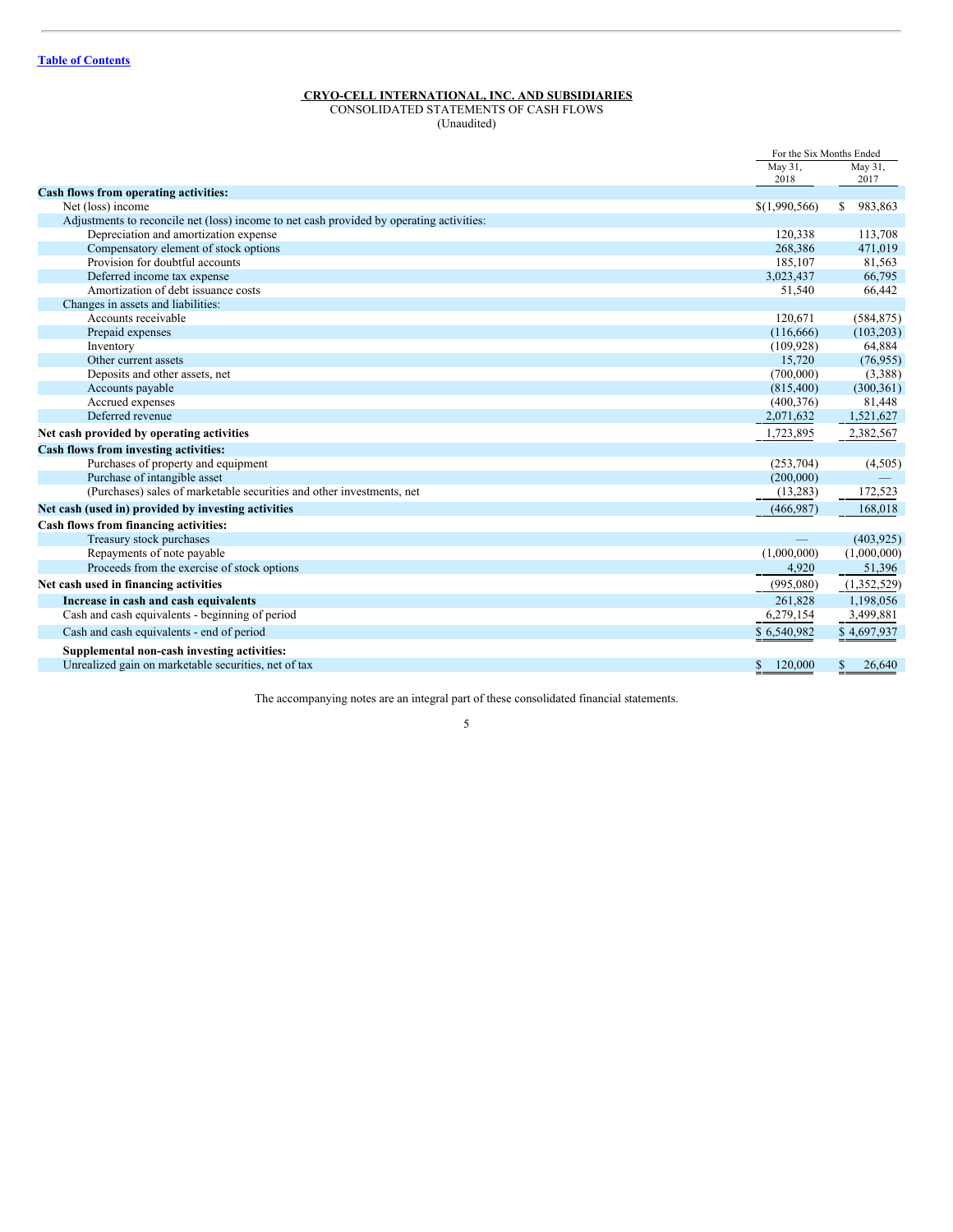[Table of Contents](#)

**CRYO-CELL INTERNATIONAL, INC. AND SUBSIDIARIES**
CONSOLIDATED STATEMENTS OF CASH FLOWS
(Unaudited)

| | For the Six Months Ended | |
|---|---|---|
| | May 31, 2018 | May 31, 2017 |
| **Cash flows from operating activities:** | | |
| Net (loss) income | $(1,990,566) | $ 983,863 |
| Adjustments to reconcile net (loss) income to net cash provided by operating activities: | | |
| Depreciation and amortization expense | 120,338 | 113,708 |
| Compensatory element of stock options | 268,386 | 471,019 |
| Provision for doubtful accounts | 185,107 | 81,563 |
| Deferred income tax expense | 3,023,437 | 66,795 |
| Amortization of debt issuance costs | 51,540 | 66,442 |
| Changes in assets and liabilities: | | |
| Accounts receivable | 120,671 | (584,875) |
| Prepaid expenses | (116,666) | (103,203) |
| Inventory | (109,928) | 64,884 |
| Other current assets | 15,720 | (76,955) |
| Deposits and other assets, net | (700,000) | (3,388) |
| Accounts payable | (815,400) | (300,361) |
| Accrued expenses | (400,376) | 81,448 |
| Deferred revenue | 2,071,632 | 1,521,627 |
| **Net cash provided by operating activities** | 1,723,895 | 2,382,567 |
| **Cash flows from investing activities:** | | |
| Purchases of property and equipment | (253,704) | (4,505) |
| Purchase of intangible asset | (200,000) | — |
| (Purchases) sales of marketable securities and other investments, net | (13,283) | 172,523 |
| **Net cash (used in) provided by investing activities** | (466,987) | 168,018 |
| **Cash flows from financing activities:** | | |
| Treasury stock purchases | — | (403,925) |
| Repayments of note payable | (1,000,000) | (1,000,000) |
| Proceeds from the exercise of stock options | 4,920 | 51,396 |
| **Net cash used in financing activities** | (995,080) | (1,352,529) |
| **Increase in cash and cash equivalents** | 261,828 | 1,198,056 |
| Cash and cash equivalents - beginning of period | 6,279,154 | 3,499,881 |
| Cash and cash equivalents - end of period | $ 6,540,982 | $ 4,697,937 |
| **Supplemental non-cash investing activities:** | | |
| Unrealized gain on marketable securities, net of tax | $ 120,000 | $ 26,640 |

The accompanying notes are an integral part of these consolidated financial statements.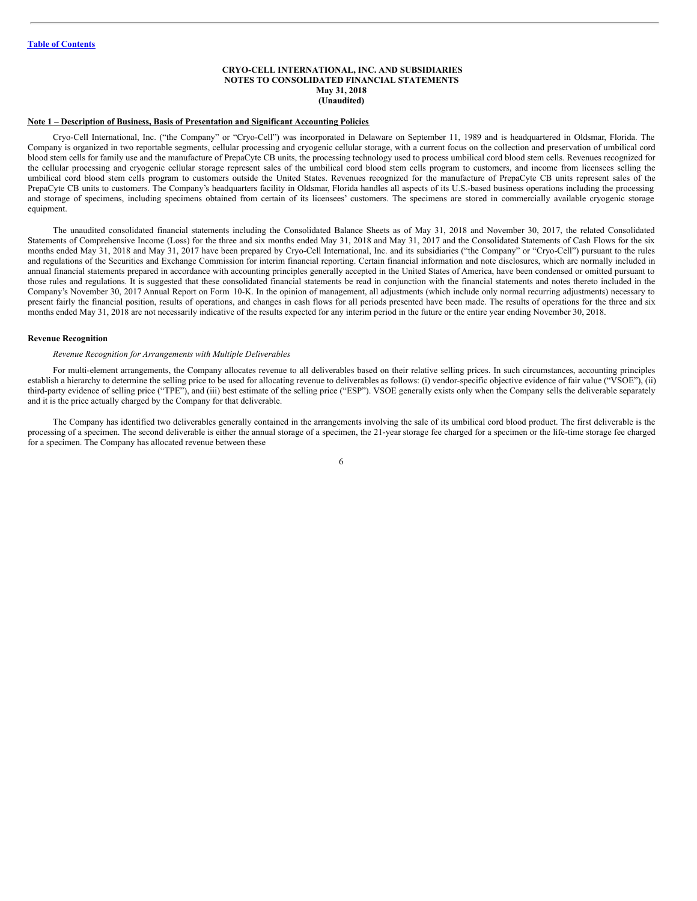**CRYO-CELL INTERNATIONAL, INC. AND SUBSIDIARIES**
**NOTES TO CONSOLIDATED FINANCIAL STATEMENTS**
**May 31, 2018**
**(Unaudited)**

**Note 1 – Description of Business, Basis of Presentation and Significant Accounting Policies**

Cryo-Cell International, Inc. ("the Company" or "Cryo-Cell") was incorporated in Delaware on September 11, 1989 and is headquartered in Oldsmar, Florida. The Company is organized in two reportable segments, cellular processing and cryogenic cellular storage, with a current focus on the collection and preservation of umbilical cord blood stem cells for family use and the manufacture of PrepaCyte CB units, the processing technology used to process umbilical cord blood stem cells. Revenues recognized for the cellular processing and cryogenic cellular storage represent sales of the umbilical cord blood stem cells program to customers, and income from licensees selling the umbilical cord blood stem cells program to customers outside the United States. Revenues recognized for the manufacture of PrepaCyte CB units represent sales of the PrepaCyte CB units to customers. The Company's headquarters facility in Oldsmar, Florida handles all aspects of its U.S.-based business operations including the processing and storage of specimens, including specimens obtained from certain of its licensees' customers. The specimens are stored in commercially available cryogenic storage equipment.

The unaudited consolidated financial statements including the Consolidated Balance Sheets as of May 31, 2018 and November 30, 2017, the related Consolidated Statements of Comprehensive Income (Loss) for the three and six months ended May 31, 2018 and May 31, 2017 and the Consolidated Statements of Cash Flows for the six months ended May 31, 2018 and May 31, 2017 have been prepared by Cryo-Cell International, Inc. and its subsidiaries ("the Company" or "Cryo-Cell") pursuant to the rules and regulations of the Securities and Exchange Commission for interim financial reporting. Certain financial information and note disclosures, which are normally included in annual financial statements prepared in accordance with accounting principles generally accepted in the United States of America, have been condensed or omitted pursuant to those rules and regulations. It is suggested that these consolidated financial statements be read in conjunction with the financial statements and notes thereto included in the Company's November 30, 2017 Annual Report on Form 10-K. In the opinion of management, all adjustments (which include only normal recurring adjustments) necessary to present fairly the financial position, results of operations, and changes in cash flows for all periods presented have been made. The results of operations for the three and six months ended May 31, 2018 are not necessarily indicative of the results expected for any interim period in the future or the entire year ending November 30, 2018.

**Revenue Recognition**

*Revenue Recognition for Arrangements with Multiple Deliverables*

For multi-element arrangements, the Company allocates revenue to all deliverables based on their relative selling prices. In such circumstances, accounting principles establish a hierarchy to determine the selling price to be used for allocating revenue to deliverables as follows: (i) vendor-specific objective evidence of fair value ("VSOE"), (ii) third-party evidence of selling price ("TPE"), and (iii) best estimate of the selling price ("ESP"). VSOE generally exists only when the Company sells the deliverable separately and it is the price actually charged by the Company for that deliverable.

The Company has identified two deliverables generally contained in the arrangements involving the sale of its umbilical cord blood product. The first deliverable is the processing of a specimen. The second deliverable is either the annual storage of a specimen, the 21-year storage fee charged for a specimen or the life-time storage fee charged for a specimen. The Company has allocated revenue between these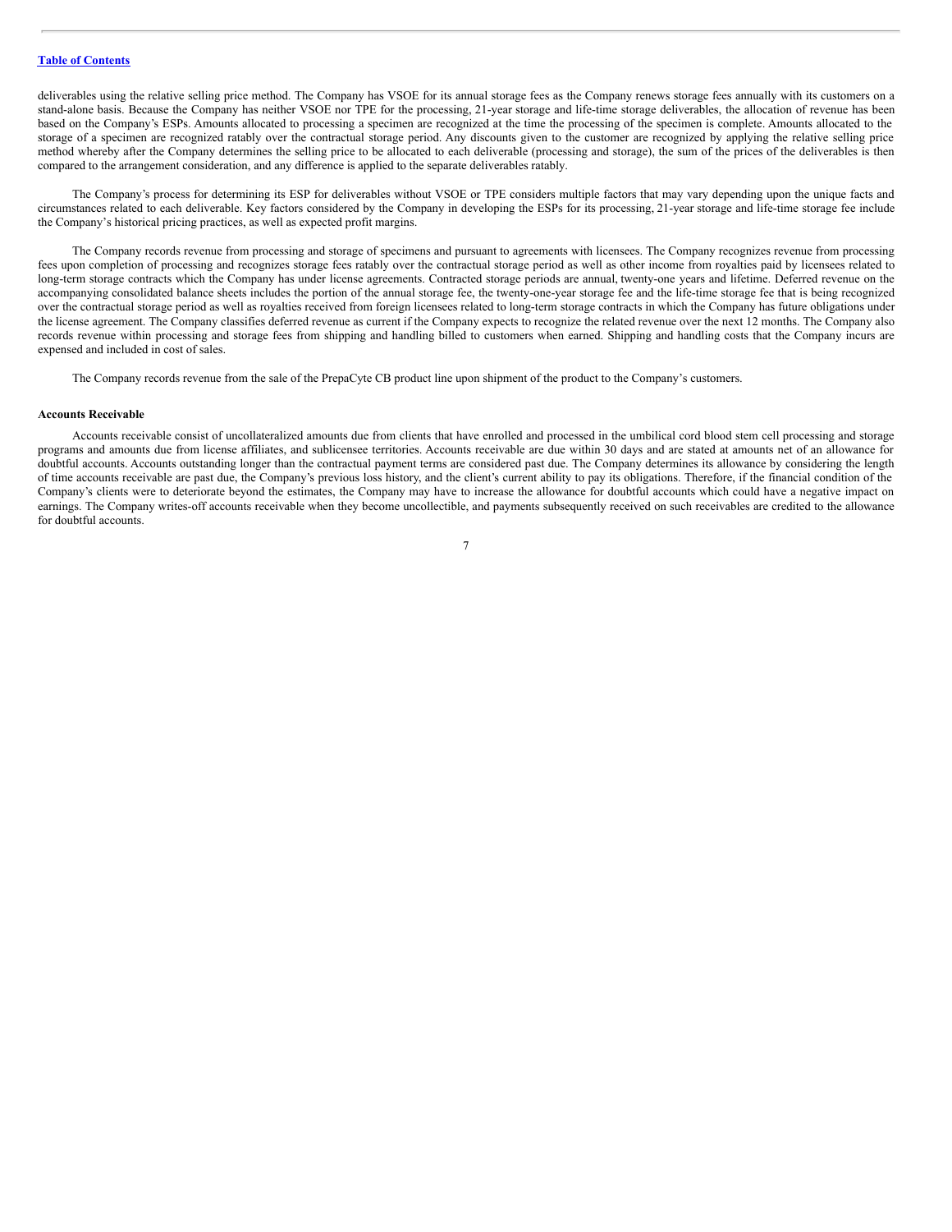deliverables using the relative selling price method. The Company has VSOE for its annual storage fees as the Company renews storage fees annually with its customers on a stand-alone basis. Because the Company has neither VSOE nor TPE for the processing, 21-year storage and life-time storage deliverables, the allocation of revenue has been based on the Company's ESPs. Amounts allocated to processing a specimen are recognized at the time the processing of the specimen is complete. Amounts allocated to the storage of a specimen are recognized ratably over the contractual storage period. Any discounts given to the customer are recognized by applying the relative selling price method whereby after the Company determines the selling price to be allocated to each deliverable (processing and storage), the sum of the prices of the deliverables is then compared to the arrangement consideration, and any difference is applied to the separate deliverables ratably.

The Company's process for determining its ESP for deliverables without VSOE or TPE considers multiple factors that may vary depending upon the unique facts and circumstances related to each deliverable. Key factors considered by the Company in developing the ESPs for its processing, 21-year storage and life-time storage fee include the Company's historical pricing practices, as well as expected profit margins.

The Company records revenue from processing and storage of specimens and pursuant to agreements with licensees. The Company recognizes revenue from processing fees upon completion of processing and recognizes storage fees ratably over the contractual storage period as well as other income from royalties paid by licensees related to long-term storage contracts which the Company has under license agreements. Contracted storage periods are annual, twenty-one years and lifetime. Deferred revenue on the accompanying consolidated balance sheets includes the portion of the annual storage fee, the twenty-one-year storage fee and the life-time storage fee that is being recognized over the contractual storage period as well as royalties received from foreign licensees related to long-term storage contracts in which the Company has future obligations under the license agreement. The Company classifies deferred revenue as current if the Company expects to recognize the related revenue over the next 12 months. The Company also records revenue within processing and storage fees from shipping and handling billed to customers when earned. Shipping and handling costs that the Company incurs are expensed and included in cost of sales.

The Company records revenue from the sale of the PrepaCyte CB product line upon shipment of the product to the Company's customers.

**Accounts Receivable**

Accounts receivable consist of uncollateralized amounts due from clients that have enrolled and processed in the umbilical cord blood stem cell processing and storage programs and amounts due from license affiliates, and sublicensee territories. Accounts receivable are due within 30 days and are stated at amounts net of an allowance for doubtful accounts. Accounts outstanding longer than the contractual payment terms are considered past due. The Company determines its allowance by considering the length of time accounts receivable are past due, the Company's previous loss history, and the client's current ability to pay its obligations. Therefore, if the financial condition of the Company's clients were to deteriorate beyond the estimates, the Company may have to increase the allowance for doubtful accounts which could have a negative impact on earnings. The Company writes-off accounts receivable when they become uncollectible, and payments subsequently received on such receivables are credited to the allowance for doubtful accounts.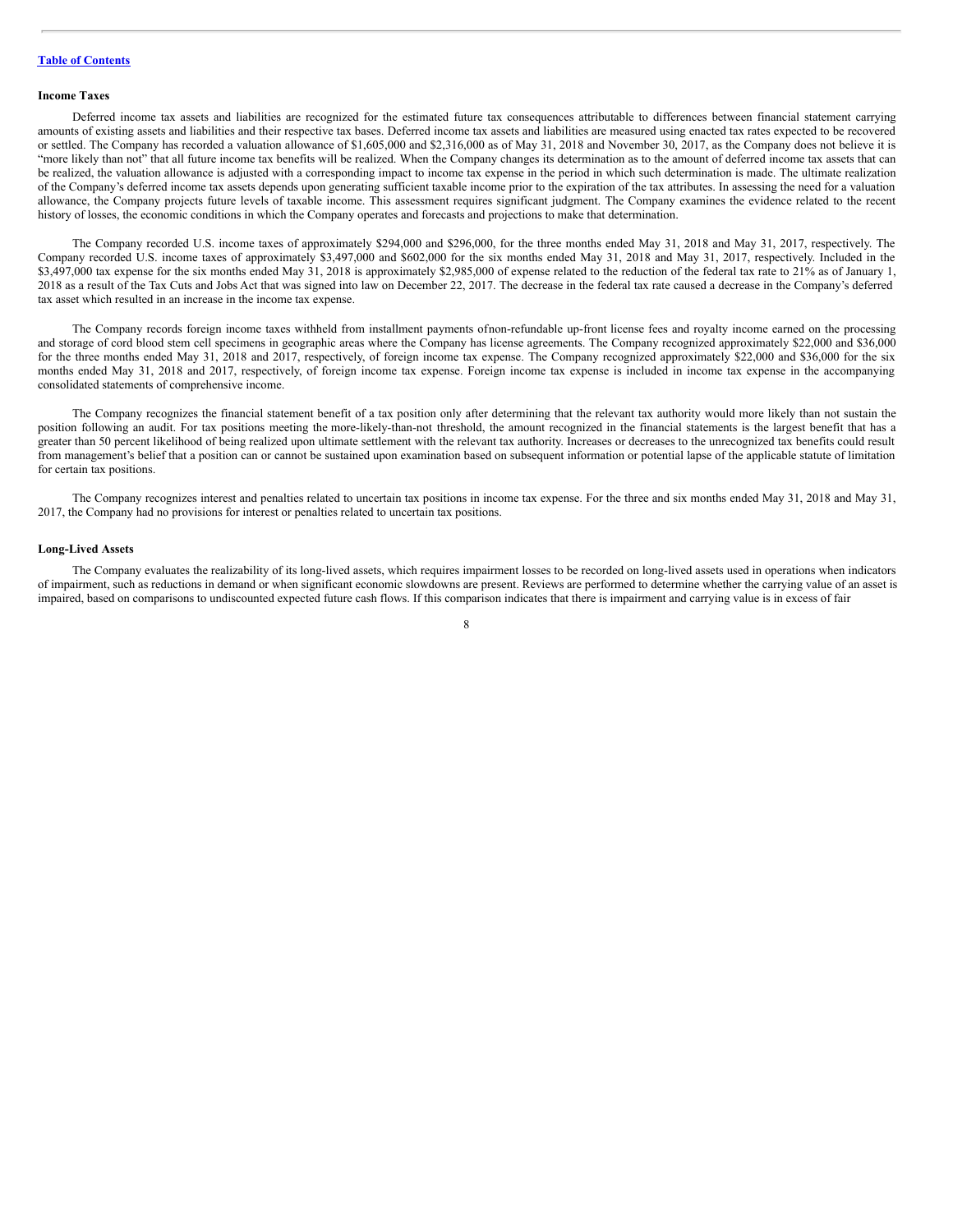**Income Taxes**

Deferred income tax assets and liabilities are recognized for the estimated future tax consequences attributable to differences between financial statement carrying amounts of existing assets and liabilities and their respective tax bases. Deferred income tax assets and liabilities are measured using enacted tax rates expected to be recovered or settled. The Company has recorded a valuation allowance of $1,605,000 and $2,316,000 as of May 31, 2018 and November 30, 2017, as the Company does not believe it is "more likely than not" that all future income tax benefits will be realized. When the Company changes its determination as to the amount of deferred income tax assets that can be realized, the valuation allowance is adjusted with a corresponding impact to income tax expense in the period in which such determination is made. The ultimate realization of the Company's deferred income tax assets depends upon generating sufficient taxable income prior to the expiration of the tax attributes. In assessing the need for a valuation allowance, the Company projects future levels of taxable income. This assessment requires significant judgment. The Company examines the evidence related to the recent history of losses, the economic conditions in which the Company operates and forecasts and projections to make that determination.

The Company recorded U.S. income taxes of approximately $294,000 and $296,000, for the three months ended May 31, 2018 and May 31, 2017, respectively. The Company recorded U.S. income taxes of approximately $3,497,000 and $602,000 for the six months ended May 31, 2018 and May 31, 2017, respectively. Included in the $3,497,000 tax expense for the six months ended May 31, 2018 is approximately $2,985,000 of expense related to the reduction of the federal tax rate to 21% as of January 1, 2018 as a result of the Tax Cuts and Jobs Act that was signed into law on December 22, 2017. The decrease in the federal tax rate caused a decrease in the Company's deferred tax asset which resulted in an increase in the income tax expense.

The Company records foreign income taxes withheld from installment payments ofnon-refundable up-front license fees and royalty income earned on the processing and storage of cord blood stem cell specimens in geographic areas where the Company has license agreements. The Company recognized approximately $22,000 and $36,000 for the three months ended May 31, 2018 and 2017, respectively, of foreign income tax expense. The Company recognized approximately $22,000 and $36,000 for the six months ended May 31, 2018 and 2017, respectively, of foreign income tax expense. Foreign income tax expense is included in income tax expense in the accompanying consolidated statements of comprehensive income.

The Company recognizes the financial statement benefit of a tax position only after determining that the relevant tax authority would more likely than not sustain the position following an audit. For tax positions meeting the more-likely-than-not threshold, the amount recognized in the financial statements is the largest benefit that has a greater than 50 percent likelihood of being realized upon ultimate settlement with the relevant tax authority. Increases or decreases to the unrecognized tax benefits could result from management's belief that a position can or cannot be sustained upon examination based on subsequent information or potential lapse of the applicable statute of limitation for certain tax positions.

The Company recognizes interest and penalties related to uncertain tax positions in income tax expense. For the three and six months ended May 31, 2018 and May 31, 2017, the Company had no provisions for interest or penalties related to uncertain tax positions.

**Long-Lived Assets**

The Company evaluates the realizability of its long-lived assets, which requires impairment losses to be recorded on long-lived assets used in operations when indicators of impairment, such as reductions in demand or when significant economic slowdowns are present. Reviews are performed to determine whether the carrying value of an asset is impaired, based on comparisons to undiscounted expected future cash flows. If this comparison indicates that there is impairment and carrying value is in excess of fair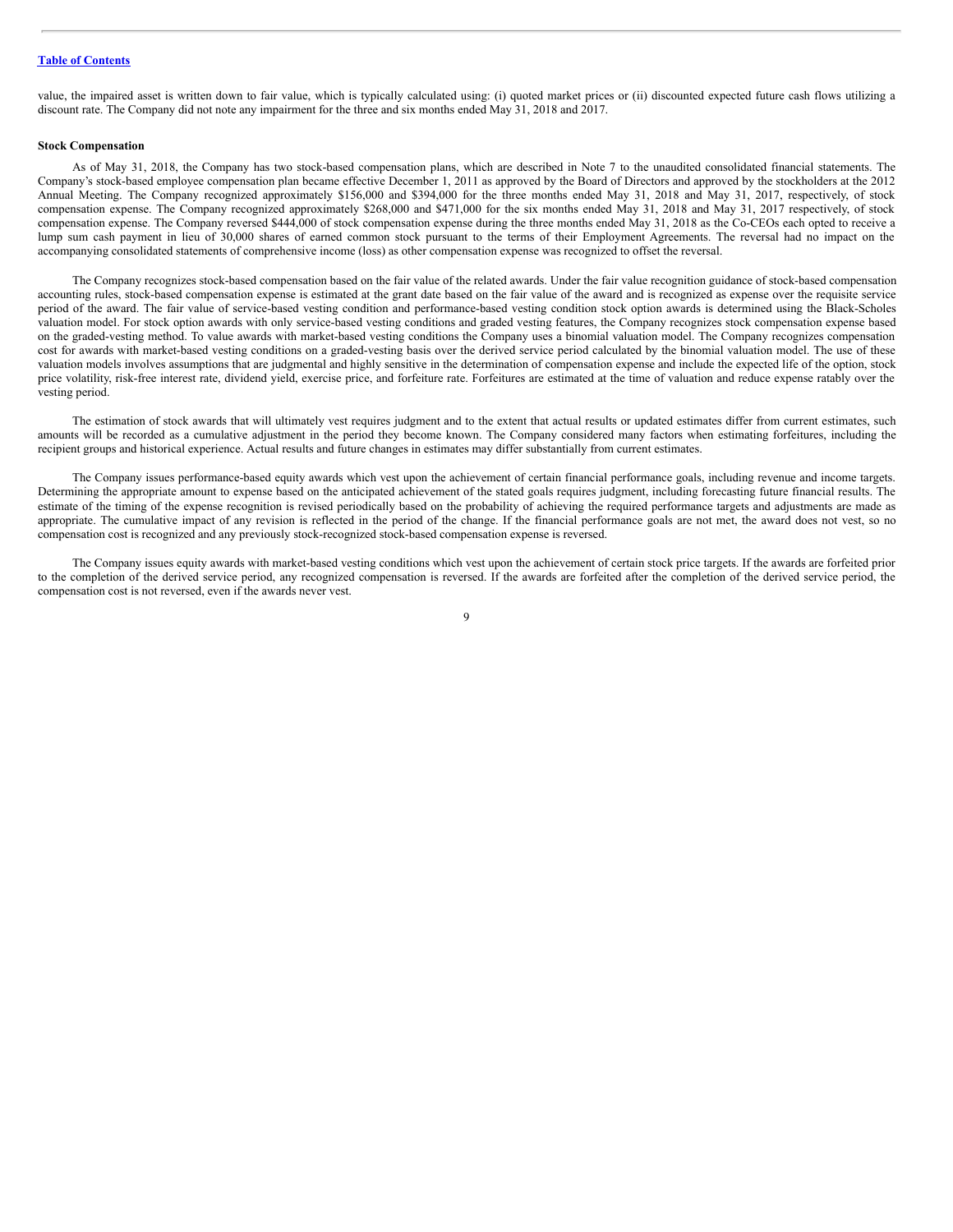value, the impaired asset is written down to fair value, which is typically calculated using: (i) quoted market prices or (ii) discounted expected future cash flows utilizing a discount rate. The Company did not note any impairment for the three and six months ended May 31, 2018 and 2017.

**Stock Compensation**

As of May 31, 2018, the Company has two stock-based compensation plans, which are described in Note 7 to the unaudited consolidated financial statements. The Company's stock-based employee compensation plan became effective December 1, 2011 as approved by the Board of Directors and approved by the stockholders at the 2012 Annual Meeting. The Company recognized approximately $156,000 and $394,000 for the three months ended May 31, 2018 and May 31, 2017, respectively, of stock compensation expense. The Company recognized approximately $268,000 and $471,000 for the six months ended May 31, 2018 and May 31, 2017 respectively, of stock compensation expense. The Company reversed $444,000 of stock compensation expense during the three months ended May 31, 2018 as the Co-CEOs each opted to receive a lump sum cash payment in lieu of 30,000 shares of earned common stock pursuant to the terms of their Employment Agreements. The reversal had no impact on the accompanying consolidated statements of comprehensive income (loss) as other compensation expense was recognized to offset the reversal.

The Company recognizes stock-based compensation based on the fair value of the related awards. Under the fair value recognition guidance of stock-based compensation accounting rules, stock-based compensation expense is estimated at the grant date based on the fair value of the award and is recognized as expense over the requisite service period of the award. The fair value of service-based vesting condition and performance-based vesting condition stock option awards is determined using the Black-Scholes valuation model. For stock option awards with only service-based vesting conditions and graded vesting features, the Company recognizes stock compensation expense based on the graded-vesting method. To value awards with market-based vesting conditions the Company uses a binomial valuation model. The Company recognizes compensation cost for awards with market-based vesting conditions on a graded-vesting basis over the derived service period calculated by the binomial valuation model. The use of these valuation models involves assumptions that are judgmental and highly sensitive in the determination of compensation expense and include the expected life of the option, stock price volatility, risk-free interest rate, dividend yield, exercise price, and forfeiture rate. Forfeitures are estimated at the time of valuation and reduce expense ratably over the vesting period.

The estimation of stock awards that will ultimately vest requires judgment and to the extent that actual results or updated estimates differ from current estimates, such amounts will be recorded as a cumulative adjustment in the period they become known. The Company considered many factors when estimating forfeitures, including the recipient groups and historical experience. Actual results and future changes in estimates may differ substantially from current estimates.

The Company issues performance-based equity awards which vest upon the achievement of certain financial performance goals, including revenue and income targets. Determining the appropriate amount to expense based on the anticipated achievement of the stated goals requires judgment, including forecasting future financial results. The estimate of the timing of the expense recognition is revised periodically based on the probability of achieving the required performance targets and adjustments are made as appropriate. The cumulative impact of any revision is reflected in the period of the change. If the financial performance goals are not met, the award does not vest, so no compensation cost is recognized and any previously stock-recognized stock-based compensation expense is reversed.

The Company issues equity awards with market-based vesting conditions which vest upon the achievement of certain stock price targets. If the awards are forfeited prior to the completion of the derived service period, any recognized compensation is reversed. If the awards are forfeited after the completion of the derived service period, the compensation cost is not reversed, even if the awards never vest.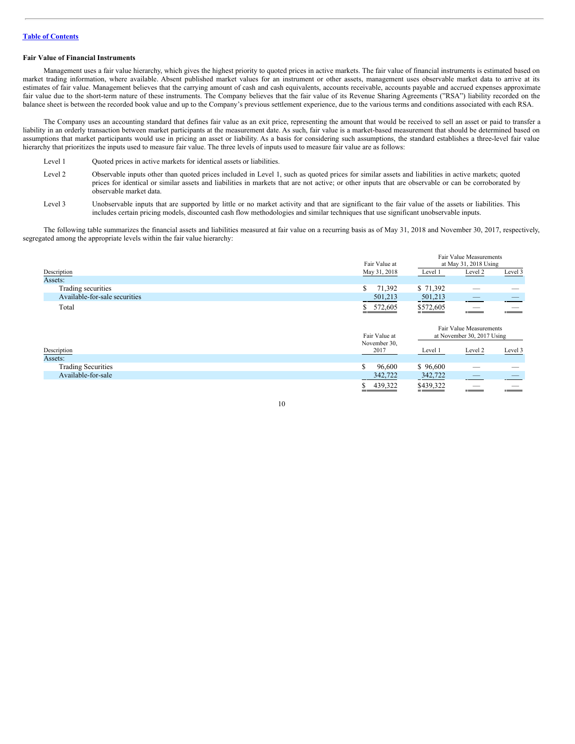[Table of Contents](#)

**Fair Value of Financial Instruments**

Management uses a fair value hierarchy, which gives the highest priority to quoted prices in active markets. The fair value of financial instruments is estimated based on market trading information, where available. Absent published market values for an instrument or other assets, management uses observable market data to arrive at its estimates of fair value. Management believes that the carrying amount of cash and cash equivalents, accounts receivable, accounts payable and accrued expenses approximate fair value due to the short-term nature of these instruments. The Company believes that the fair value of its Revenue Sharing Agreements ("RSA") liability recorded on the balance sheet is between the recorded book value and up to the Company's previous settlement experience, due to the various terms and conditions associated with each RSA.

The Company uses an accounting standard that defines fair value as an exit price, representing the amount that would be received to sell an asset or paid to transfer a liability in an orderly transaction between market participants at the measurement date. As such, fair value is a market-based measurement that should be determined based on assumptions that market participants would use in pricing an asset or liability. As a basis for considering such assumptions, the standard establishes a three-level fair value hierarchy that prioritizes the inputs used to measure fair value. The three levels of inputs used to measure fair value are as follows:

- Level 1 — Quoted prices in active markets for identical assets or liabilities.
- Level 2 — Observable inputs other than quoted prices included in Level 1, such as quoted prices for similar assets and liabilities in active markets; quoted prices for identical or similar assets and liabilities in markets that are not active; or other inputs that are observable or can be corroborated by observable market data.
- Level 3 — Unobservable inputs that are supported by little or no market activity and that are significant to the fair value of the assets or liabilities. This includes certain pricing models, discounted cash flow methodologies and similar techniques that use significant unobservable inputs.

The following table summarizes the financial assets and liabilities measured at fair value on a recurring basis as of May 31, 2018 and November 30, 2017, respectively, segregated among the appropriate levels within the fair value hierarchy:

| Description | Fair Value at May 31, 2018 | Fair Value Measurements at May 31, 2018 Using | | |
|---|---|---|---|---|
| | | Level 1 | Level 2 | Level 3 |
| Assets: | | | | |
| Trading securities | $ 71,392 | $ 71,392 | — | — |
| Available-for-sale securities | 501,213 | 501,213 | — | — |
| Total | $ 572,605 | $572,605 | — | — |

| Description | Fair Value at November 30, 2017 | Fair Value Measurements at November 30, 2017 Using | | |
|---|---|---|---|---|
| | | Level 1 | Level 2 | Level 3 |
| Assets: | | | | |
| Trading Securities | $ 96,600 | $ 96,600 | — | — |
| Available-for-sale | 342,722 | 342,722 | — | — |
| | $ 439,322 | $439,322 | — | — |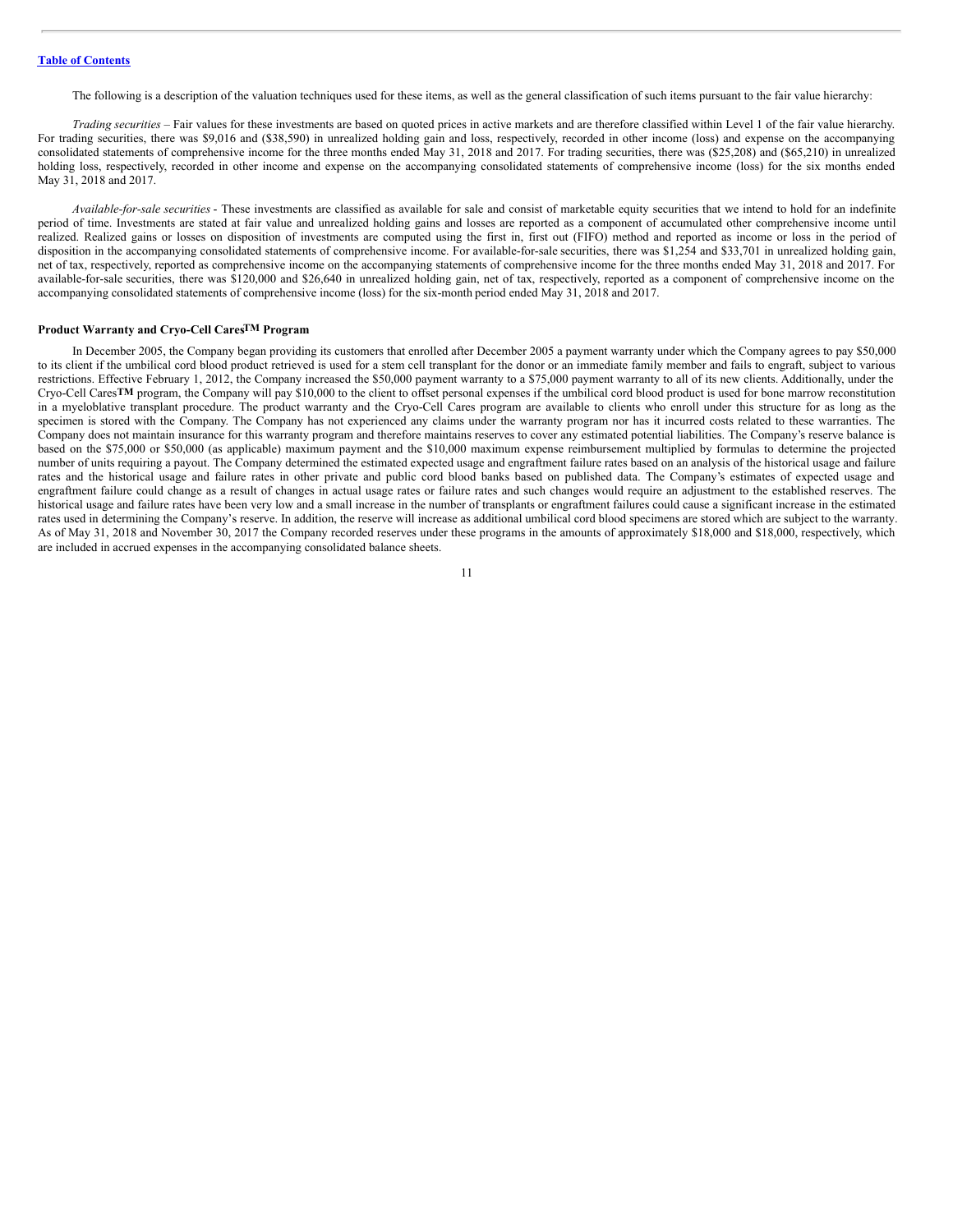The following is a description of the valuation techniques used for these items, as well as the general classification of such items pursuant to the fair value hierarchy:

*Trading securities* – Fair values for these investments are based on quoted prices in active markets and are therefore classified within Level 1 of the fair value hierarchy. For trading securities, there was $9,016 and ($38,590) in unrealized holding gain and loss, respectively, recorded in other income (loss) and expense on the accompanying consolidated statements of comprehensive income for the three months ended May 31, 2018 and 2017. For trading securities, there was ($25,208) and ($65,210) in unrealized holding loss, respectively, recorded in other income and expense on the accompanying consolidated statements of comprehensive income (loss) for the six months ended May 31, 2018 and 2017.

*Available-for-sale securities* - These investments are classified as available for sale and consist of marketable equity securities that we intend to hold for an indefinite period of time. Investments are stated at fair value and unrealized holding gains and losses are reported as a component of accumulated other comprehensive income until realized. Realized gains or losses on disposition of investments are computed using the first in, first out (FIFO) method and reported as income or loss in the period of disposition in the accompanying consolidated statements of comprehensive income. For available-for-sale securities, there was $1,254 and $33,701 in unrealized holding gain, net of tax, respectively, reported as comprehensive income on the accompanying statements of comprehensive income for the three months ended May 31, 2018 and 2017. For available-for-sale securities, there was $120,000 and $26,640 in unrealized holding gain, net of tax, respectively, reported as a component of comprehensive income on the accompanying consolidated statements of comprehensive income (loss) for the six-month period ended May 31, 2018 and 2017.

**Product Warranty and Cryo-Cell Cares™ Program**

In December 2005, the Company began providing its customers that enrolled after December 2005 a payment warranty under which the Company agrees to pay $50,000 to its client if the umbilical cord blood product retrieved is used for a stem cell transplant for the donor or an immediate family member and fails to engraft, subject to various restrictions. Effective February 1, 2012, the Company increased the $50,000 payment warranty to a $75,000 payment warranty to all of its new clients. Additionally, under the Cryo-Cell Cares**™** program, the Company will pay $10,000 to the client to offset personal expenses if the umbilical cord blood product is used for bone marrow reconstitution in a myeloblative transplant procedure. The product warranty and the Cryo-Cell Cares program are available to clients who enroll under this structure for as long as the specimen is stored with the Company. The Company has not experienced any claims under the warranty program nor has it incurred costs related to these warranties. The Company does not maintain insurance for this warranty program and therefore maintains reserves to cover any estimated potential liabilities. The Company's reserve balance is based on the $75,000 or $50,000 (as applicable) maximum payment and the $10,000 maximum expense reimbursement multiplied by formulas to determine the projected number of units requiring a payout. The Company determined the estimated expected usage and engraftment failure rates based on an analysis of the historical usage and failure rates and the historical usage and failure rates in other private and public cord blood banks based on published data. The Company's estimates of expected usage and engraftment failure could change as a result of changes in actual usage rates or failure rates and such changes would require an adjustment to the established reserves. The historical usage and failure rates have been very low and a small increase in the number of transplants or engraftment failures could cause a significant increase in the estimated rates used in determining the Company's reserve. In addition, the reserve will increase as additional umbilical cord blood specimens are stored which are subject to the warranty. As of May 31, 2018 and November 30, 2017 the Company recorded reserves under these programs in the amounts of approximately $18,000 and $18,000, respectively, which are included in accrued expenses in the accompanying consolidated balance sheets.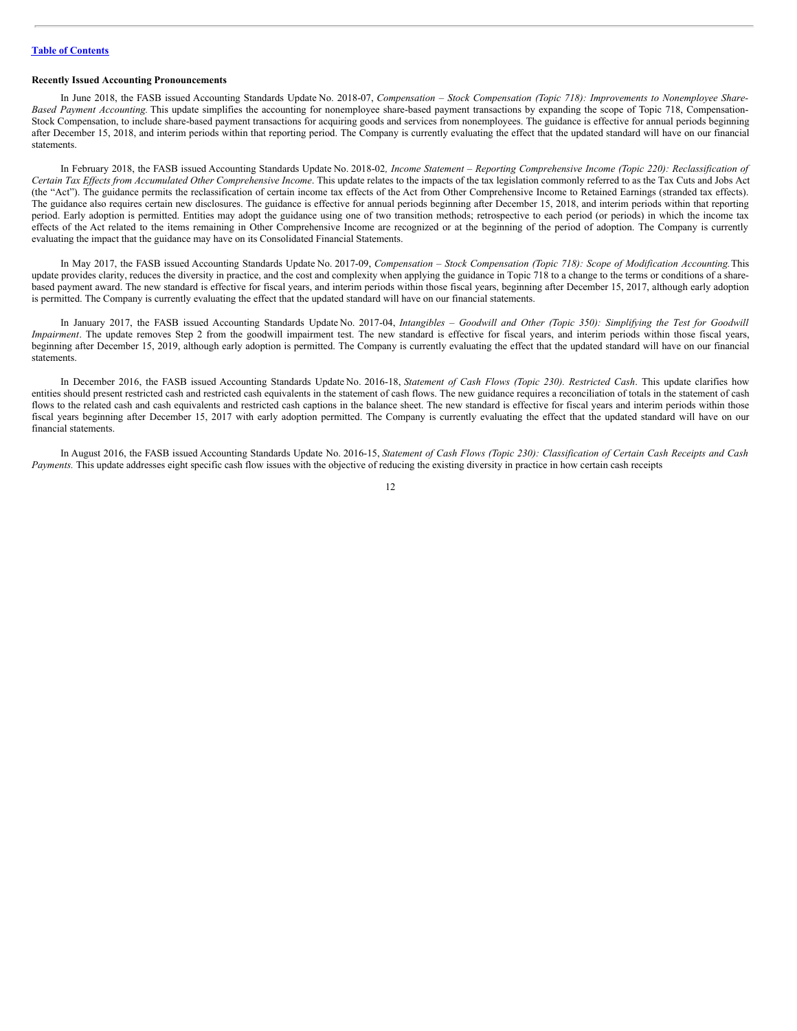**Recently Issued Accounting Pronouncements**

In June 2018, the FASB issued Accounting Standards Update No. 2018-07, *Compensation – Stock Compensation (Topic 718): Improvements to Nonemployee Share-Based Payment Accounting.* This update simplifies the accounting for nonemployee share-based payment transactions by expanding the scope of Topic 718, Compensation-Stock Compensation, to include share-based payment transactions for acquiring goods and services from nonemployees. The guidance is effective for annual periods beginning after December 15, 2018, and interim periods within that reporting period. The Company is currently evaluating the effect that the updated standard will have on our financial statements.

In February 2018, the FASB issued Accounting Standards Update No. 2018-02*, Income Statement – Reporting Comprehensive Income (Topic 220): Reclassification of Certain Tax Effects from Accumulated Other Comprehensive Income*. This update relates to the impacts of the tax legislation commonly referred to as the Tax Cuts and Jobs Act (the "Act"). The guidance permits the reclassification of certain income tax effects of the Act from Other Comprehensive Income to Retained Earnings (stranded tax effects). The guidance also requires certain new disclosures. The guidance is effective for annual periods beginning after December 15, 2018, and interim periods within that reporting period. Early adoption is permitted. Entities may adopt the guidance using one of two transition methods; retrospective to each period (or periods) in which the income tax effects of the Act related to the items remaining in Other Comprehensive Income are recognized or at the beginning of the period of adoption. The Company is currently evaluating the impact that the guidance may have on its Consolidated Financial Statements.

In May 2017, the FASB issued Accounting Standards Update No. 2017-09, *Compensation – Stock Compensation (Topic 718): Scope of Modification Accounting.* This update provides clarity, reduces the diversity in practice, and the cost and complexity when applying the guidance in Topic 718 to a change to the terms or conditions of a share-based payment award. The new standard is effective for fiscal years, and interim periods within those fiscal years, beginning after December 15, 2017, although early adoption is permitted. The Company is currently evaluating the effect that the updated standard will have on our financial statements.

In January 2017, the FASB issued Accounting Standards Update No. 2017-04, *Intangibles – Goodwill and Other (Topic 350): Simplifying the Test for Goodwill Impairment*. The update removes Step 2 from the goodwill impairment test. The new standard is effective for fiscal years, and interim periods within those fiscal years, beginning after December 15, 2019, although early adoption is permitted. The Company is currently evaluating the effect that the updated standard will have on our financial statements.

In December 2016, the FASB issued Accounting Standards Update No. 2016-18, *Statement of Cash Flows (Topic 230). Restricted Cash*. This update clarifies how entities should present restricted cash and restricted cash equivalents in the statement of cash flows. The new guidance requires a reconciliation of totals in the statement of cash flows to the related cash and cash equivalents and restricted cash captions in the balance sheet. The new standard is effective for fiscal years and interim periods within those fiscal years beginning after December 15, 2017 with early adoption permitted. The Company is currently evaluating the effect that the updated standard will have on our financial statements.

In August 2016, the FASB issued Accounting Standards Update No. 2016-15, *Statement of Cash Flows (Topic 230): Classification of Certain Cash Receipts and Cash Payments.* This update addresses eight specific cash flow issues with the objective of reducing the existing diversity in practice in how certain cash receipts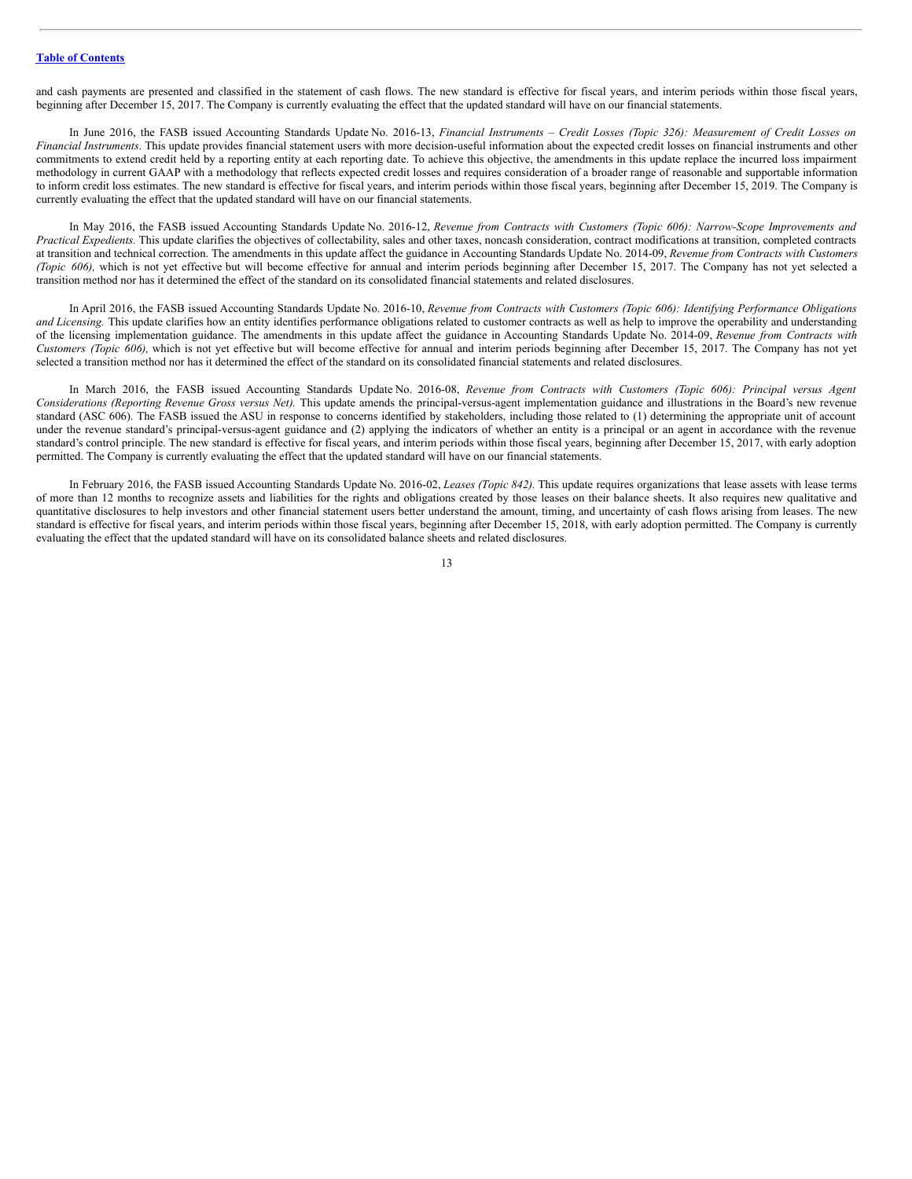and cash payments are presented and classified in the statement of cash flows. The new standard is effective for fiscal years, and interim periods within those fiscal years, beginning after December 15, 2017. The Company is currently evaluating the effect that the updated standard will have on our financial statements.

In June 2016, the FASB issued Accounting Standards Update No. 2016-13, *Financial Instruments – Credit Losses (Topic 326): Measurement of Credit Losses on Financial Instruments*. This update provides financial statement users with more decision-useful information about the expected credit losses on financial instruments and other commitments to extend credit held by a reporting entity at each reporting date. To achieve this objective, the amendments in this update replace the incurred loss impairment methodology in current GAAP with a methodology that reflects expected credit losses and requires consideration of a broader range of reasonable and supportable information to inform credit loss estimates. The new standard is effective for fiscal years, and interim periods within those fiscal years, beginning after December 15, 2019. The Company is currently evaluating the effect that the updated standard will have on our financial statements.

In May 2016, the FASB issued Accounting Standards Update No. 2016-12, *Revenue from Contracts with Customers (Topic 606): Narrow-Scope Improvements and Practical Expedients.* This update clarifies the objectives of collectability, sales and other taxes, noncash consideration, contract modifications at transition, completed contracts at transition and technical correction. The amendments in this update affect the guidance in Accounting Standards Update No. 2014-09, *Revenue from Contracts with Customers (Topic 606),* which is not yet effective but will become effective for annual and interim periods beginning after December 15, 2017. The Company has not yet selected a transition method nor has it determined the effect of the standard on its consolidated financial statements and related disclosures.

In April 2016, the FASB issued Accounting Standards Update No. 2016-10, *Revenue from Contracts with Customers (Topic 606): Identifying Performance Obligations and Licensing.* This update clarifies how an entity identifies performance obligations related to customer contracts as well as help to improve the operability and understanding of the licensing implementation guidance. The amendments in this update affect the guidance in Accounting Standards Update No. 2014-09, *Revenue from Contracts with Customers (Topic 606),* which is not yet effective but will become effective for annual and interim periods beginning after December 15, 2017. The Company has not yet selected a transition method nor has it determined the effect of the standard on its consolidated financial statements and related disclosures.

In March 2016, the FASB issued Accounting Standards Update No. 2016-08, *Revenue from Contracts with Customers (Topic 606): Principal versus Agent Considerations (Reporting Revenue Gross versus Net).* This update amends the principal-versus-agent implementation guidance and illustrations in the Board's new revenue standard (ASC 606). The FASB issued the ASU in response to concerns identified by stakeholders, including those related to (1) determining the appropriate unit of account under the revenue standard's principal-versus-agent guidance and (2) applying the indicators of whether an entity is a principal or an agent in accordance with the revenue standard's control principle. The new standard is effective for fiscal years, and interim periods within those fiscal years, beginning after December 15, 2017, with early adoption permitted. The Company is currently evaluating the effect that the updated standard will have on our financial statements.

In February 2016, the FASB issued Accounting Standards Update No. 2016-02, *Leases (Topic 842).* This update requires organizations that lease assets with lease terms of more than 12 months to recognize assets and liabilities for the rights and obligations created by those leases on their balance sheets. It also requires new qualitative and quantitative disclosures to help investors and other financial statement users better understand the amount, timing, and uncertainty of cash flows arising from leases. The new standard is effective for fiscal years, and interim periods within those fiscal years, beginning after December 15, 2018, with early adoption permitted. The Company is currently evaluating the effect that the updated standard will have on its consolidated balance sheets and related disclosures.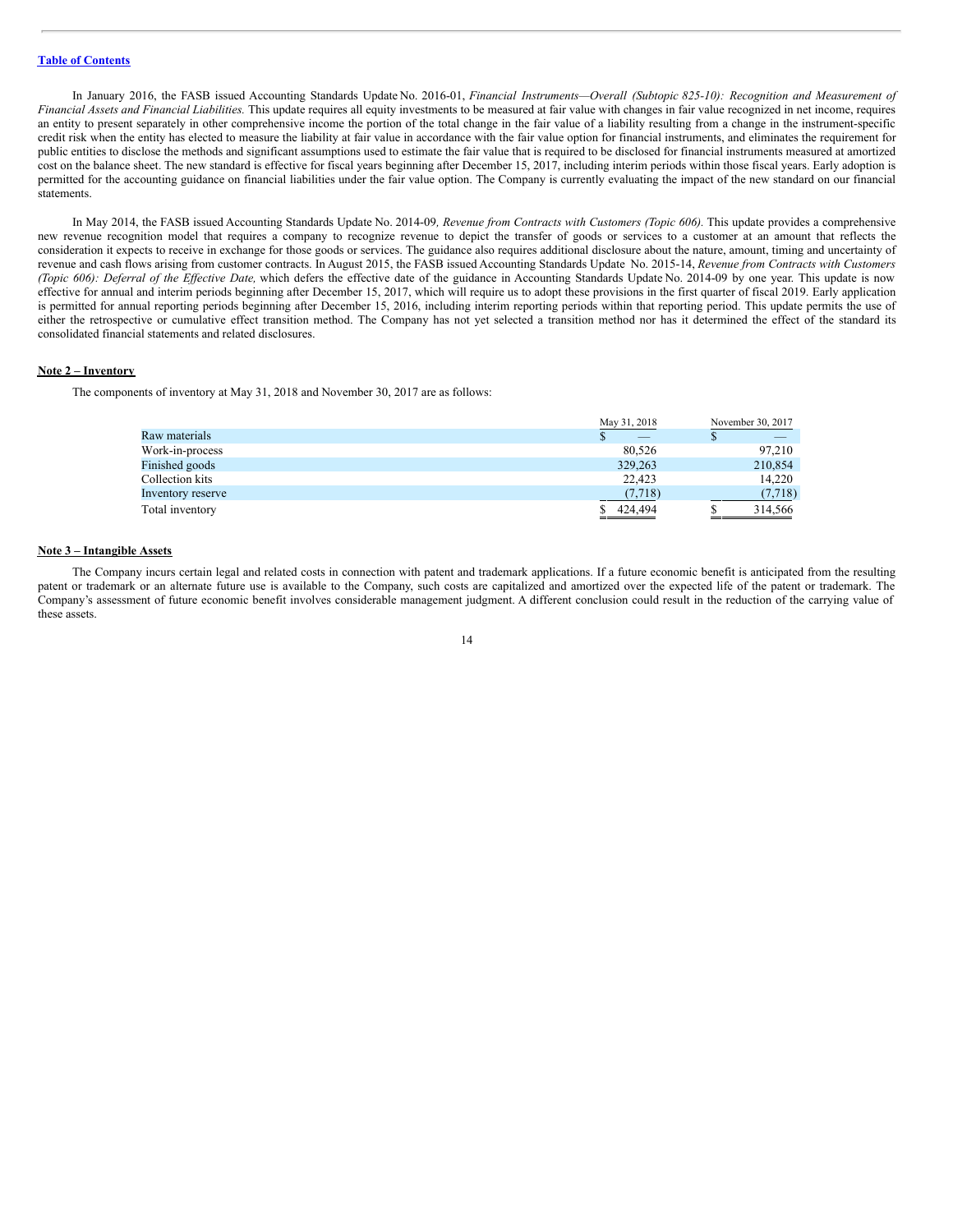In January 2016, the FASB issued Accounting Standards Update No. 2016-01, *Financial Instruments—Overall (Subtopic 825-10): Recognition and Measurement of Financial Assets and Financial Liabilities.* This update requires all equity investments to be measured at fair value with changes in fair value recognized in net income, requires an entity to present separately in other comprehensive income the portion of the total change in the fair value of a liability resulting from a change in the instrument-specific credit risk when the entity has elected to measure the liability at fair value in accordance with the fair value option for financial instruments, and eliminates the requirement for public entities to disclose the methods and significant assumptions used to estimate the fair value that is required to be disclosed for financial instruments measured at amortized cost on the balance sheet. The new standard is effective for fiscal years beginning after December 15, 2017, including interim periods within those fiscal years. Early adoption is permitted for the accounting guidance on financial liabilities under the fair value option. The Company is currently evaluating the impact of the new standard on our financial statements.

In May 2014, the FASB issued Accounting Standards Update No. 2014-09*, Revenue from Contracts with Customers (Topic 606).* This update provides a comprehensive new revenue recognition model that requires a company to recognize revenue to depict the transfer of goods or services to a customer at an amount that reflects the consideration it expects to receive in exchange for those goods or services. The guidance also requires additional disclosure about the nature, amount, timing and uncertainty of revenue and cash flows arising from customer contracts. In August 2015, the FASB issued Accounting Standards Update No. 2015-14, *Revenue from Contracts with Customers (Topic 606): Deferral of the Effective Date,* which defers the effective date of the guidance in Accounting Standards Update No. 2014-09 by one year. This update is now effective for annual and interim periods beginning after December 15, 2017, which will require us to adopt these provisions in the first quarter of fiscal 2019. Early application is permitted for annual reporting periods beginning after December 15, 2016, including interim reporting periods within that reporting period. This update permits the use of either the retrospective or cumulative effect transition method. The Company has not yet selected a transition method nor has it determined the effect of the standard its consolidated financial statements and related disclosures.

**Note 2 – Inventory**

The components of inventory at May 31, 2018 and November 30, 2017 are as follows:

| | May 31, 2018 | November 30, 2017 |
|---|---|---|
| Raw materials | $ — | $ — |
| Work-in-process | 80,526 | 97,210 |
| Finished goods | 329,263 | 210,854 |
| Collection kits | 22,423 | 14,220 |
| Inventory reserve | (7,718) | (7,718) |
| Total inventory | $ 424,494 | $ 314,566 |

**Note 3 – Intangible Assets**

The Company incurs certain legal and related costs in connection with patent and trademark applications. If a future economic benefit is anticipated from the resulting patent or trademark or an alternate future use is available to the Company, such costs are capitalized and amortized over the expected life of the patent or trademark. The Company's assessment of future economic benefit involves considerable management judgment. A different conclusion could result in the reduction of the carrying value of these assets.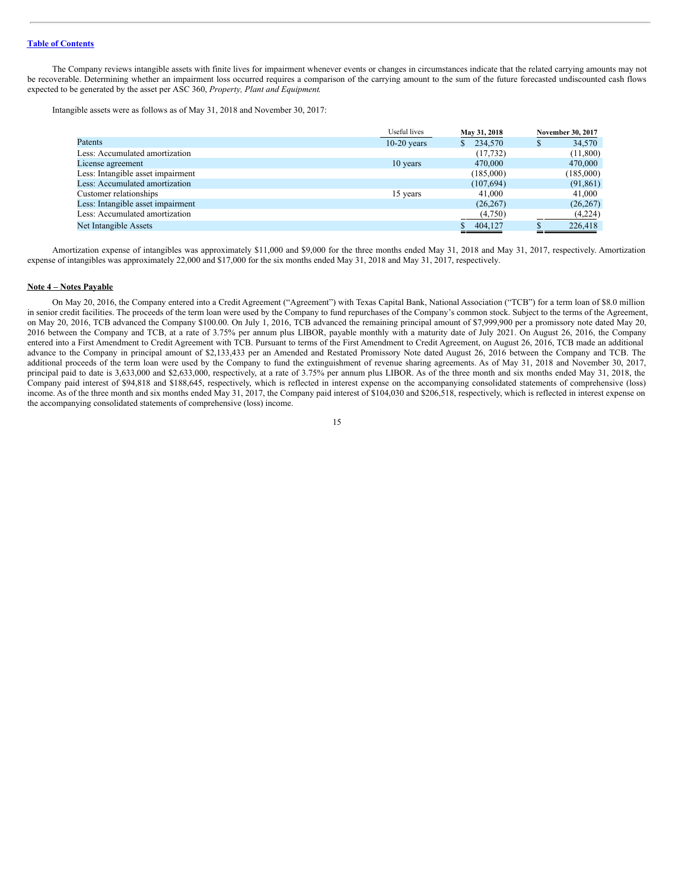The Company reviews intangible assets with finite lives for impairment whenever events or changes in circumstances indicate that the related carrying amounts may not be recoverable. Determining whether an impairment loss occurred requires a comparison of the carrying amount to the sum of the future forecasted undiscounted cash flows expected to be generated by the asset per ASC 360, *Property, Plant and Equipment.*

Intangible assets were as follows as of May 31, 2018 and November 30, 2017:

| | Useful lives | May 31, 2018 | November 30, 2017 |
|---|---|---|---|
| Patents | 10-20 years | $ 234,570 | $ 34,570 |
| Less: Accumulated amortization | | (17,732) | (11,800) |
| License agreement | 10 years | 470,000 | 470,000 |
| Less: Intangible asset impairment | | (185,000) | (185,000) |
| Less: Accumulated amortization | | (107,694) | (91,861) |
| Customer relationships | 15 years | 41,000 | 41,000 |
| Less: Intangible asset impairment | | (26,267) | (26,267) |
| Less: Accumulated amortization | | (4,750) | (4,224) |
| Net Intangible Assets | | $ 404,127 | $ 226,418 |

Amortization expense of intangibles was approximately $11,000 and $9,000 for the three months ended May 31, 2018 and May 31, 2017, respectively. Amortization expense of intangibles was approximately 22,000 and $17,000 for the six months ended May 31, 2018 and May 31, 2017, respectively.

## Note 4 – Notes Payable

On May 20, 2016, the Company entered into a Credit Agreement ("Agreement") with Texas Capital Bank, National Association ("TCB") for a term loan of $8.0 million in senior credit facilities. The proceeds of the term loan were used by the Company to fund repurchases of the Company's common stock. Subject to the terms of the Agreement, on May 20, 2016, TCB advanced the Company $100.00. On July 1, 2016, TCB advanced the remaining principal amount of $7,999,900 per a promissory note dated May 20, 2016 between the Company and TCB, at a rate of 3.75% per annum plus LIBOR, payable monthly with a maturity date of July 2021. On August 26, 2016, the Company entered into a First Amendment to Credit Agreement with TCB. Pursuant to terms of the First Amendment to Credit Agreement, on August 26, 2016, TCB made an additional advance to the Company in principal amount of $2,133,433 per an Amended and Restated Promissory Note dated August 26, 2016 between the Company and TCB. The additional proceeds of the term loan were used by the Company to fund the extinguishment of revenue sharing agreements. As of May 31, 2018 and November 30, 2017, principal paid to date is 3,633,000 and $2,633,000, respectively, at a rate of 3.75% per annum plus LIBOR. As of the three month and six months ended May 31, 2018, the Company paid interest of $94,818 and $188,645, respectively, which is reflected in interest expense on the accompanying consolidated statements of comprehensive (loss) income. As of the three month and six months ended May 31, 2017, the Company paid interest of $104,030 and $206,518, respectively, which is reflected in interest expense on the accompanying consolidated statements of comprehensive (loss) income.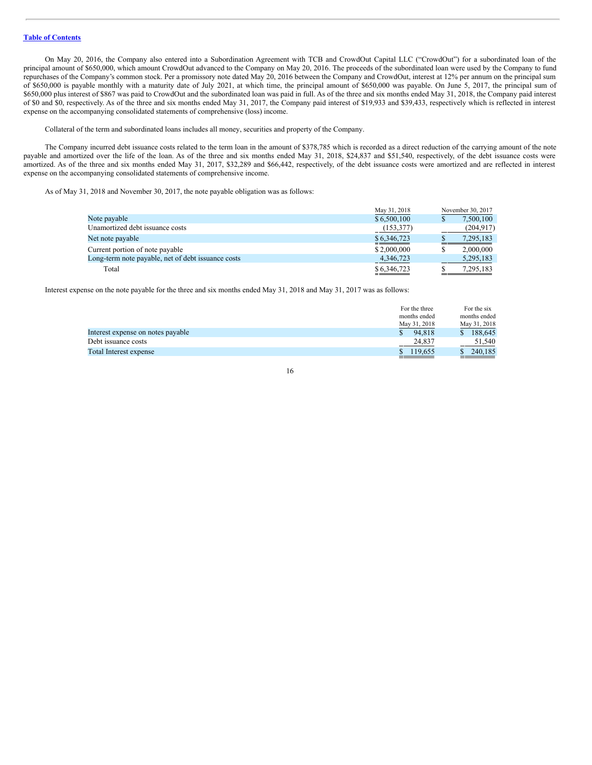[Table of Contents](#)

On May 20, 2016, the Company also entered into a Subordination Agreement with TCB and CrowdOut Capital LLC ("CrowdOut") for a subordinated loan of the principal amount of $650,000, which amount CrowdOut advanced to the Company on May 20, 2016. The proceeds of the subordinated loan were used by the Company to fund repurchases of the Company's common stock. Per a promissory note dated May 20, 2016 between the Company and CrowdOut, interest at 12% per annum on the principal sum of $650,000 is payable monthly with a maturity date of July 2021, at which time, the principal amount of $650,000 was payable. On June 5, 2017, the principal sum of $650,000 plus interest of $867 was paid to CrowdOut and the subordinated loan was paid in full. As of the three and six months ended May 31, 2018, the Company paid interest of $0 and $0, respectively. As of the three and six months ended May 31, 2017, the Company paid interest of $19,933 and $39,433, respectively which is reflected in interest expense on the accompanying consolidated statements of comprehensive (loss) income.

Collateral of the term and subordinated loans includes all money, securities and property of the Company.

The Company incurred debt issuance costs related to the term loan in the amount of $378,785 which is recorded as a direct reduction of the carrying amount of the note payable and amortized over the life of the loan. As of the three and six months ended May 31, 2018, $24,837 and $51,540, respectively, of the debt issuance costs were amortized. As of the three and six months ended May 31, 2017, $32,289 and $66,442, respectively, of the debt issuance costs were amortized and are reflected in interest expense on the accompanying consolidated statements of comprehensive income.

As of May 31, 2018 and November 30, 2017, the note payable obligation was as follows:

| | May 31, 2018 | November 30, 2017 |
|---|---|---|
| Note payable | $ 6,500,100 | $ 7,500,100 |
| Unamortized debt issuance costs | (153,377) | (204,917) |
| Net note payable | $ 6,346,723 | $ 7,295,183 |
| Current portion of note payable | $ 2,000,000 | $ 2,000,000 |
| Long-term note payable, net of debt issuance costs | 4,346,723 | 5,295,183 |
| Total | $ 6,346,723 | $ 7,295,183 |

Interest expense on the note payable for the three and six months ended May 31, 2018 and May 31, 2017 was as follows:

| | For the three months ended May 31, 2018 | For the six months ended May 31, 2018 |
|---|---|---|
| Interest expense on notes payable | $ 94,818 | $ 188,645 |
| Debt issuance costs | 24,837 | 51,540 |
| Total Interest expense | $ 119,655 | $ 240,185 |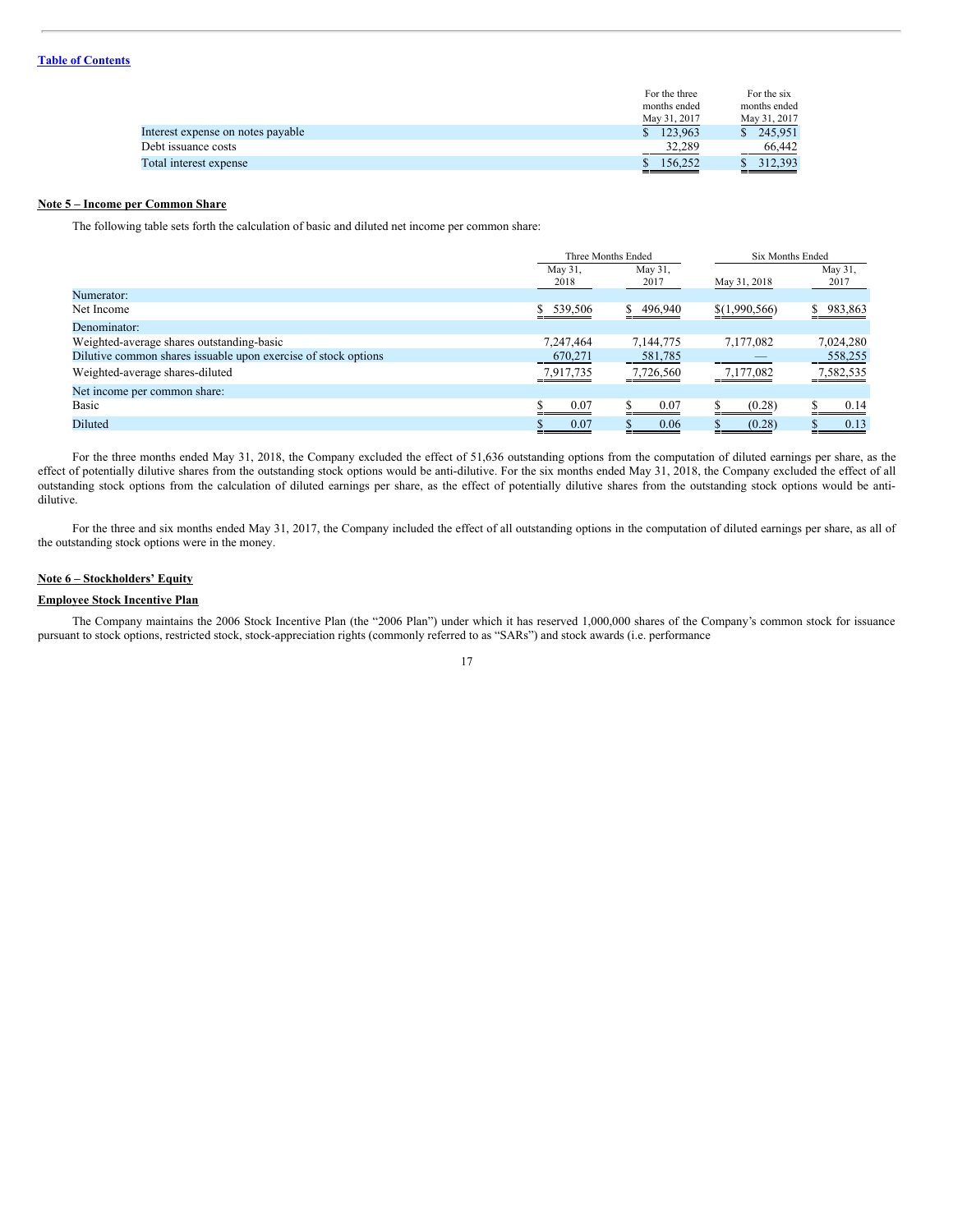|  | For the three months ended May 31, 2017 | For the six months ended May 31, 2017 |
|---|---|---|
| Interest expense on notes payable | $ 123,963 | $ 245,951 |
| Debt issuance costs | 32,289 | 66,442 |
| Total interest expense | $ 156,252 | $ 312,393 |

**Note 5 – Income per Common Share**

The following table sets forth the calculation of basic and diluted net income per common share:

|  | Three Months Ended |  | Six Months Ended |  |
|---|---|---|---|---|
|  | May 31, 2018 | May 31, 2017 | May 31, 2018 | May 31, 2017 |
| Numerator: |  |  |  |  |
| Net Income | $ 539,506 | $ 496,940 | $(1,990,566) | $ 983,863 |
| Denominator: |  |  |  |  |
| Weighted-average shares outstanding-basic | 7,247,464 | 7,144,775 | 7,177,082 | 7,024,280 |
| Dilutive common shares issuable upon exercise of stock options | 670,271 | 581,785 | — | 558,255 |
| Weighted-average shares-diluted | 7,917,735 | 7,726,560 | 7,177,082 | 7,582,535 |
| Net income per common share: |  |  |  |  |
| Basic | $ 0.07 | $ 0.07 | $ (0.28) | $ 0.14 |
| Diluted | $ 0.07 | $ 0.06 | $ (0.28) | $ 0.13 |

For the three months ended May 31, 2018, the Company excluded the effect of 51,636 outstanding options from the computation of diluted earnings per share, as the effect of potentially dilutive shares from the outstanding stock options would be anti-dilutive. For the six months ended May 31, 2018, the Company excluded the effect of all outstanding stock options from the calculation of diluted earnings per share, as the effect of potentially dilutive shares from the outstanding stock options would be anti-dilutive.

For the three and six months ended May 31, 2017, the Company included the effect of all outstanding options in the computation of diluted earnings per share, as all of the outstanding stock options were in the money.

**Note 6 – Stockholders' Equity**

**Employee Stock Incentive Plan**

The Company maintains the 2006 Stock Incentive Plan (the "2006 Plan") under which it has reserved 1,000,000 shares of the Company's common stock for issuance pursuant to stock options, restricted stock, stock-appreciation rights (commonly referred to as "SARs") and stock awards (i.e. performance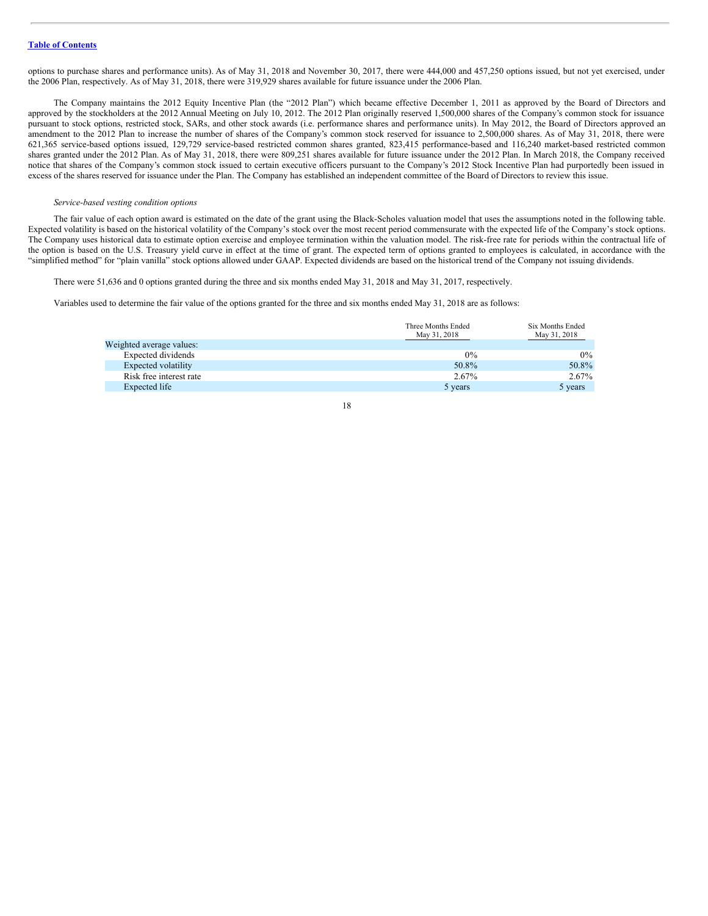options to purchase shares and performance units). As of May 31, 2018 and November 30, 2017, there were 444,000 and 457,250 options issued, but not yet exercised, under the 2006 Plan, respectively. As of May 31, 2018, there were 319,929 shares available for future issuance under the 2006 Plan.

The Company maintains the 2012 Equity Incentive Plan (the "2012 Plan") which became effective December 1, 2011 as approved by the Board of Directors and approved by the stockholders at the 2012 Annual Meeting on July 10, 2012. The 2012 Plan originally reserved 1,500,000 shares of the Company's common stock for issuance pursuant to stock options, restricted stock, SARs, and other stock awards (i.e. performance shares and performance units). In May 2012, the Board of Directors approved an amendment to the 2012 Plan to increase the number of shares of the Company's common stock reserved for issuance to 2,500,000 shares. As of May 31, 2018, there were 621,365 service-based options issued, 129,729 service-based restricted common shares granted, 823,415 performance-based and 116,240 market-based restricted common shares granted under the 2012 Plan. As of May 31, 2018, there were 809,251 shares available for future issuance under the 2012 Plan. In March 2018, the Company received notice that shares of the Company's common stock issued to certain executive officers pursuant to the Company's 2012 Stock Incentive Plan had purportedly been issued in excess of the shares reserved for issuance under the Plan. The Company has established an independent committee of the Board of Directors to review this issue.

*Service-based vesting condition options*

The fair value of each option award is estimated on the date of the grant using the Black-Scholes valuation model that uses the assumptions noted in the following table. Expected volatility is based on the historical volatility of the Company's stock over the most recent period commensurate with the expected life of the Company's stock options. The Company uses historical data to estimate option exercise and employee termination within the valuation model. The risk-free rate for periods within the contractual life of the option is based on the U.S. Treasury yield curve in effect at the time of grant. The expected term of options granted to employees is calculated, in accordance with the "simplified method" for "plain vanilla" stock options allowed under GAAP. Expected dividends are based on the historical trend of the Company not issuing dividends.

There were 51,636 and 0 options granted during the three and six months ended May 31, 2018 and May 31, 2017, respectively.

Variables used to determine the fair value of the options granted for the three and six months ended May 31, 2018 are as follows:

| | Three Months Ended May 31, 2018 | Six Months Ended May 31, 2018 |
|---|---|---|
| Weighted average values: | | |
| Expected dividends | 0% | 0% |
| Expected volatility | 50.8% | 50.8% |
| Risk free interest rate | 2.67% | 2.67% |
| Expected life | 5 years | 5 years |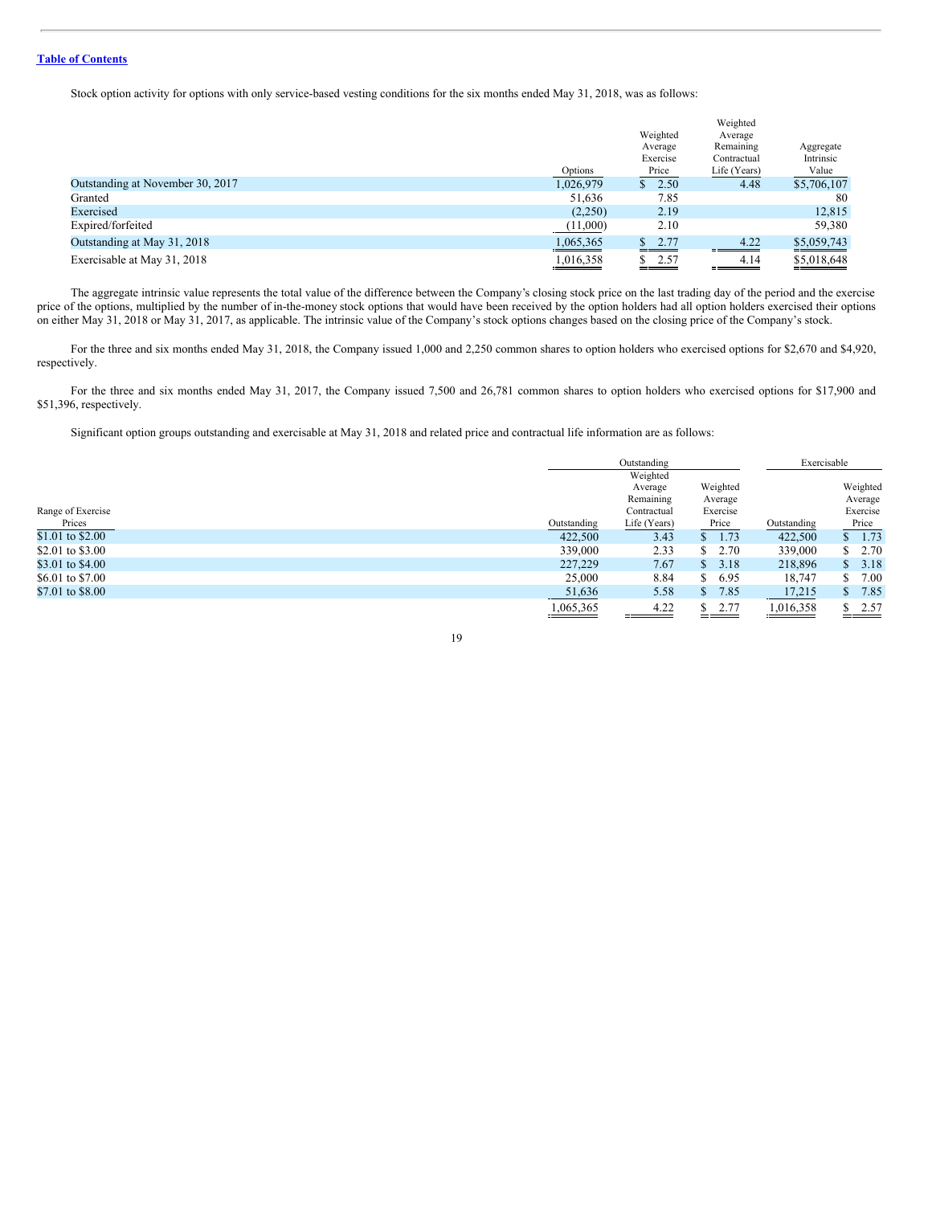Table of Contents

Stock option activity for options with only service-based vesting conditions for the six months ended May 31, 2018, was as follows:

| | Options | Weighted Average Exercise Price | Weighted Average Remaining Contractual Life (Years) | Aggregate Intrinsic Value |
|---|---|---|---|---|
| Outstanding at November 30, 2017 | 1,026,979 | $ 2.50 | 4.48 | $5,706,107 |
| Granted | 51,636 | 7.85 | | 80 |
| Exercised | (2,250) | 2.19 | | 12,815 |
| Expired/forfeited | (11,000) | 2.10 | | 59,380 |
| Outstanding at May 31, 2018 | 1,065,365 | $ 2.77 | 4.22 | $5,059,743 |
| Exercisable at May 31, 2018 | 1,016,358 | $ 2.57 | 4.14 | $5,018,648 |

The aggregate intrinsic value represents the total value of the difference between the Company's closing stock price on the last trading day of the period and the exercise price of the options, multiplied by the number of in-the-money stock options that would have been received by the option holders had all option holders exercised their options on either May 31, 2018 or May 31, 2017, as applicable. The intrinsic value of the Company's stock options changes based on the closing price of the Company's stock.

For the three and six months ended May 31, 2018, the Company issued 1,000 and 2,250 common shares to option holders who exercised options for $2,670 and $4,920, respectively.

For the three and six months ended May 31, 2017, the Company issued 7,500 and 26,781 common shares to option holders who exercised options for $17,900 and $51,396, respectively.

Significant option groups outstanding and exercisable at May 31, 2018 and related price and contractual life information are as follows:

| | Outstanding | | | Exercisable | |
|---|---|---|---|---|---|
| Range of Exercise Prices | Outstanding | Weighted Average Remaining Contractual Life (Years) | Weighted Average Exercise Price | Outstanding | Weighted Average Exercise Price |
| $1.01 to $2.00 | 422,500 | 3.43 | $ 1.73 | 422,500 | $ 1.73 |
| $2.01 to $3.00 | 339,000 | 2.33 | $ 2.70 | 339,000 | $ 2.70 |
| $3.01 to $4.00 | 227,229 | 7.67 | $ 3.18 | 218,896 | $ 3.18 |
| $6.01 to $7.00 | 25,000 | 8.84 | $ 6.95 | 18,747 | $ 7.00 |
| $7.01 to $8.00 | 51,636 | 5.58 | $ 7.85 | 17,215 | $ 7.85 |
| | 1,065,365 | 4.22 | $ 2.77 | 1,016,358 | $ 2.57 |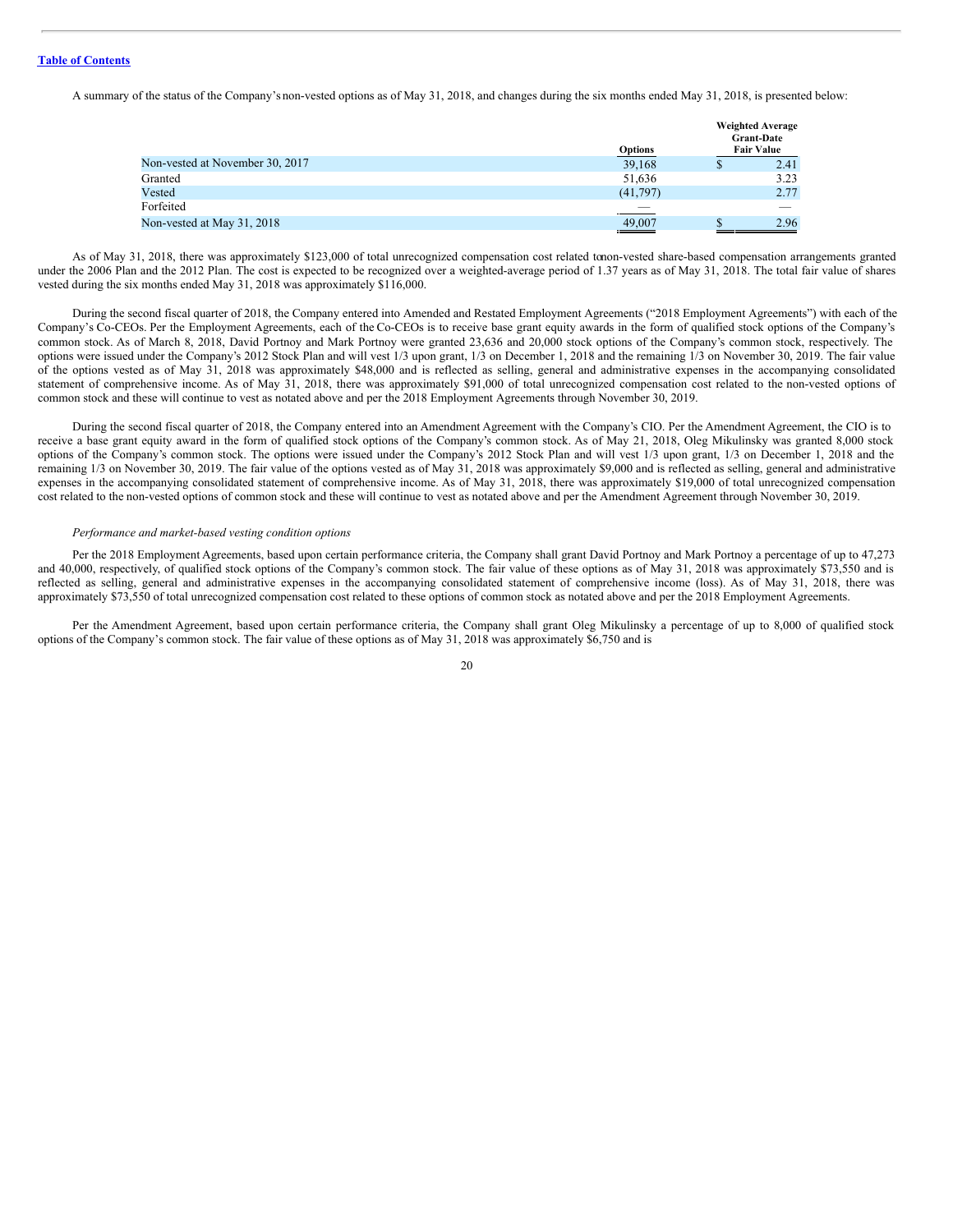A summary of the status of the Company's non-vested options as of May 31, 2018, and changes during the six months ended May 31, 2018, is presented below:

| | Options | Weighted Average Grant-Date Fair Value |
|---|---|---|
| Non-vested at November 30, 2017 | 39,168 | $ 2.41 |
| Granted | 51,636 | 3.23 |
| Vested | (41,797) | 2.77 |
| Forfeited | — | — |
| Non-vested at May 31, 2018 | 49,007 | $ 2.96 |

As of May 31, 2018, there was approximately $123,000 of total unrecognized compensation cost related to non-vested share-based compensation arrangements granted under the 2006 Plan and the 2012 Plan. The cost is expected to be recognized over a weighted-average period of 1.37 years as of May 31, 2018. The total fair value of shares vested during the six months ended May 31, 2018 was approximately $116,000.

During the second fiscal quarter of 2018, the Company entered into Amended and Restated Employment Agreements ("2018 Employment Agreements") with each of the Company's Co-CEOs. Per the Employment Agreements, each of the Co-CEOs is to receive base grant equity awards in the form of qualified stock options of the Company's common stock. As of March 8, 2018, David Portnoy and Mark Portnoy were granted 23,636 and 20,000 stock options of the Company's common stock, respectively. The options were issued under the Company's 2012 Stock Plan and will vest 1/3 upon grant, 1/3 on December 1, 2018 and the remaining 1/3 on November 30, 2019. The fair value of the options vested as of May 31, 2018 was approximately $48,000 and is reflected as selling, general and administrative expenses in the accompanying consolidated statement of comprehensive income. As of May 31, 2018, there was approximately $91,000 of total unrecognized compensation cost related to the non-vested options of common stock and these will continue to vest as notated above and per the 2018 Employment Agreements through November 30, 2019.

During the second fiscal quarter of 2018, the Company entered into an Amendment Agreement with the Company's CIO. Per the Amendment Agreement, the CIO is to receive a base grant equity award in the form of qualified stock options of the Company's common stock. As of May 21, 2018, Oleg Mikulinsky was granted 8,000 stock options of the Company's common stock. The options were issued under the Company's 2012 Stock Plan and will vest 1/3 upon grant, 1/3 on December 1, 2018 and the remaining 1/3 on November 30, 2019. The fair value of the options vested as of May 31, 2018 was approximately $9,000 and is reflected as selling, general and administrative expenses in the accompanying consolidated statement of comprehensive income. As of May 31, 2018, there was approximately $19,000 of total unrecognized compensation cost related to the non-vested options of common stock and these will continue to vest as notated above and per the Amendment Agreement through November 30, 2019.

*Performance and market-based vesting condition options*

Per the 2018 Employment Agreements, based upon certain performance criteria, the Company shall grant David Portnoy and Mark Portnoy a percentage of up to 47,273 and 40,000, respectively, of qualified stock options of the Company's common stock. The fair value of these options as of May 31, 2018 was approximately $73,550 and is reflected as selling, general and administrative expenses in the accompanying consolidated statement of comprehensive income (loss). As of May 31, 2018, there was approximately $73,550 of total unrecognized compensation cost related to these options of common stock as notated above and per the 2018 Employment Agreements.

Per the Amendment Agreement, based upon certain performance criteria, the Company shall grant Oleg Mikulinsky a percentage of up to 8,000 of qualified stock options of the Company's common stock. The fair value of these options as of May 31, 2018 was approximately $6,750 and is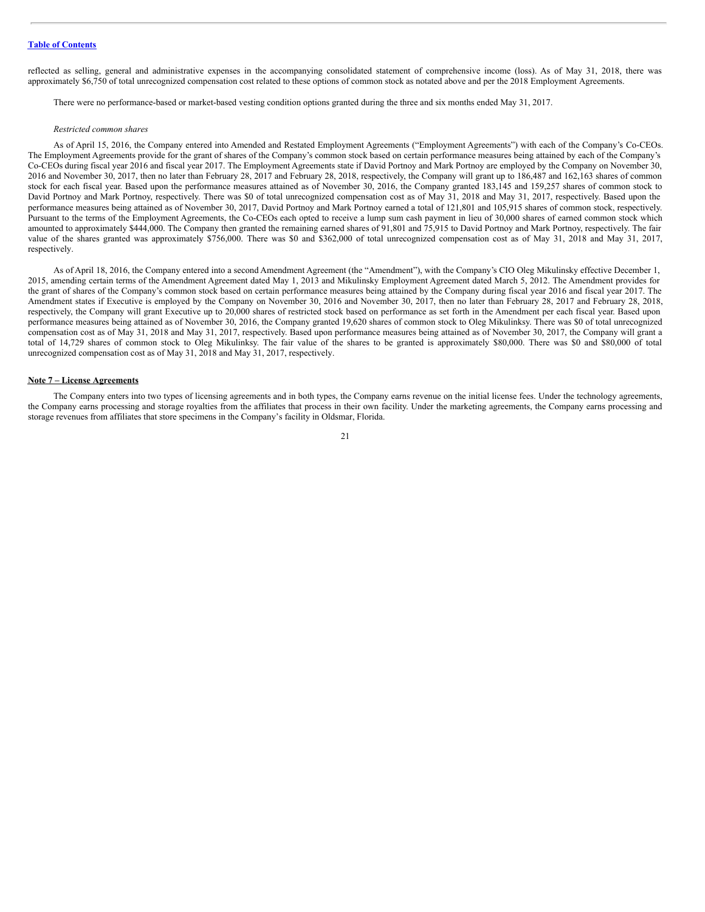reflected as selling, general and administrative expenses in the accompanying consolidated statement of comprehensive income (loss). As of May 31, 2018, there was approximately $6,750 of total unrecognized compensation cost related to these options of common stock as notated above and per the 2018 Employment Agreements.

There were no performance-based or market-based vesting condition options granted during the three and six months ended May 31, 2017.

*Restricted common shares*

As of April 15, 2016, the Company entered into Amended and Restated Employment Agreements ("Employment Agreements") with each of the Company's Co-CEOs. The Employment Agreements provide for the grant of shares of the Company's common stock based on certain performance measures being attained by each of the Company's Co-CEOs during fiscal year 2016 and fiscal year 2017. The Employment Agreements state if David Portnoy and Mark Portnoy are employed by the Company on November 30, 2016 and November 30, 2017, then no later than February 28, 2017 and February 28, 2018, respectively, the Company will grant up to 186,487 and 162,163 shares of common stock for each fiscal year. Based upon the performance measures attained as of November 30, 2016, the Company granted 183,145 and 159,257 shares of common stock to David Portnoy and Mark Portnoy, respectively. There was $0 of total unrecognized compensation cost as of May 31, 2018 and May 31, 2017, respectively. Based upon the performance measures being attained as of November 30, 2017, David Portnoy and Mark Portnoy earned a total of 121,801 and 105,915 shares of common stock, respectively. Pursuant to the terms of the Employment Agreements, the Co-CEOs each opted to receive a lump sum cash payment in lieu of 30,000 shares of earned common stock which amounted to approximately $444,000. The Company then granted the remaining earned shares of 91,801 and 75,915 to David Portnoy and Mark Portnoy, respectively. The fair value of the shares granted was approximately $756,000. There was $0 and $362,000 of total unrecognized compensation cost as of May 31, 2018 and May 31, 2017, respectively.

As of April 18, 2016, the Company entered into a second Amendment Agreement (the "Amendment"), with the Company's CIO Oleg Mikulinsky effective December 1, 2015, amending certain terms of the Amendment Agreement dated May 1, 2013 and Mikulinsky Employment Agreement dated March 5, 2012. The Amendment provides for the grant of shares of the Company's common stock based on certain performance measures being attained by the Company during fiscal year 2016 and fiscal year 2017. The Amendment states if Executive is employed by the Company on November 30, 2016 and November 30, 2017, then no later than February 28, 2017 and February 28, 2018, respectively, the Company will grant Executive up to 20,000 shares of restricted stock based on performance as set forth in the Amendment per each fiscal year. Based upon performance measures being attained as of November 30, 2016, the Company granted 19,620 shares of common stock to Oleg Mikulinksy. There was $0 of total unrecognized compensation cost as of May 31, 2018 and May 31, 2017, respectively. Based upon performance measures being attained as of November 30, 2017, the Company will grant a total of 14,729 shares of common stock to Oleg Mikulinksy. The fair value of the shares to be granted is approximately $80,000. There was $0 and $80,000 of total unrecognized compensation cost as of May 31, 2018 and May 31, 2017, respectively.

## Note 7 – License Agreements

The Company enters into two types of licensing agreements and in both types, the Company earns revenue on the initial license fees. Under the technology agreements, the Company earns processing and storage royalties from the affiliates that process in their own facility. Under the marketing agreements, the Company earns processing and storage revenues from affiliates that store specimens in the Company's facility in Oldsmar, Florida.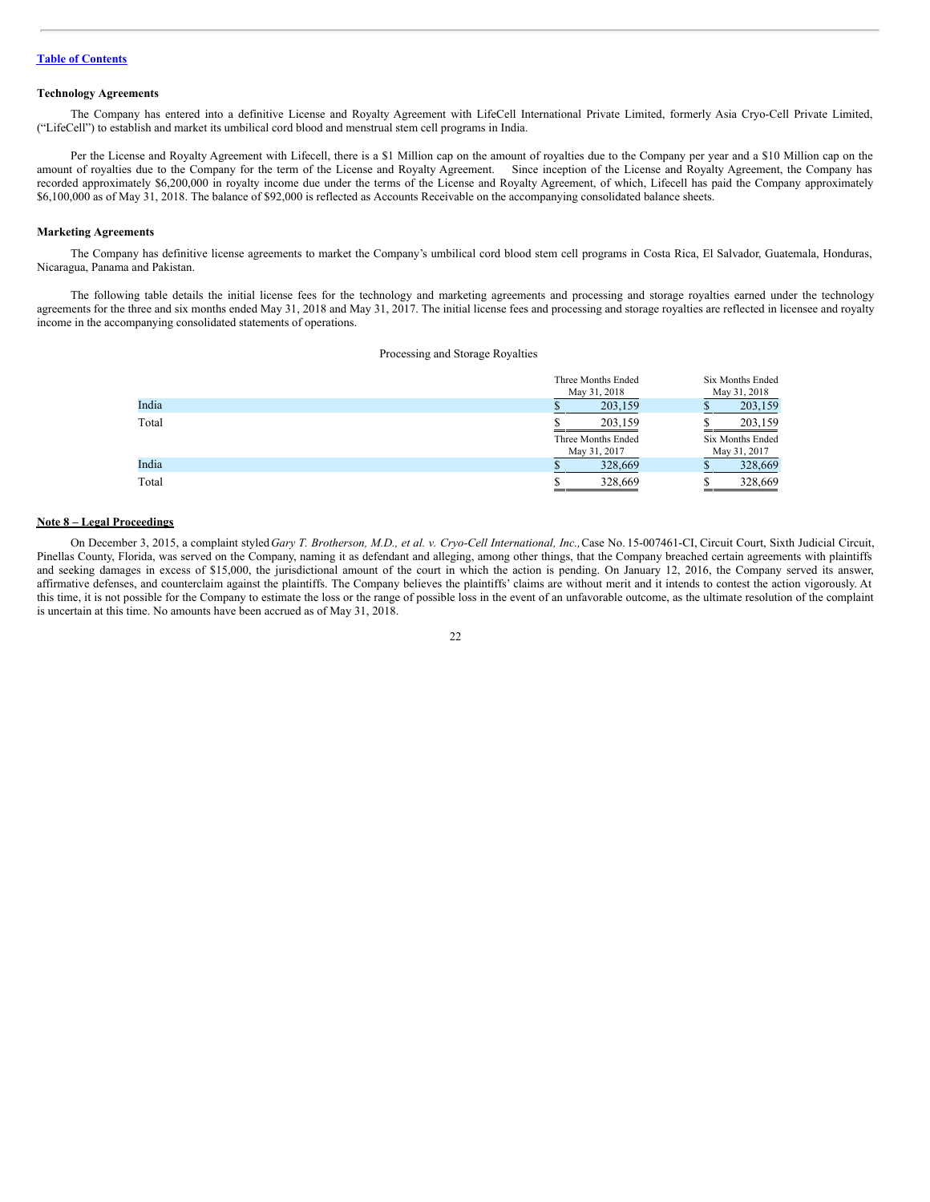[Table of Contents](#)

### Technology Agreements

The Company has entered into a definitive License and Royalty Agreement with LifeCell International Private Limited, formerly Asia Cryo-Cell Private Limited, ("LifeCell") to establish and market its umbilical cord blood and menstrual stem cell programs in India.

Per the License and Royalty Agreement with Lifecell, there is a $1 Million cap on the amount of royalties due to the Company per year and a $10 Million cap on the amount of royalties due to the Company for the term of the License and Royalty Agreement. Since inception of the License and Royalty Agreement, the Company has recorded approximately $6,200,000 in royalty income due under the terms of the License and Royalty Agreement, of which, Lifecell has paid the Company approximately $6,100,000 as of May 31, 2018. The balance of $92,000 is reflected as Accounts Receivable on the accompanying consolidated balance sheets.

### Marketing Agreements

The Company has definitive license agreements to market the Company's umbilical cord blood stem cell programs in Costa Rica, El Salvador, Guatemala, Honduras, Nicaragua, Panama and Pakistan.

The following table details the initial license fees for the technology and marketing agreements and processing and storage royalties earned under the technology agreements for the three and six months ended May 31, 2018 and May 31, 2017. The initial license fees and processing and storage royalties are reflected in licensee and royalty income in the accompanying consolidated statements of operations.

Processing and Storage Royalties

| | Three Months Ended May 31, 2018 | Six Months Ended May 31, 2018 |
|---|---|---|
| India | $ 203,159 | $ 203,159 |
| Total | $ 203,159 | $ 203,159 |
| | Three Months Ended May 31, 2017 | Six Months Ended May 31, 2017 |
| India | $ 328,669 | $ 328,669 |
| Total | $ 328,669 | $ 328,669 |

### Note 8 – Legal Proceedings

On December 3, 2015, a complaint styled *Gary T. Brotherson, M.D., et al. v. Cryo-Cell International, Inc.,* Case No. 15-007461-CI, Circuit Court, Sixth Judicial Circuit, Pinellas County, Florida, was served on the Company, naming it as defendant and alleging, among other things, that the Company breached certain agreements with plaintiffs and seeking damages in excess of $15,000, the jurisdictional amount of the court in which the action is pending. On January 12, 2016, the Company served its answer, affirmative defenses, and counterclaim against the plaintiffs. The Company believes the plaintiffs' claims are without merit and it intends to contest the action vigorously. At this time, it is not possible for the Company to estimate the loss or the range of possible loss in the event of an unfavorable outcome, as the ultimate resolution of the complaint is uncertain at this time. No amounts have been accrued as of May 31, 2018.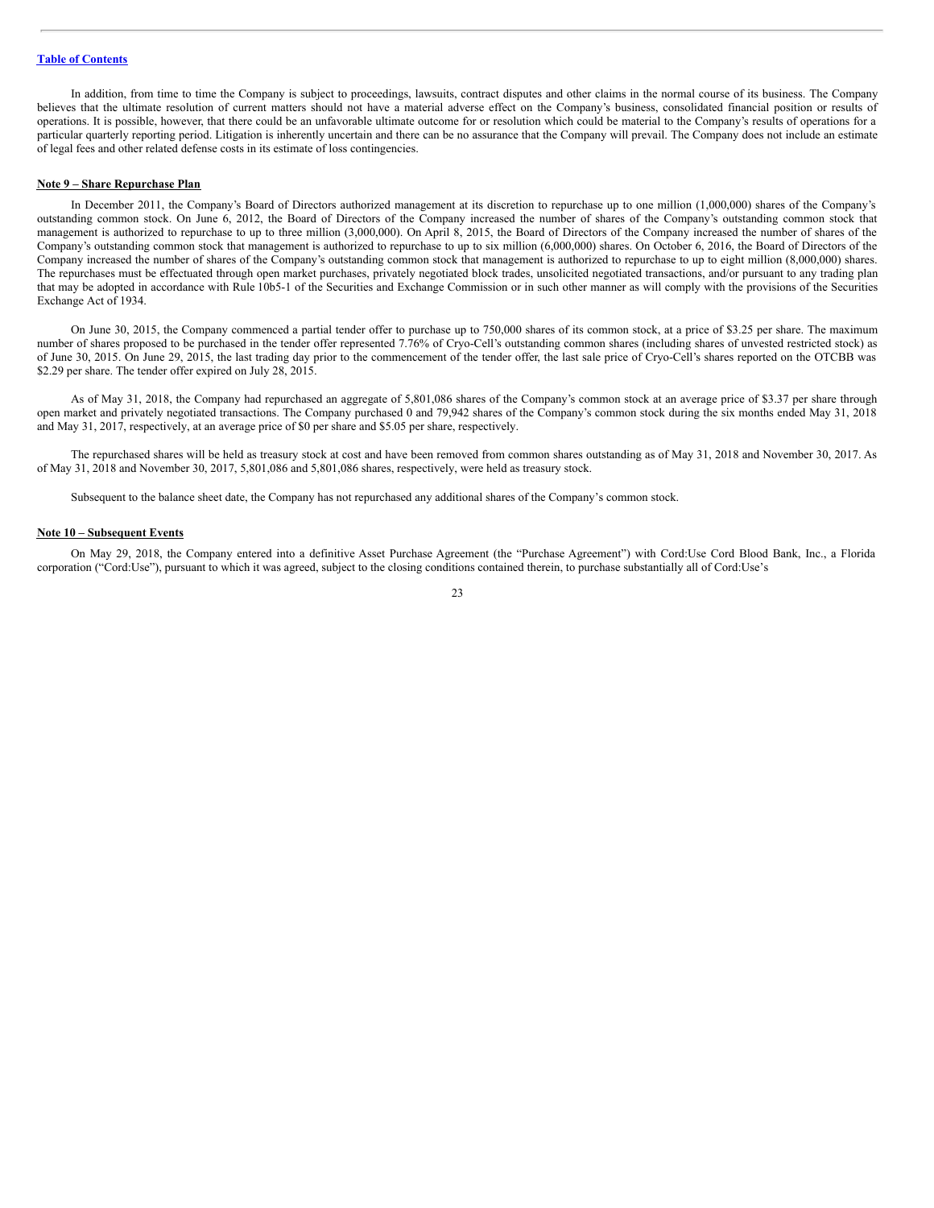In addition, from time to time the Company is subject to proceedings, lawsuits, contract disputes and other claims in the normal course of its business. The Company believes that the ultimate resolution of current matters should not have a material adverse effect on the Company's business, consolidated financial position or results of operations. It is possible, however, that there could be an unfavorable ultimate outcome for or resolution which could be material to the Company's results of operations for a particular quarterly reporting period. Litigation is inherently uncertain and there can be no assurance that the Company will prevail. The Company does not include an estimate of legal fees and other related defense costs in its estimate of loss contingencies.

**Note 9 – Share Repurchase Plan**

In December 2011, the Company's Board of Directors authorized management at its discretion to repurchase up to one million (1,000,000) shares of the Company's outstanding common stock. On June 6, 2012, the Board of Directors of the Company increased the number of shares of the Company's outstanding common stock that management is authorized to repurchase to up to three million (3,000,000). On April 8, 2015, the Board of Directors of the Company increased the number of shares of the Company's outstanding common stock that management is authorized to repurchase to up to six million (6,000,000) shares. On October 6, 2016, the Board of Directors of the Company increased the number of shares of the Company's outstanding common stock that management is authorized to repurchase to up to eight million (8,000,000) shares. The repurchases must be effectuated through open market purchases, privately negotiated block trades, unsolicited negotiated transactions, and/or pursuant to any trading plan that may be adopted in accordance with Rule 10b5-1 of the Securities and Exchange Commission or in such other manner as will comply with the provisions of the Securities Exchange Act of 1934.

On June 30, 2015, the Company commenced a partial tender offer to purchase up to 750,000 shares of its common stock, at a price of $3.25 per share. The maximum number of shares proposed to be purchased in the tender offer represented 7.76% of Cryo-Cell's outstanding common shares (including shares of unvested restricted stock) as of June 30, 2015. On June 29, 2015, the last trading day prior to the commencement of the tender offer, the last sale price of Cryo-Cell's shares reported on the OTCBB was $2.29 per share. The tender offer expired on July 28, 2015.

As of May 31, 2018, the Company had repurchased an aggregate of 5,801,086 shares of the Company's common stock at an average price of $3.37 per share through open market and privately negotiated transactions. The Company purchased 0 and 79,942 shares of the Company's common stock during the six months ended May 31, 2018 and May 31, 2017, respectively, at an average price of $0 per share and $5.05 per share, respectively.

The repurchased shares will be held as treasury stock at cost and have been removed from common shares outstanding as of May 31, 2018 and November 30, 2017. As of May 31, 2018 and November 30, 2017, 5,801,086 and 5,801,086 shares, respectively, were held as treasury stock.

Subsequent to the balance sheet date, the Company has not repurchased any additional shares of the Company's common stock.

**Note 10 – Subsequent Events**

On May 29, 2018, the Company entered into a definitive Asset Purchase Agreement (the "Purchase Agreement") with Cord:Use Cord Blood Bank, Inc., a Florida corporation ("Cord:Use"), pursuant to which it was agreed, subject to the closing conditions contained therein, to purchase substantially all of Cord:Use's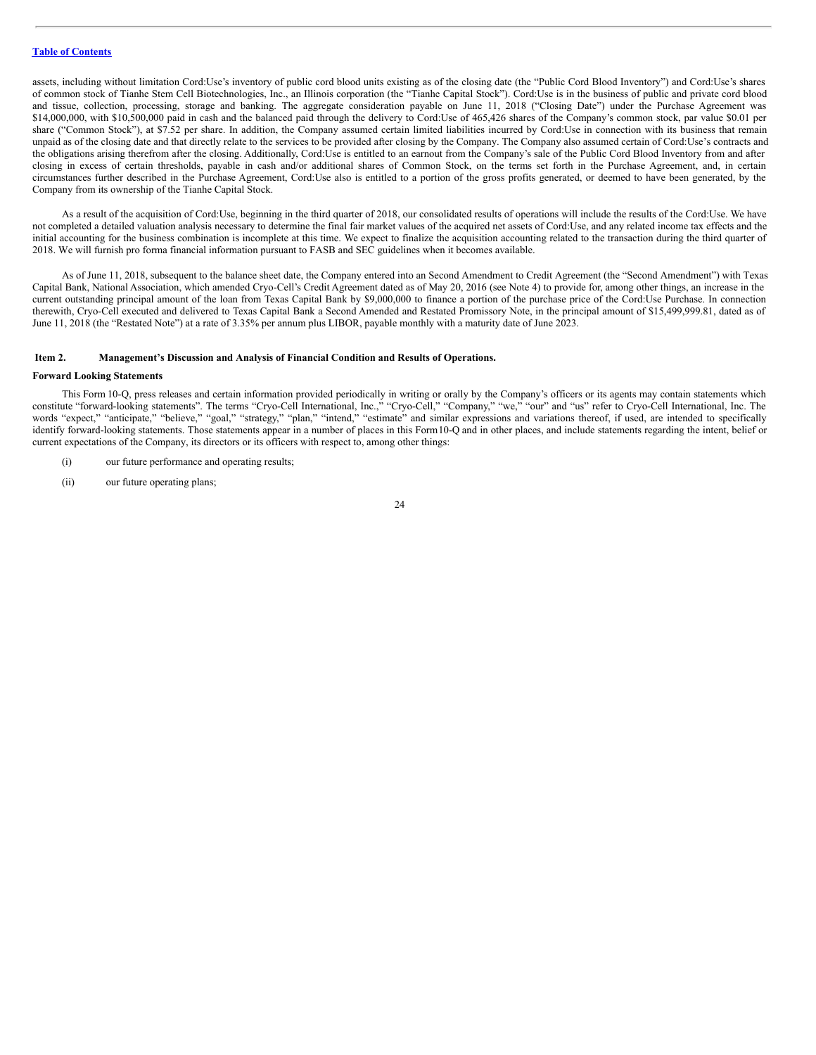assets, including without limitation Cord:Use's inventory of public cord blood units existing as of the closing date (the "Public Cord Blood Inventory") and Cord:Use's shares of common stock of Tianhe Stem Cell Biotechnologies, Inc., an Illinois corporation (the "Tianhe Capital Stock"). Cord:Use is in the business of public and private cord blood and tissue, collection, processing, storage and banking. The aggregate consideration payable on June 11, 2018 ("Closing Date") under the Purchase Agreement was $14,000,000, with $10,500,000 paid in cash and the balanced paid through the delivery to Cord:Use of 465,426 shares of the Company's common stock, par value $0.01 per share ("Common Stock"), at $7.52 per share. In addition, the Company assumed certain limited liabilities incurred by Cord:Use in connection with its business that remain unpaid as of the closing date and that directly relate to the services to be provided after closing by the Company. The Company also assumed certain of Cord:Use's contracts and the obligations arising therefrom after the closing. Additionally, Cord:Use is entitled to an earnout from the Company's sale of the Public Cord Blood Inventory from and after closing in excess of certain thresholds, payable in cash and/or additional shares of Common Stock, on the terms set forth in the Purchase Agreement, and, in certain circumstances further described in the Purchase Agreement, Cord:Use also is entitled to a portion of the gross profits generated, or deemed to have been generated, by the Company from its ownership of the Tianhe Capital Stock.

As a result of the acquisition of Cord:Use, beginning in the third quarter of 2018, our consolidated results of operations will include the results of the Cord:Use. We have not completed a detailed valuation analysis necessary to determine the final fair market values of the acquired net assets of Cord:Use, and any related income tax effects and the initial accounting for the business combination is incomplete at this time. We expect to finalize the acquisition accounting related to the transaction during the third quarter of 2018. We will furnish pro forma financial information pursuant to FASB and SEC guidelines when it becomes available.

As of June 11, 2018, subsequent to the balance sheet date, the Company entered into an Second Amendment to Credit Agreement (the "Second Amendment") with Texas Capital Bank, National Association, which amended Cryo-Cell's Credit Agreement dated as of May 20, 2016 (see Note 4) to provide for, among other things, an increase in the current outstanding principal amount of the loan from Texas Capital Bank by $9,000,000 to finance a portion of the purchase price of the Cord:Use Purchase. In connection therewith, Cryo-Cell executed and delivered to Texas Capital Bank a Second Amended and Restated Promissory Note, in the principal amount of $15,499,999.81, dated as of June 11, 2018 (the "Restated Note") at a rate of 3.35% per annum plus LIBOR, payable monthly with a maturity date of June 2023.

## Item 2. Management's Discussion and Analysis of Financial Condition and Results of Operations.

**Forward Looking Statements**

This Form 10-Q, press releases and certain information provided periodically in writing or orally by the Company's officers or its agents may contain statements which constitute "forward-looking statements". The terms "Cryo-Cell International, Inc.," "Cryo-Cell," "Company," "we," "our" and "us" refer to Cryo-Cell International, Inc. The words "expect," "anticipate," "believe," "goal," "strategy," "plan," "intend," "estimate" and similar expressions and variations thereof, if used, are intended to specifically identify forward-looking statements. Those statements appear in a number of places in this Form10-Q and in other places, and include statements regarding the intent, belief or current expectations of the Company, its directors or its officers with respect to, among other things:

(i) our future performance and operating results;

(ii) our future operating plans;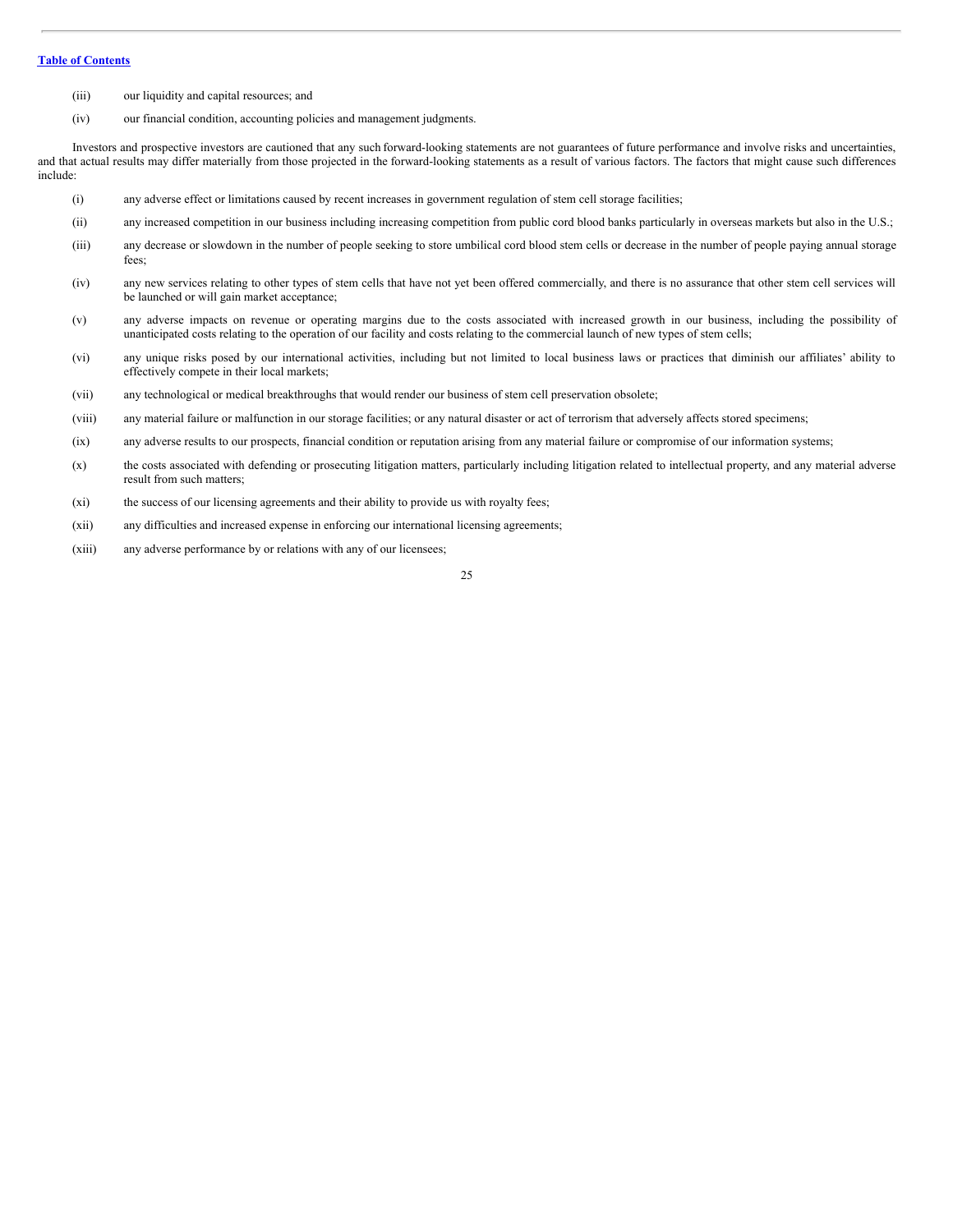[Table of Contents](#)

(iii) our liquidity and capital resources; and

(iv) our financial condition, accounting policies and management judgments.

Investors and prospective investors are cautioned that any such forward-looking statements are not guarantees of future performance and involve risks and uncertainties, and that actual results may differ materially from those projected in the forward-looking statements as a result of various factors. The factors that might cause such differences include:

(i) any adverse effect or limitations caused by recent increases in government regulation of stem cell storage facilities;

(ii) any increased competition in our business including increasing competition from public cord blood banks particularly in overseas markets but also in the U.S.;

(iii) any decrease or slowdown in the number of people seeking to store umbilical cord blood stem cells or decrease in the number of people paying annual storage fees;

(iv) any new services relating to other types of stem cells that have not yet been offered commercially, and there is no assurance that other stem cell services will be launched or will gain market acceptance;

(v) any adverse impacts on revenue or operating margins due to the costs associated with increased growth in our business, including the possibility of unanticipated costs relating to the operation of our facility and costs relating to the commercial launch of new types of stem cells;

(vi) any unique risks posed by our international activities, including but not limited to local business laws or practices that diminish our affiliates' ability to effectively compete in their local markets;

(vii) any technological or medical breakthroughs that would render our business of stem cell preservation obsolete;

(viii) any material failure or malfunction in our storage facilities; or any natural disaster or act of terrorism that adversely affects stored specimens;

(ix) any adverse results to our prospects, financial condition or reputation arising from any material failure or compromise of our information systems;

(x) the costs associated with defending or prosecuting litigation matters, particularly including litigation related to intellectual property, and any material adverse result from such matters;

(xi) the success of our licensing agreements and their ability to provide us with royalty fees;

(xii) any difficulties and increased expense in enforcing our international licensing agreements;

(xiii) any adverse performance by or relations with any of our licensees;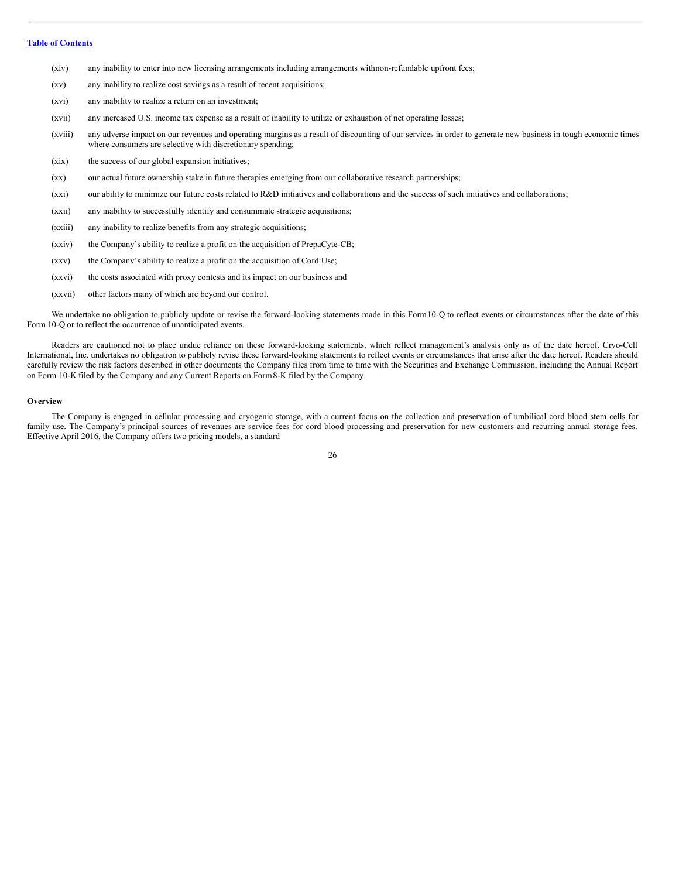(xiv) any inability to enter into new licensing arrangements including arrangements withnon-refundable upfront fees;

(xv) any inability to realize cost savings as a result of recent acquisitions;

(xvi) any inability to realize a return on an investment;

(xvii) any increased U.S. income tax expense as a result of inability to utilize or exhaustion of net operating losses;

(xviii) any adverse impact on our revenues and operating margins as a result of discounting of our services in order to generate new business in tough economic times where consumers are selective with discretionary spending;

(xix) the success of our global expansion initiatives;

(xx) our actual future ownership stake in future therapies emerging from our collaborative research partnerships;

(xxi) our ability to minimize our future costs related to R&D initiatives and collaborations and the success of such initiatives and collaborations;

(xxii) any inability to successfully identify and consummate strategic acquisitions;

(xxiii) any inability to realize benefits from any strategic acquisitions;

(xxiv) the Company's ability to realize a profit on the acquisition of PrepaCyte-CB;

(xxv) the Company's ability to realize a profit on the acquisition of Cord:Use;

(xxvi) the costs associated with proxy contests and its impact on our business and

(xxvii) other factors many of which are beyond our control.

We undertake no obligation to publicly update or revise the forward-looking statements made in this Form10-Q to reflect events or circumstances after the date of this Form 10-Q or to reflect the occurrence of unanticipated events.

Readers are cautioned not to place undue reliance on these forward-looking statements, which reflect management's analysis only as of the date hereof. Cryo-Cell International, Inc. undertakes no obligation to publicly revise these forward-looking statements to reflect events or circumstances that arise after the date hereof. Readers should carefully review the risk factors described in other documents the Company files from time to time with the Securities and Exchange Commission, including the Annual Report on Form 10-K filed by the Company and any Current Reports on Form8-K filed by the Company.

**Overview**

The Company is engaged in cellular processing and cryogenic storage, with a current focus on the collection and preservation of umbilical cord blood stem cells for family use. The Company's principal sources of revenues are service fees for cord blood processing and preservation for new customers and recurring annual storage fees. Effective April 2016, the Company offers two pricing models, a standard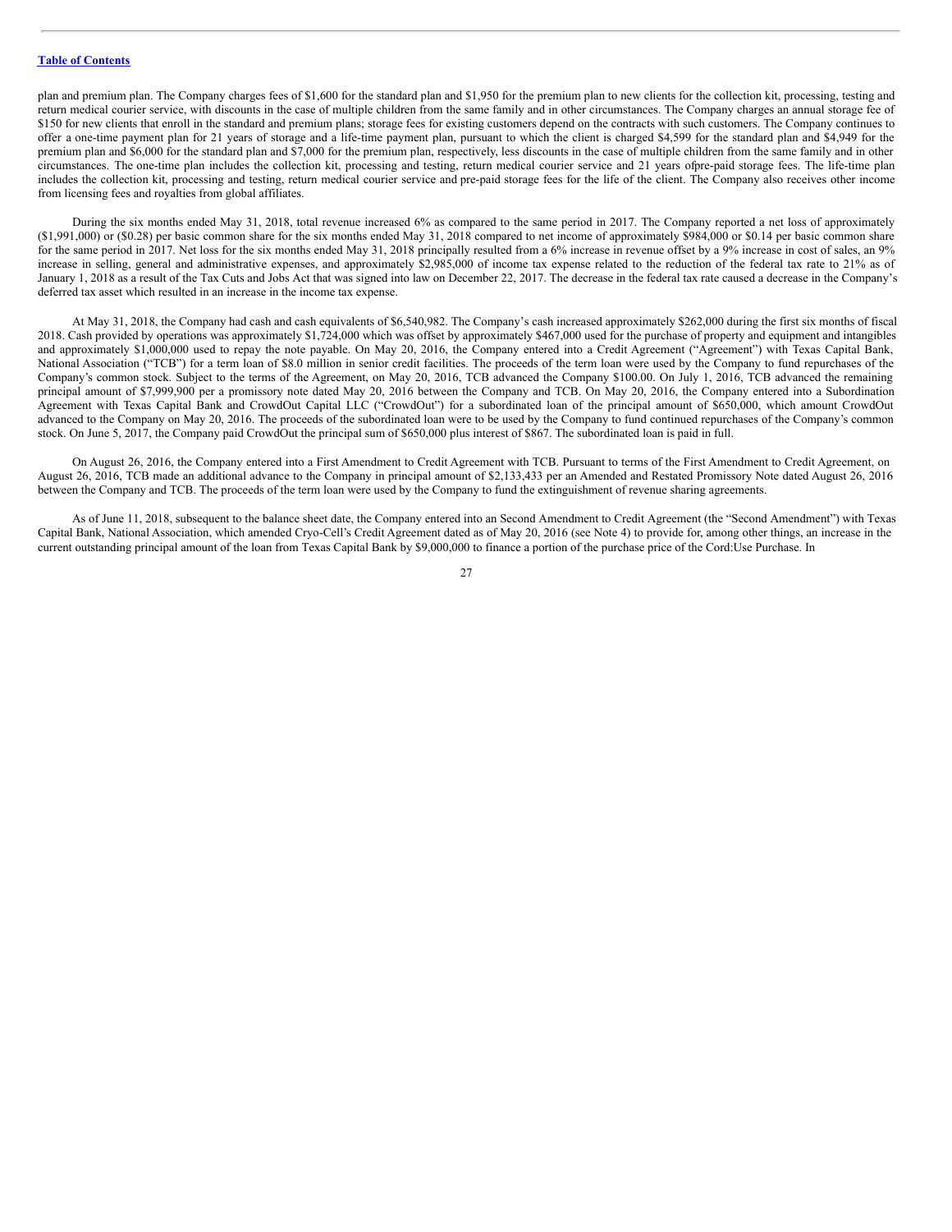plan and premium plan. The Company charges fees of $1,600 for the standard plan and $1,950 for the premium plan to new clients for the collection kit, processing, testing and return medical courier service, with discounts in the case of multiple children from the same family and in other circumstances. The Company charges an annual storage fee of $150 for new clients that enroll in the standard and premium plans; storage fees for existing customers depend on the contracts with such customers. The Company continues to offer a one-time payment plan for 21 years of storage and a life-time payment plan, pursuant to which the client is charged $4,599 for the standard plan and $4,949 for the premium plan and $6,000 for the standard plan and $7,000 for the premium plan, respectively, less discounts in the case of multiple children from the same family and in other circumstances. The one-time plan includes the collection kit, processing and testing, return medical courier service and 21 years ofpre-paid storage fees. The life-time plan includes the collection kit, processing and testing, return medical courier service and pre-paid storage fees for the life of the client. The Company also receives other income from licensing fees and royalties from global affiliates.

During the six months ended May 31, 2018, total revenue increased 6% as compared to the same period in 2017. The Company reported a net loss of approximately ($1,991,000) or ($0.28) per basic common share for the six months ended May 31, 2018 compared to net income of approximately $984,000 or $0.14 per basic common share for the same period in 2017. Net loss for the six months ended May 31, 2018 principally resulted from a 6% increase in revenue offset by a 9% increase in cost of sales, an 9% increase in selling, general and administrative expenses, and approximately $2,985,000 of income tax expense related to the reduction of the federal tax rate to 21% as of January 1, 2018 as a result of the Tax Cuts and Jobs Act that was signed into law on December 22, 2017. The decrease in the federal tax rate caused a decrease in the Company's deferred tax asset which resulted in an increase in the income tax expense.

At May 31, 2018, the Company had cash and cash equivalents of $6,540,982. The Company's cash increased approximately $262,000 during the first six months of fiscal 2018. Cash provided by operations was approximately $1,724,000 which was offset by approximately $467,000 used for the purchase of property and equipment and intangibles and approximately $1,000,000 used to repay the note payable. On May 20, 2016, the Company entered into a Credit Agreement ("Agreement") with Texas Capital Bank, National Association ("TCB") for a term loan of $8.0 million in senior credit facilities. The proceeds of the term loan were used by the Company to fund repurchases of the Company's common stock. Subject to the terms of the Agreement, on May 20, 2016, TCB advanced the Company $100.00. On July 1, 2016, TCB advanced the remaining principal amount of $7,999,900 per a promissory note dated May 20, 2016 between the Company and TCB. On May 20, 2016, the Company entered into a Subordination Agreement with Texas Capital Bank and CrowdOut Capital LLC ("CrowdOut") for a subordinated loan of the principal amount of $650,000, which amount CrowdOut advanced to the Company on May 20, 2016. The proceeds of the subordinated loan were to be used by the Company to fund continued repurchases of the Company's common stock. On June 5, 2017, the Company paid CrowdOut the principal sum of $650,000 plus interest of $867. The subordinated loan is paid in full.

On August 26, 2016, the Company entered into a First Amendment to Credit Agreement with TCB. Pursuant to terms of the First Amendment to Credit Agreement, on August 26, 2016, TCB made an additional advance to the Company in principal amount of $2,133,433 per an Amended and Restated Promissory Note dated August 26, 2016 between the Company and TCB. The proceeds of the term loan were used by the Company to fund the extinguishment of revenue sharing agreements.

As of June 11, 2018, subsequent to the balance sheet date, the Company entered into an Second Amendment to Credit Agreement (the "Second Amendment") with Texas Capital Bank, National Association, which amended Cryo-Cell's Credit Agreement dated as of May 20, 2016 (see Note 4) to provide for, among other things, an increase in the current outstanding principal amount of the loan from Texas Capital Bank by $9,000,000 to finance a portion of the purchase price of the Cord:Use Purchase. In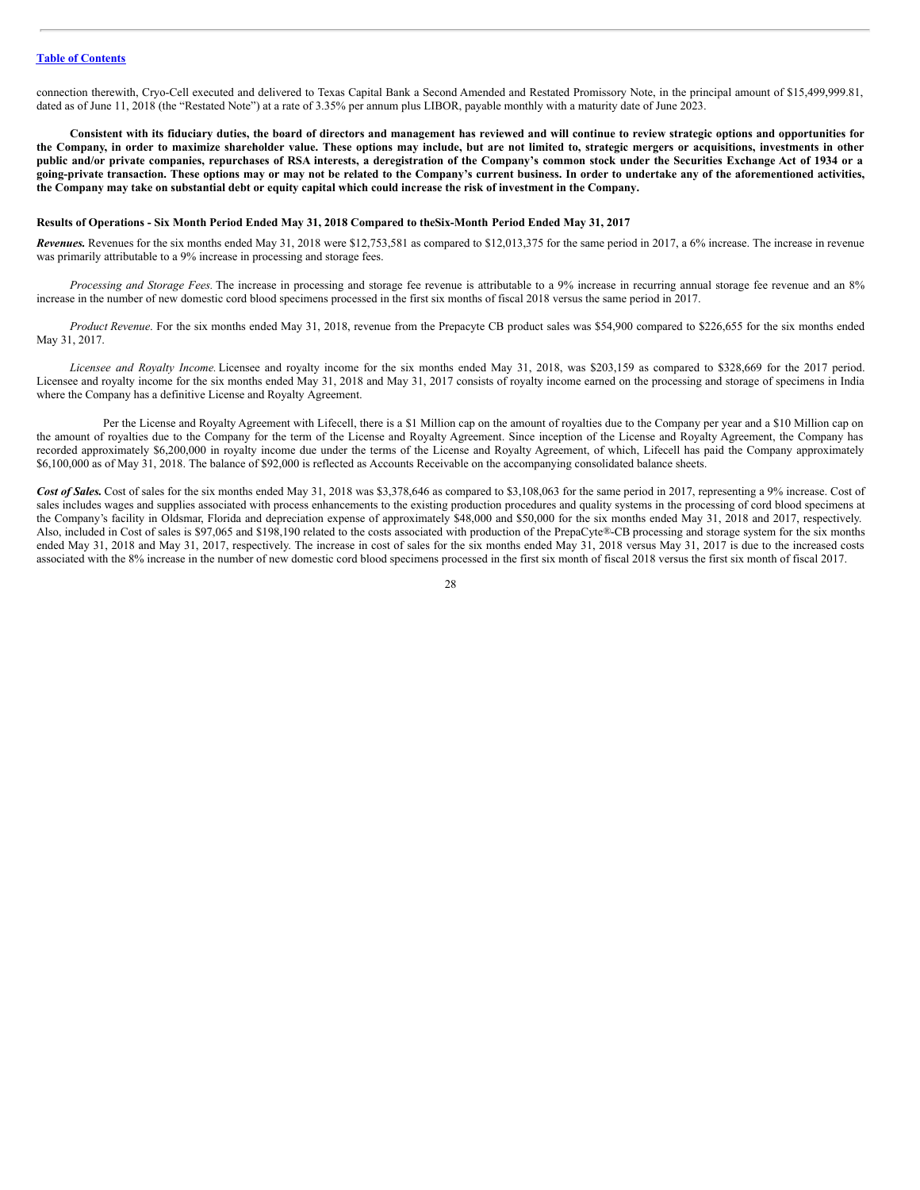connection therewith, Cryo-Cell executed and delivered to Texas Capital Bank a Second Amended and Restated Promissory Note, in the principal amount of $15,499,999.81, dated as of June 11, 2018 (the "Restated Note") at a rate of 3.35% per annum plus LIBOR, payable monthly with a maturity date of June 2023.

**Consistent with its fiduciary duties, the board of directors and management has reviewed and will continue to review strategic options and opportunities for the Company, in order to maximize shareholder value. These options may include, but are not limited to, strategic mergers or acquisitions, investments in other public and/or private companies, repurchases of RSA interests, a deregistration of the Company's common stock under the Securities Exchange Act of 1934 or a going-private transaction. These options may or may not be related to the Company's current business. In order to undertake any of the aforementioned activities, the Company may take on substantial debt or equity capital which could increase the risk of investment in the Company.**

**Results of Operations - Six Month Period Ended May 31, 2018 Compared to theSix-Month Period Ended May 31, 2017**

***Revenues.*** Revenues for the six months ended May 31, 2018 were $12,753,581 as compared to $12,013,375 for the same period in 2017, a 6% increase. The increase in revenue was primarily attributable to a 9% increase in processing and storage fees.

*Processing and Storage Fees.* The increase in processing and storage fee revenue is attributable to a 9% increase in recurring annual storage fee revenue and an 8% increase in the number of new domestic cord blood specimens processed in the first six months of fiscal 2018 versus the same period in 2017.

*Product Revenue*. For the six months ended May 31, 2018, revenue from the Prepacyte CB product sales was $54,900 compared to $226,655 for the six months ended May 31, 2017.

*Licensee and Royalty Income.* Licensee and royalty income for the six months ended May 31, 2018, was $203,159 as compared to $328,669 for the 2017 period. Licensee and royalty income for the six months ended May 31, 2018 and May 31, 2017 consists of royalty income earned on the processing and storage of specimens in India where the Company has a definitive License and Royalty Agreement.

Per the License and Royalty Agreement with Lifecell, there is a $1 Million cap on the amount of royalties due to the Company per year and a $10 Million cap on the amount of royalties due to the Company for the term of the License and Royalty Agreement. Since inception of the License and Royalty Agreement, the Company has recorded approximately $6,200,000 in royalty income due under the terms of the License and Royalty Agreement, of which, Lifecell has paid the Company approximately $6,100,000 as of May 31, 2018. The balance of $92,000 is reflected as Accounts Receivable on the accompanying consolidated balance sheets.

***Cost of Sales.*** Cost of sales for the six months ended May 31, 2018 was $3,378,646 as compared to $3,108,063 for the same period in 2017, representing a 9% increase. Cost of sales includes wages and supplies associated with process enhancements to the existing production procedures and quality systems in the processing of cord blood specimens at the Company's facility in Oldsmar, Florida and depreciation expense of approximately $48,000 and $50,000 for the six months ended May 31, 2018 and 2017, respectively. Also, included in Cost of sales is $97,065 and $198,190 related to the costs associated with production of the PrepaCyte®-CB processing and storage system for the six months ended May 31, 2018 and May 31, 2017, respectively. The increase in cost of sales for the six months ended May 31, 2018 versus May 31, 2017 is due to the increased costs associated with the 8% increase in the number of new domestic cord blood specimens processed in the first six month of fiscal 2018 versus the first six month of fiscal 2017.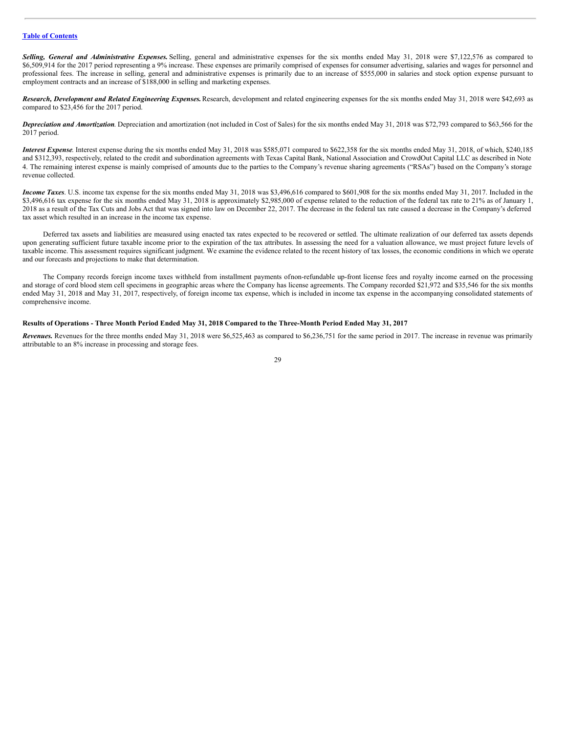*Selling, General and Administrative Expenses.* Selling, general and administrative expenses for the six months ended May 31, 2018 were $7,122,576 as compared to $6,509,914 for the 2017 period representing a 9% increase. These expenses are primarily comprised of expenses for consumer advertising, salaries and wages for personnel and professional fees. The increase in selling, general and administrative expenses is primarily due to an increase of $555,000 in salaries and stock option expense pursuant to employment contracts and an increase of $188,000 in selling and marketing expenses.

*Research, Development and Related Engineering Expenses.* Research, development and related engineering expenses for the six months ended May 31, 2018 were $42,693 as compared to $23,456 for the 2017 period.

*Depreciation and Amortization.* Depreciation and amortization (not included in Cost of Sales) for the six months ended May 31, 2018 was $72,793 compared to $63,566 for the 2017 period.

*Interest Expense.* Interest expense during the six months ended May 31, 2018 was $585,071 compared to $622,358 for the six months ended May 31, 2018, of which, $240,185 and $312,393, respectively, related to the credit and subordination agreements with Texas Capital Bank, National Association and CrowdOut Capital LLC as described in Note 4. The remaining interest expense is mainly comprised of amounts due to the parties to the Company's revenue sharing agreements ("RSAs") based on the Company's storage revenue collected.

*Income Taxes.* U.S. income tax expense for the six months ended May 31, 2018 was $3,496,616 compared to $601,908 for the six months ended May 31, 2017. Included in the $3,496,616 tax expense for the six months ended May 31, 2018 is approximately $2,985,000 of expense related to the reduction of the federal tax rate to 21% as of January 1, 2018 as a result of the Tax Cuts and Jobs Act that was signed into law on December 22, 2017. The decrease in the federal tax rate caused a decrease in the Company's deferred tax asset which resulted in an increase in the income tax expense.

Deferred tax assets and liabilities are measured using enacted tax rates expected to be recovered or settled. The ultimate realization of our deferred tax assets depends upon generating sufficient future taxable income prior to the expiration of the tax attributes. In assessing the need for a valuation allowance, we must project future levels of taxable income. This assessment requires significant judgment. We examine the evidence related to the recent history of tax losses, the economic conditions in which we operate and our forecasts and projections to make that determination.

The Company records foreign income taxes withheld from installment payments of non-refundable up-front license fees and royalty income earned on the processing and storage of cord blood stem cell specimens in geographic areas where the Company has license agreements. The Company recorded $21,972 and $35,546 for the six months ended May 31, 2018 and May 31, 2017, respectively, of foreign income tax expense, which is included in income tax expense in the accompanying consolidated statements of comprehensive income.

**Results of Operations - Three Month Period Ended May 31, 2018 Compared to the Three-Month Period Ended May 31, 2017**

*Revenues.* Revenues for the three months ended May 31, 2018 were $6,525,463 as compared to $6,236,751 for the same period in 2017. The increase in revenue was primarily attributable to an 8% increase in processing and storage fees.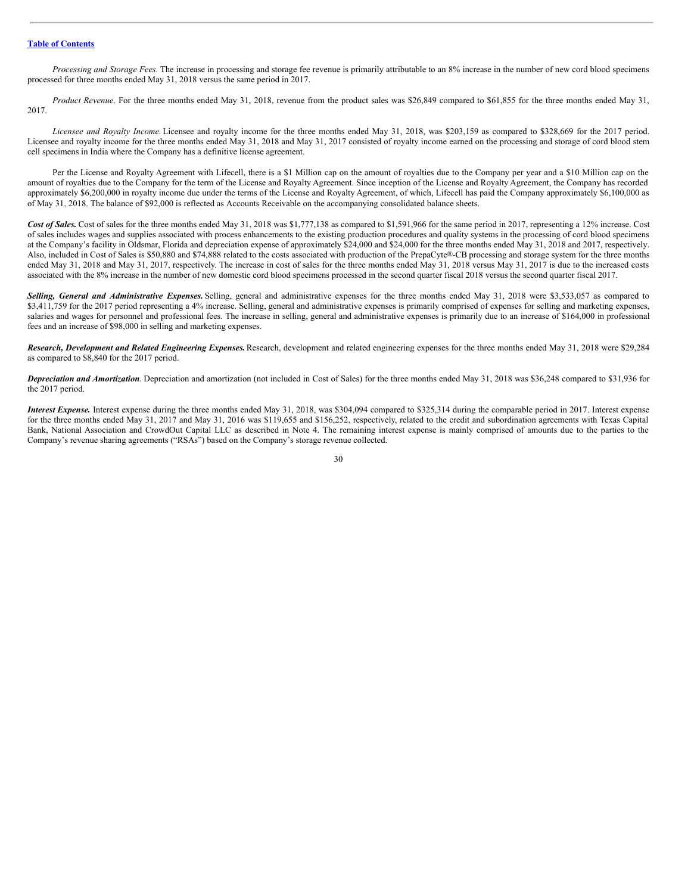[Table of Contents](#)

*Processing and Storage Fees.* The increase in processing and storage fee revenue is primarily attributable to an 8% increase in the number of new cord blood specimens processed for three months ended May 31, 2018 versus the same period in 2017.

*Product Revenue*. For the three months ended May 31, 2018, revenue from the product sales was $26,849 compared to $61,855 for the three months ended May 31, 2017.

*Licensee and Royalty Income.* Licensee and royalty income for the three months ended May 31, 2018, was $203,159 as compared to $328,669 for the 2017 period. Licensee and royalty income for the three months ended May 31, 2018 and May 31, 2017 consisted of royalty income earned on the processing and storage of cord blood stem cell specimens in India where the Company has a definitive license agreement.

Per the License and Royalty Agreement with Lifecell, there is a $1 Million cap on the amount of royalties due to the Company per year and a $10 Million cap on the amount of royalties due to the Company for the term of the License and Royalty Agreement. Since inception of the License and Royalty Agreement, the Company has recorded approximately $6,200,000 in royalty income due under the terms of the License and Royalty Agreement, of which, Lifecell has paid the Company approximately $6,100,000 as of May 31, 2018. The balance of $92,000 is reflected as Accounts Receivable on the accompanying consolidated balance sheets.

***Cost of Sales.*** Cost of sales for the three months ended May 31, 2018 was $1,777,138 as compared to $1,591,966 for the same period in 2017, representing a 12% increase. Cost of sales includes wages and supplies associated with process enhancements to the existing production procedures and quality systems in the processing of cord blood specimens at the Company's facility in Oldsmar, Florida and depreciation expense of approximately $24,000 and $24,000 for the three months ended May 31, 2018 and 2017, respectively. Also, included in Cost of Sales is $50,880 and $74,888 related to the costs associated with production of the PrepaCyte®-CB processing and storage system for the three months ended May 31, 2018 and May 31, 2017, respectively. The increase in cost of sales for the three months ended May 31, 2018 versus May 31, 2017 is due to the increased costs associated with the 8% increase in the number of new domestic cord blood specimens processed in the second quarter fiscal 2018 versus the second quarter fiscal 2017.

***Selling, General and Administrative Expenses.*** Selling, general and administrative expenses for the three months ended May 31, 2018 were $3,533,057 as compared to $3,411,759 for the 2017 period representing a 4% increase. Selling, general and administrative expenses is primarily comprised of expenses for selling and marketing expenses, salaries and wages for personnel and professional fees. The increase in selling, general and administrative expenses is primarily due to an increase of $164,000 in professional fees and an increase of $98,000 in selling and marketing expenses.

***Research, Development and Related Engineering Expenses.*** Research, development and related engineering expenses for the three months ended May 31, 2018 were $29,284 as compared to $8,840 for the 2017 period.

***Depreciation and Amortization****.* Depreciation and amortization (not included in Cost of Sales) for the three months ended May 31, 2018 was $36,248 compared to $31,936 for the 2017 period.

***Interest Expense.*** Interest expense during the three months ended May 31, 2018, was $304,094 compared to $325,314 during the comparable period in 2017. Interest expense for the three months ended May 31, 2017 and May 31, 2016 was $119,655 and $156,252, respectively, related to the credit and subordination agreements with Texas Capital Bank, National Association and CrowdOut Capital LLC as described in Note 4. The remaining interest expense is mainly comprised of amounts due to the parties to the Company's revenue sharing agreements ("RSAs") based on the Company's storage revenue collected.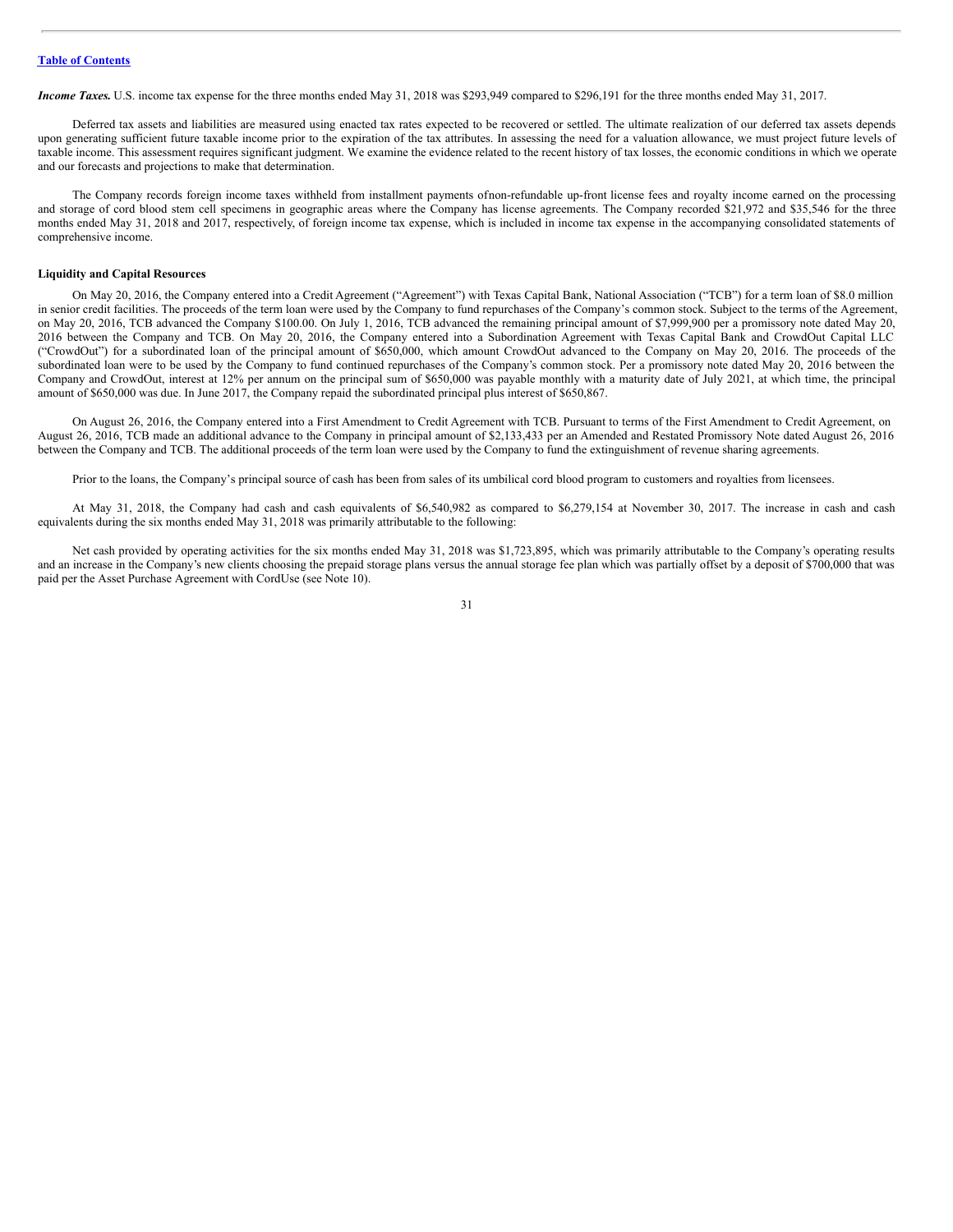*Income Taxes.* U.S. income tax expense for the three months ended May 31, 2018 was $293,949 compared to $296,191 for the three months ended May 31, 2017.

Deferred tax assets and liabilities are measured using enacted tax rates expected to be recovered or settled. The ultimate realization of our deferred tax assets depends upon generating sufficient future taxable income prior to the expiration of the tax attributes. In assessing the need for a valuation allowance, we must project future levels of taxable income. This assessment requires significant judgment. We examine the evidence related to the recent history of tax losses, the economic conditions in which we operate and our forecasts and projections to make that determination.

The Company records foreign income taxes withheld from installment payments ofnon-refundable up-front license fees and royalty income earned on the processing and storage of cord blood stem cell specimens in geographic areas where the Company has license agreements. The Company recorded $21,972 and $35,546 for the three months ended May 31, 2018 and 2017, respectively, of foreign income tax expense, which is included in income tax expense in the accompanying consolidated statements of comprehensive income.

**Liquidity and Capital Resources**

On May 20, 2016, the Company entered into a Credit Agreement ("Agreement") with Texas Capital Bank, National Association ("TCB") for a term loan of $8.0 million in senior credit facilities. The proceeds of the term loan were used by the Company to fund repurchases of the Company's common stock. Subject to the terms of the Agreement, on May 20, 2016, TCB advanced the Company $100.00. On July 1, 2016, TCB advanced the remaining principal amount of $7,999,900 per a promissory note dated May 20, 2016 between the Company and TCB. On May 20, 2016, the Company entered into a Subordination Agreement with Texas Capital Bank and CrowdOut Capital LLC ("CrowdOut") for a subordinated loan of the principal amount of $650,000, which amount CrowdOut advanced to the Company on May 20, 2016. The proceeds of the subordinated loan were to be used by the Company to fund continued repurchases of the Company's common stock. Per a promissory note dated May 20, 2016 between the Company and CrowdOut, interest at 12% per annum on the principal sum of $650,000 was payable monthly with a maturity date of July 2021, at which time, the principal amount of $650,000 was due. In June 2017, the Company repaid the subordinated principal plus interest of $650,867.

On August 26, 2016, the Company entered into a First Amendment to Credit Agreement with TCB. Pursuant to terms of the First Amendment to Credit Agreement, on August 26, 2016, TCB made an additional advance to the Company in principal amount of $2,133,433 per an Amended and Restated Promissory Note dated August 26, 2016 between the Company and TCB. The additional proceeds of the term loan were used by the Company to fund the extinguishment of revenue sharing agreements.

Prior to the loans, the Company's principal source of cash has been from sales of its umbilical cord blood program to customers and royalties from licensees.

At May 31, 2018, the Company had cash and cash equivalents of $6,540,982 as compared to $6,279,154 at November 30, 2017. The increase in cash and cash equivalents during the six months ended May 31, 2018 was primarily attributable to the following:

Net cash provided by operating activities for the six months ended May 31, 2018 was $1,723,895, which was primarily attributable to the Company's operating results and an increase in the Company's new clients choosing the prepaid storage plans versus the annual storage fee plan which was partially offset by a deposit of $700,000 that was paid per the Asset Purchase Agreement with CordUse (see Note 10).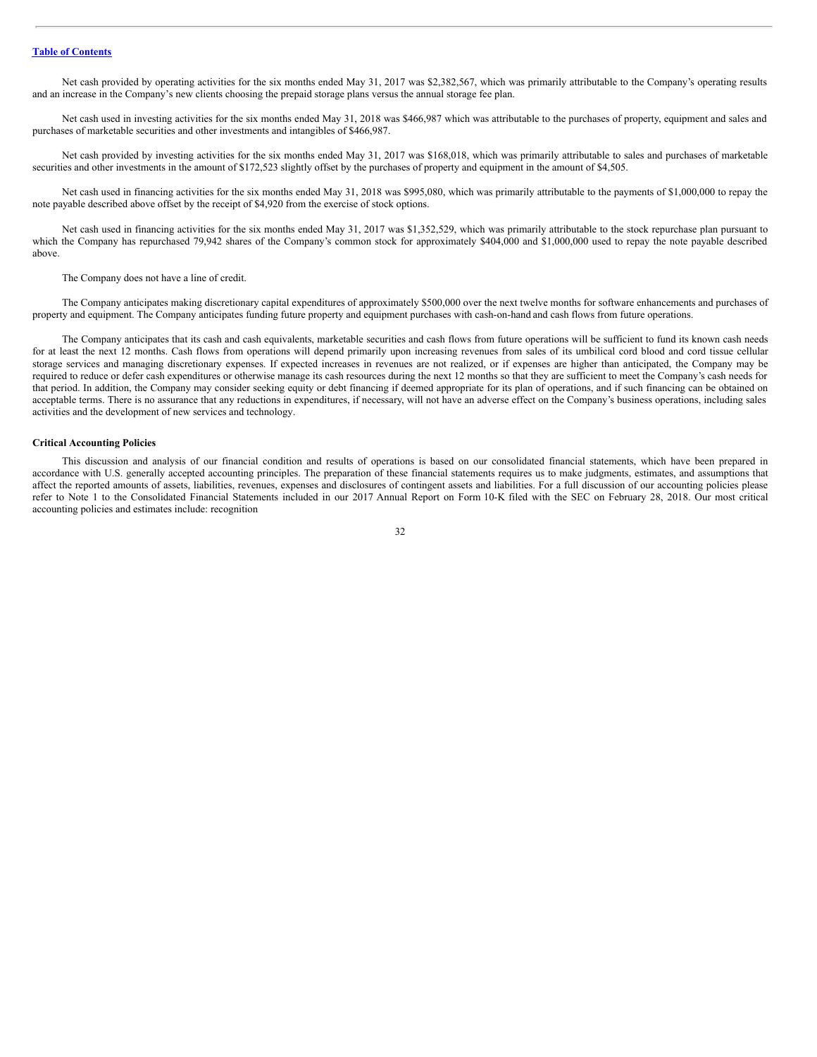Net cash provided by operating activities for the six months ended May 31, 2017 was $2,382,567, which was primarily attributable to the Company's operating results and an increase in the Company's new clients choosing the prepaid storage plans versus the annual storage fee plan.

Net cash used in investing activities for the six months ended May 31, 2018 was $466,987 which was attributable to the purchases of property, equipment and sales and purchases of marketable securities and other investments and intangibles of $466,987.

Net cash provided by investing activities for the six months ended May 31, 2017 was $168,018, which was primarily attributable to sales and purchases of marketable securities and other investments in the amount of $172,523 slightly offset by the purchases of property and equipment in the amount of $4,505.

Net cash used in financing activities for the six months ended May 31, 2018 was $995,080, which was primarily attributable to the payments of $1,000,000 to repay the note payable described above offset by the receipt of $4,920 from the exercise of stock options.

Net cash used in financing activities for the six months ended May 31, 2017 was $1,352,529, which was primarily attributable to the stock repurchase plan pursuant to which the Company has repurchased 79,942 shares of the Company's common stock for approximately $404,000 and $1,000,000 used to repay the note payable described above.

The Company does not have a line of credit.

The Company anticipates making discretionary capital expenditures of approximately $500,000 over the next twelve months for software enhancements and purchases of property and equipment. The Company anticipates funding future property and equipment purchases with cash-on-hand and cash flows from future operations.

The Company anticipates that its cash and cash equivalents, marketable securities and cash flows from future operations will be sufficient to fund its known cash needs for at least the next 12 months. Cash flows from operations will depend primarily upon increasing revenues from sales of its umbilical cord blood and cord tissue cellular storage services and managing discretionary expenses. If expected increases in revenues are not realized, or if expenses are higher than anticipated, the Company may be required to reduce or defer cash expenditures or otherwise manage its cash resources during the next 12 months so that they are sufficient to meet the Company's cash needs for that period. In addition, the Company may consider seeking equity or debt financing if deemed appropriate for its plan of operations, and if such financing can be obtained on acceptable terms. There is no assurance that any reductions in expenditures, if necessary, will not have an adverse effect on the Company's business operations, including sales activities and the development of new services and technology.

**Critical Accounting Policies**

This discussion and analysis of our financial condition and results of operations is based on our consolidated financial statements, which have been prepared in accordance with U.S. generally accepted accounting principles. The preparation of these financial statements requires us to make judgments, estimates, and assumptions that affect the reported amounts of assets, liabilities, revenues, expenses and disclosures of contingent assets and liabilities. For a full discussion of our accounting policies please refer to Note 1 to the Consolidated Financial Statements included in our 2017 Annual Report on Form 10-K filed with the SEC on February 28, 2018. Our most critical accounting policies and estimates include: recognition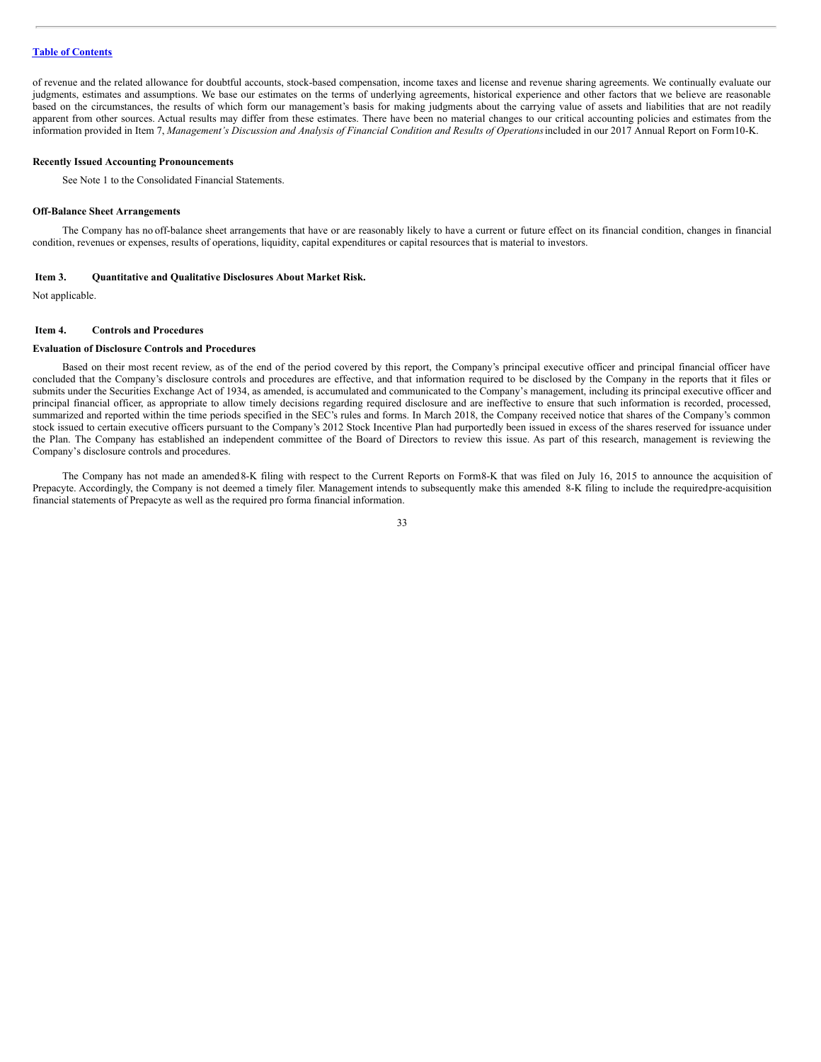of revenue and the related allowance for doubtful accounts, stock-based compensation, income taxes and license and revenue sharing agreements. We continually evaluate our judgments, estimates and assumptions. We base our estimates on the terms of underlying agreements, historical experience and other factors that we believe are reasonable based on the circumstances, the results of which form our management's basis for making judgments about the carrying value of assets and liabilities that are not readily apparent from other sources. Actual results may differ from these estimates. There have been no material changes to our critical accounting policies and estimates from the information provided in Item 7, *Management's Discussion and Analysis of Financial Condition and Results of Operations* included in our 2017 Annual Report on Form10-K.

**Recently Issued Accounting Pronouncements**

See Note 1 to the Consolidated Financial Statements.

**Off-Balance Sheet Arrangements**

The Company has no off-balance sheet arrangements that have or are reasonably likely to have a current or future effect on its financial condition, changes in financial condition, revenues or expenses, results of operations, liquidity, capital expenditures or capital resources that is material to investors.

**Item 3. Quantitative and Qualitative Disclosures About Market Risk.**

Not applicable.

**Item 4. Controls and Procedures**

**Evaluation of Disclosure Controls and Procedures**

Based on their most recent review, as of the end of the period covered by this report, the Company's principal executive officer and principal financial officer have concluded that the Company's disclosure controls and procedures are effective, and that information required to be disclosed by the Company in the reports that it files or submits under the Securities Exchange Act of 1934, as amended, is accumulated and communicated to the Company's management, including its principal executive officer and principal financial officer, as appropriate to allow timely decisions regarding required disclosure and are ineffective to ensure that such information is recorded, processed, summarized and reported within the time periods specified in the SEC's rules and forms. In March 2018, the Company received notice that shares of the Company's common stock issued to certain executive officers pursuant to the Company's 2012 Stock Incentive Plan had purportedly been issued in excess of the shares reserved for issuance under the Plan. The Company has established an independent committee of the Board of Directors to review this issue. As part of this research, management is reviewing the Company's disclosure controls and procedures.

The Company has not made an amended 8-K filing with respect to the Current Reports on Form8-K that was filed on July 16, 2015 to announce the acquisition of Prepacyte. Accordingly, the Company is not deemed a timely filer. Management intends to subsequently make this amended 8-K filing to include the required pre-acquisition financial statements of Prepacyte as well as the required pro forma financial information.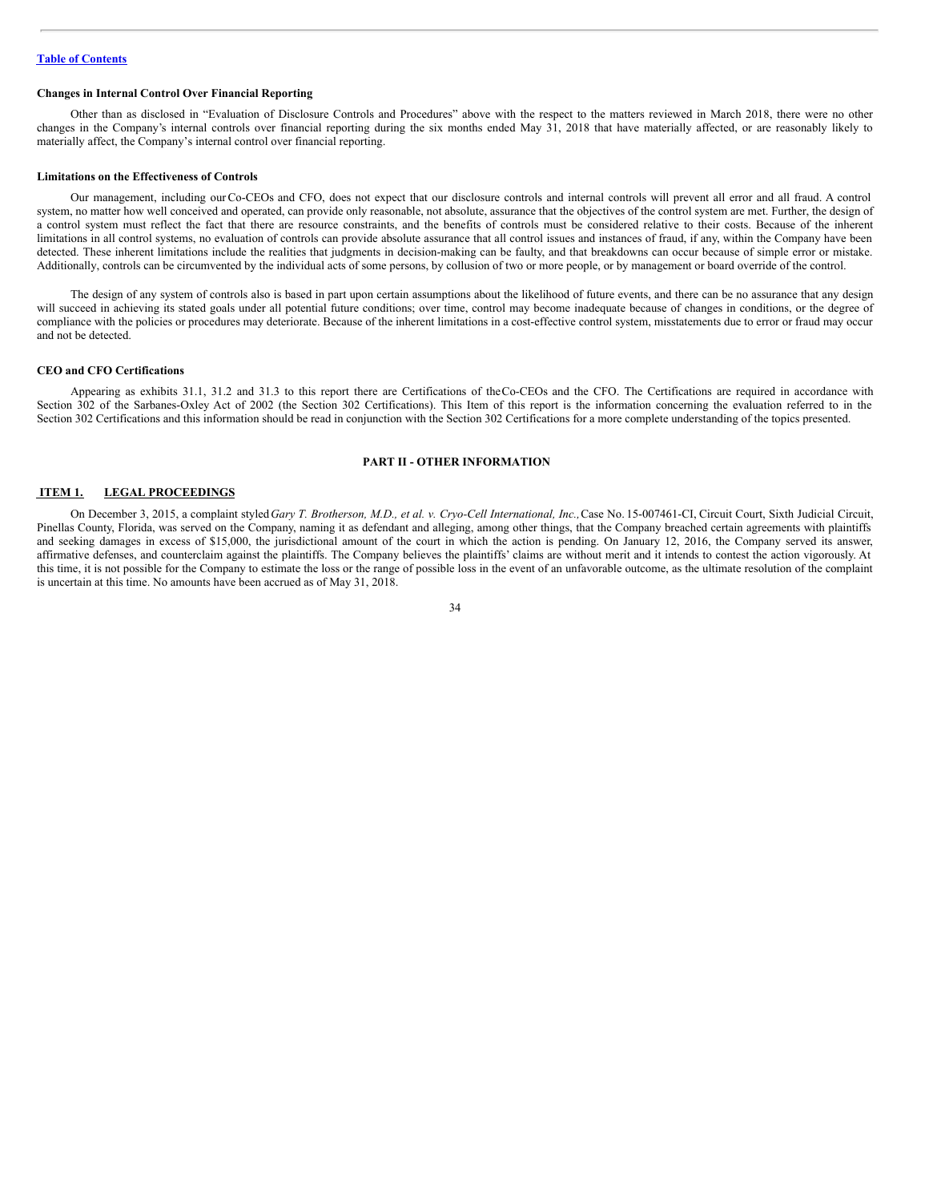**Changes in Internal Control Over Financial Reporting**

Other than as disclosed in "Evaluation of Disclosure Controls and Procedures" above with the respect to the matters reviewed in March 2018, there were no other changes in the Company's internal controls over financial reporting during the six months ended May 31, 2018 that have materially affected, or are reasonably likely to materially affect, the Company's internal control over financial reporting.

**Limitations on the Effectiveness of Controls**

Our management, including our Co-CEOs and CFO, does not expect that our disclosure controls and internal controls will prevent all error and all fraud. A control system, no matter how well conceived and operated, can provide only reasonable, not absolute, assurance that the objectives of the control system are met. Further, the design of a control system must reflect the fact that there are resource constraints, and the benefits of controls must be considered relative to their costs. Because of the inherent limitations in all control systems, no evaluation of controls can provide absolute assurance that all control issues and instances of fraud, if any, within the Company have been detected. These inherent limitations include the realities that judgments in decision-making can be faulty, and that breakdowns can occur because of simple error or mistake. Additionally, controls can be circumvented by the individual acts of some persons, by collusion of two or more people, or by management or board override of the control.

The design of any system of controls also is based in part upon certain assumptions about the likelihood of future events, and there can be no assurance that any design will succeed in achieving its stated goals under all potential future conditions; over time, control may become inadequate because of changes in conditions, or the degree of compliance with the policies or procedures may deteriorate. Because of the inherent limitations in a cost-effective control system, misstatements due to error or fraud may occur and not be detected.

**CEO and CFO Certifications**

Appearing as exhibits 31.1, 31.2 and 31.3 to this report there are Certifications of the Co-CEOs and the CFO. The Certifications are required in accordance with Section 302 of the Sarbanes-Oxley Act of 2002 (the Section 302 Certifications). This Item of this report is the information concerning the evaluation referred to in the Section 302 Certifications and this information should be read in conjunction with the Section 302 Certifications for a more complete understanding of the topics presented.

## PART II - OTHER INFORMATION

### ITEM 1. LEGAL PROCEEDINGS

On December 3, 2015, a complaint styled *Gary T. Brotherson, M.D., et al. v. Cryo-Cell International, Inc.,* Case No. 15-007461-CI, Circuit Court, Sixth Judicial Circuit, Pinellas County, Florida, was served on the Company, naming it as defendant and alleging, among other things, that the Company breached certain agreements with plaintiffs and seeking damages in excess of $15,000, the jurisdictional amount of the court in which the action is pending. On January 12, 2016, the Company served its answer, affirmative defenses, and counterclaim against the plaintiffs. The Company believes the plaintiffs' claims are without merit and it intends to contest the action vigorously. At this time, it is not possible for the Company to estimate the loss or the range of possible loss in the event of an unfavorable outcome, as the ultimate resolution of the complaint is uncertain at this time. No amounts have been accrued as of May 31, 2018.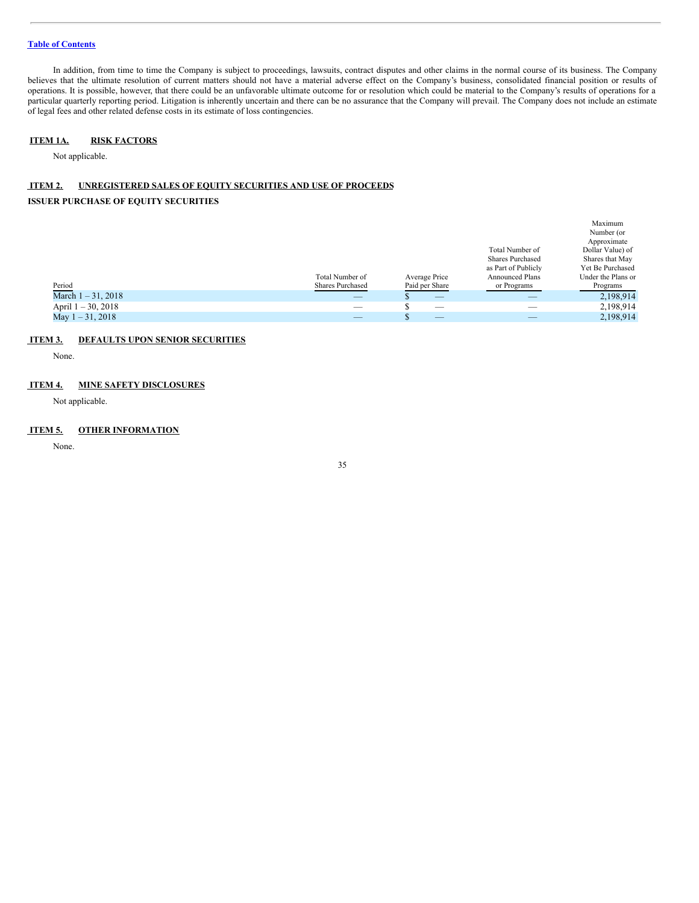Table of Contents

In addition, from time to time the Company is subject to proceedings, lawsuits, contract disputes and other claims in the normal course of its business. The Company believes that the ultimate resolution of current matters should not have a material adverse effect on the Company's business, consolidated financial position or results of operations. It is possible, however, that there could be an unfavorable ultimate outcome for or resolution which could be material to the Company's results of operations for a particular quarterly reporting period. Litigation is inherently uncertain and there can be no assurance that the Company will prevail. The Company does not include an estimate of legal fees and other related defense costs in its estimate of loss contingencies.

## ITEM 1A. RISK FACTORS

Not applicable.

## ITEM 2. UNREGISTERED SALES OF EQUITY SECURITIES AND USE OF PROCEEDS

### ISSUER PURCHASE OF EQUITY SECURITIES

| Period | Total Number of Shares Purchased | Average Price Paid per Share | Total Number of Shares Purchased as Part of Publicly Announced Plans or Programs | Maximum Number (or Approximate Dollar Value) of Shares that May Yet Be Purchased Under the Plans or Programs |
|---|---|---|---|---|
| March 1 – 31, 2018 | — | $ — | — | 2,198,914 |
| April 1 – 30, 2018 | — | $ — | — | 2,198,914 |
| May 1 – 31, 2018 | — | $ — | — | 2,198,914 |

## ITEM 3. DEFAULTS UPON SENIOR SECURITIES

None.

## ITEM 4. MINE SAFETY DISCLOSURES

Not applicable.

## ITEM 5. OTHER INFORMATION

None.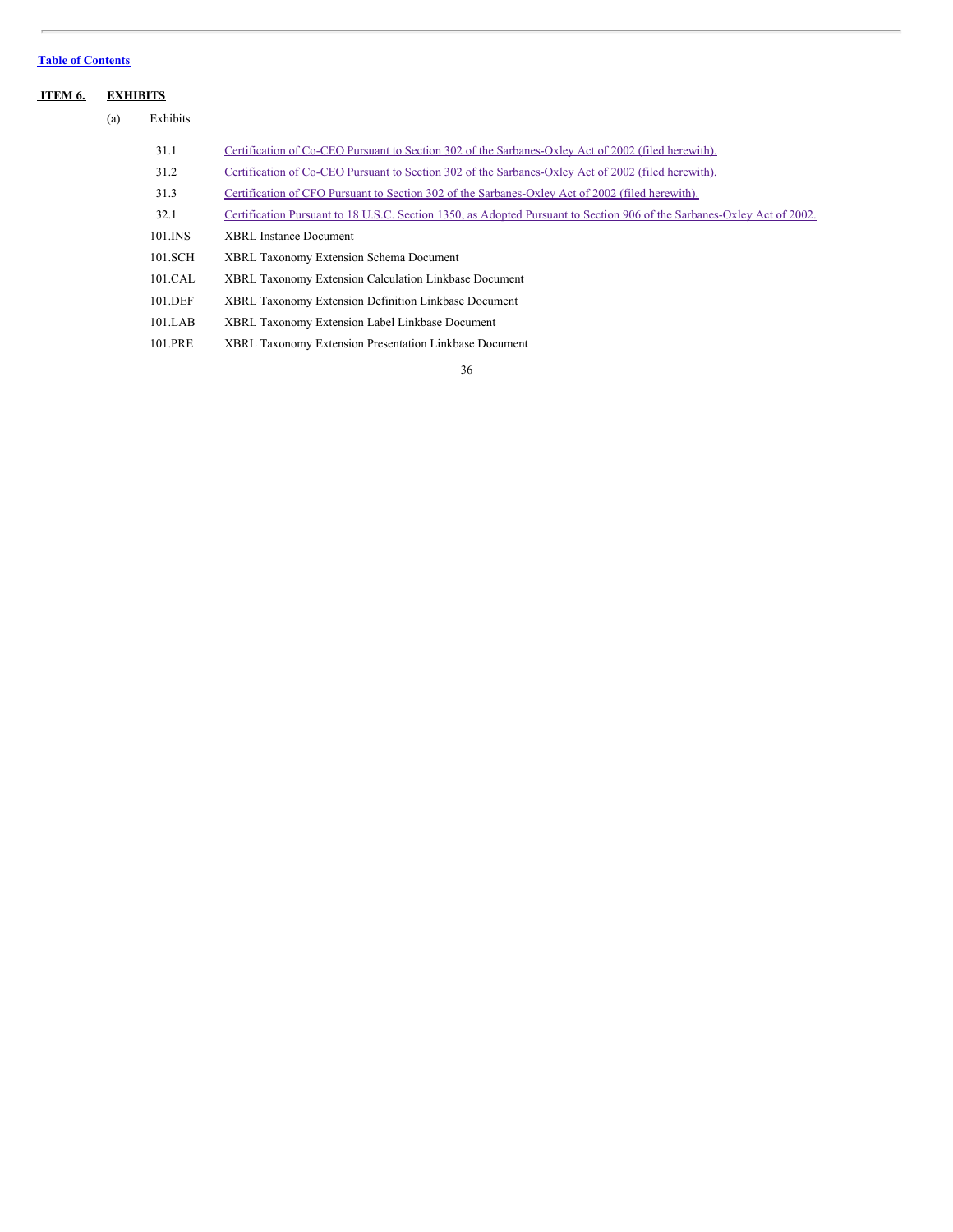[Table of Contents]

## ITEM 6. EXHIBITS

(a) Exhibits

| | |
|---|---|
| 31.1 | Certification of Co-CEO Pursuant to Section 302 of the Sarbanes-Oxley Act of 2002 (filed herewith). |
| 31.2 | Certification of Co-CEO Pursuant to Section 302 of the Sarbanes-Oxley Act of 2002 (filed herewith). |
| 31.3 | Certification of CFO Pursuant to Section 302 of the Sarbanes-Oxley Act of 2002 (filed herewith). |
| 32.1 | Certification Pursuant to 18 U.S.C. Section 1350, as Adopted Pursuant to Section 906 of the Sarbanes-Oxley Act of 2002. |
| 101.INS | XBRL Instance Document |
| 101.SCH | XBRL Taxonomy Extension Schema Document |
| 101.CAL | XBRL Taxonomy Extension Calculation Linkbase Document |
| 101.DEF | XBRL Taxonomy Extension Definition Linkbase Document |
| 101.LAB | XBRL Taxonomy Extension Label Linkbase Document |
| 101.PRE | XBRL Taxonomy Extension Presentation Linkbase Document |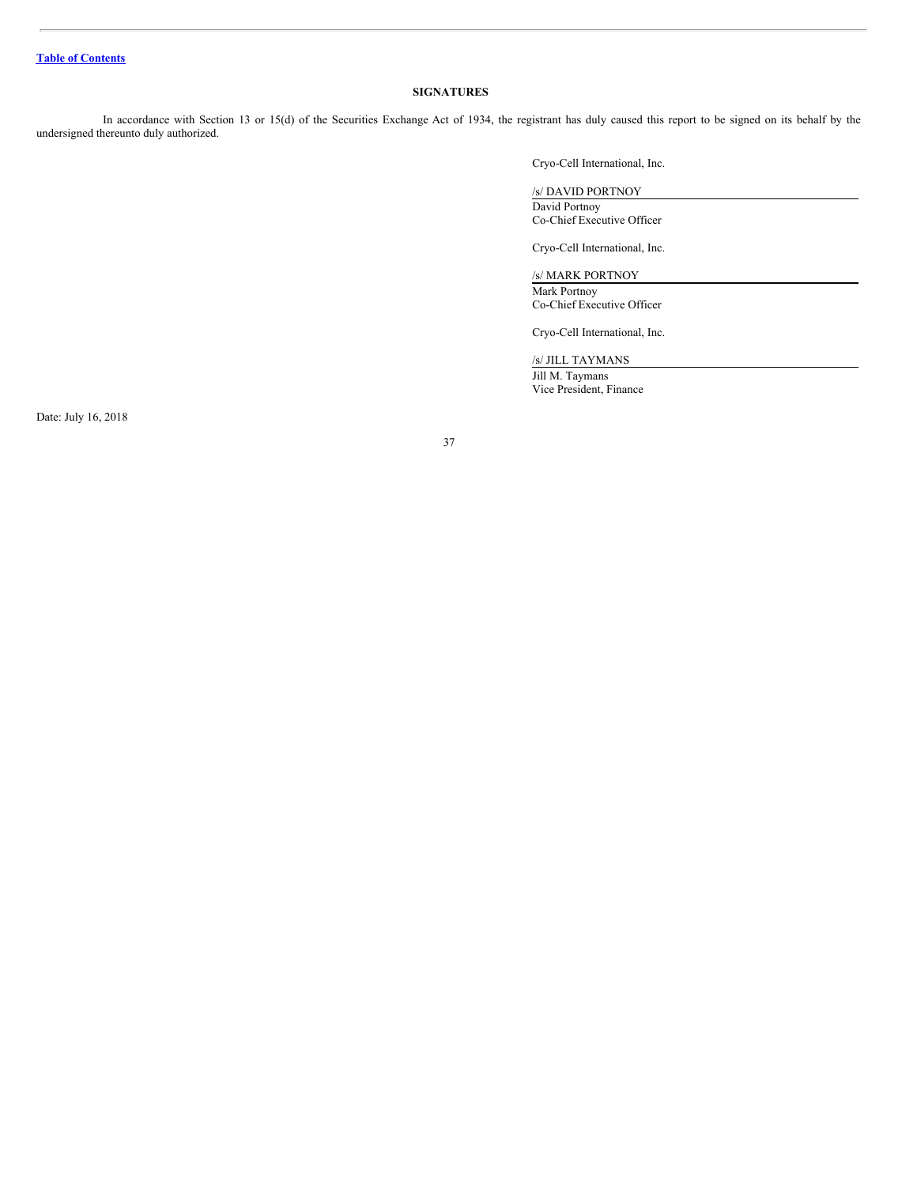[Table of Contents](#)

## SIGNATURES

In accordance with Section 13 or 15(d) of the Securities Exchange Act of 1934, the registrant has duly caused this report to be signed on its behalf by the undersigned thereunto duly authorized.

Cryo-Cell International, Inc.

/s/ DAVID PORTNOY
David Portnoy
Co-Chief Executive Officer

Cryo-Cell International, Inc.

/s/ MARK PORTNOY
Mark Portnoy
Co-Chief Executive Officer

Cryo-Cell International, Inc.

/s/ JILL TAYMANS
Jill M. Taymans
Vice President, Finance

Date: July 16, 2018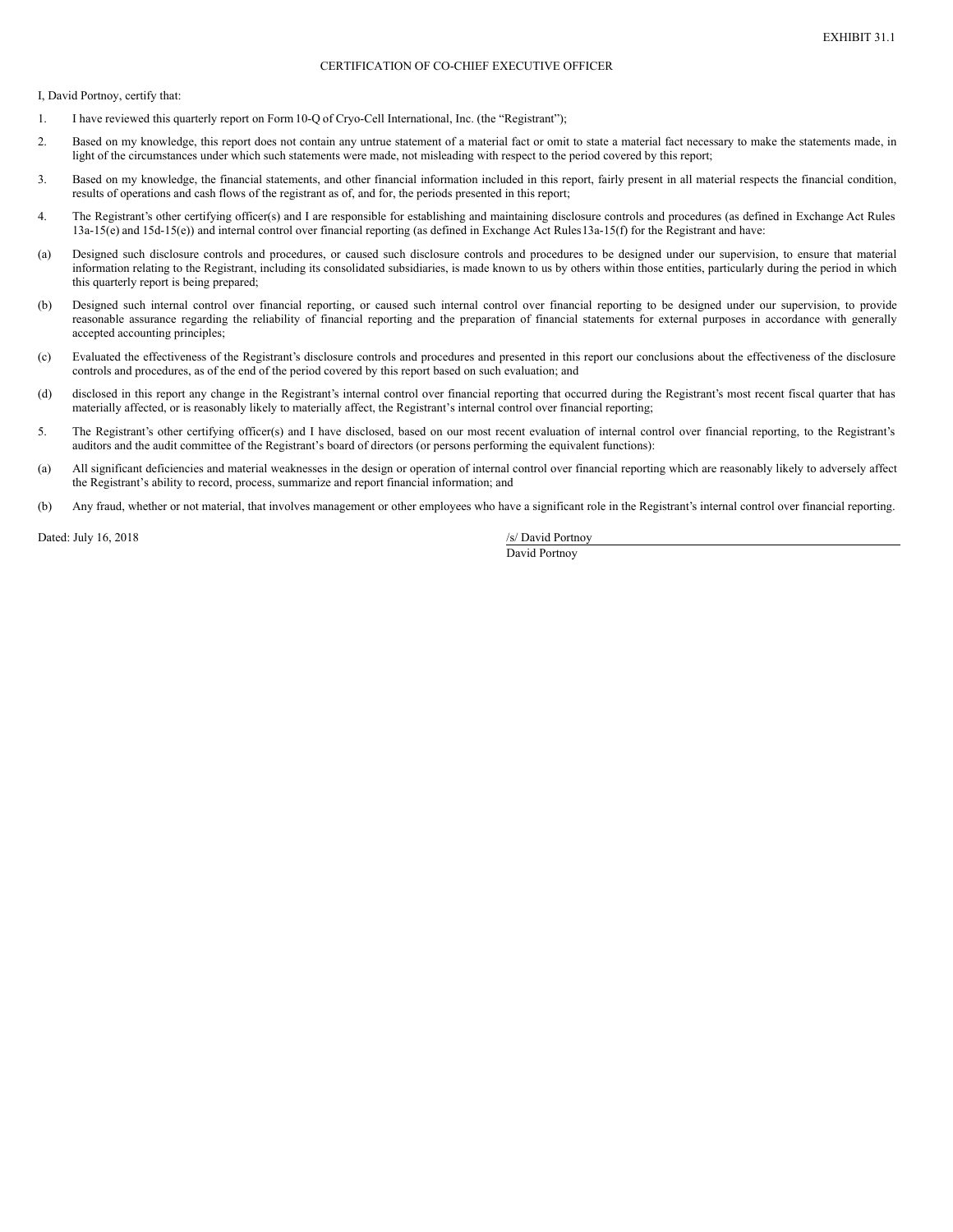EXHIBIT 31.1

CERTIFICATION OF CO-CHIEF EXECUTIVE OFFICER

I, David Portnoy, certify that:

1. I have reviewed this quarterly report on Form 10-Q of Cryo-Cell International, Inc. (the "Registrant");

2. Based on my knowledge, this report does not contain any untrue statement of a material fact or omit to state a material fact necessary to make the statements made, in light of the circumstances under which such statements were made, not misleading with respect to the period covered by this report;

3. Based on my knowledge, the financial statements, and other financial information included in this report, fairly present in all material respects the financial condition, results of operations and cash flows of the registrant as of, and for, the periods presented in this report;

4. The Registrant's other certifying officer(s) and I are responsible for establishing and maintaining disclosure controls and procedures (as defined in Exchange Act Rules 13a-15(e) and 15d-15(e)) and internal control over financial reporting (as defined in Exchange Act Rules13a-15(f) for the Registrant and have:

(a) Designed such disclosure controls and procedures, or caused such disclosure controls and procedures to be designed under our supervision, to ensure that material information relating to the Registrant, including its consolidated subsidiaries, is made known to us by others within those entities, particularly during the period in which this quarterly report is being prepared;

(b) Designed such internal control over financial reporting, or caused such internal control over financial reporting to be designed under our supervision, to provide reasonable assurance regarding the reliability of financial reporting and the preparation of financial statements for external purposes in accordance with generally accepted accounting principles;

(c) Evaluated the effectiveness of the Registrant's disclosure controls and procedures and presented in this report our conclusions about the effectiveness of the disclosure controls and procedures, as of the end of the period covered by this report based on such evaluation; and

(d) disclosed in this report any change in the Registrant's internal control over financial reporting that occurred during the Registrant's most recent fiscal quarter that has materially affected, or is reasonably likely to materially affect, the Registrant's internal control over financial reporting;

5. The Registrant's other certifying officer(s) and I have disclosed, based on our most recent evaluation of internal control over financial reporting, to the Registrant's auditors and the audit committee of the Registrant's board of directors (or persons performing the equivalent functions):

(a) All significant deficiencies and material weaknesses in the design or operation of internal control over financial reporting which are reasonably likely to adversely affect the Registrant's ability to record, process, summarize and report financial information; and

(b) Any fraud, whether or not material, that involves management or other employees who have a significant role in the Registrant's internal control over financial reporting.

Dated: July 16, 2018

/s/ David Portnoy

David Portnoy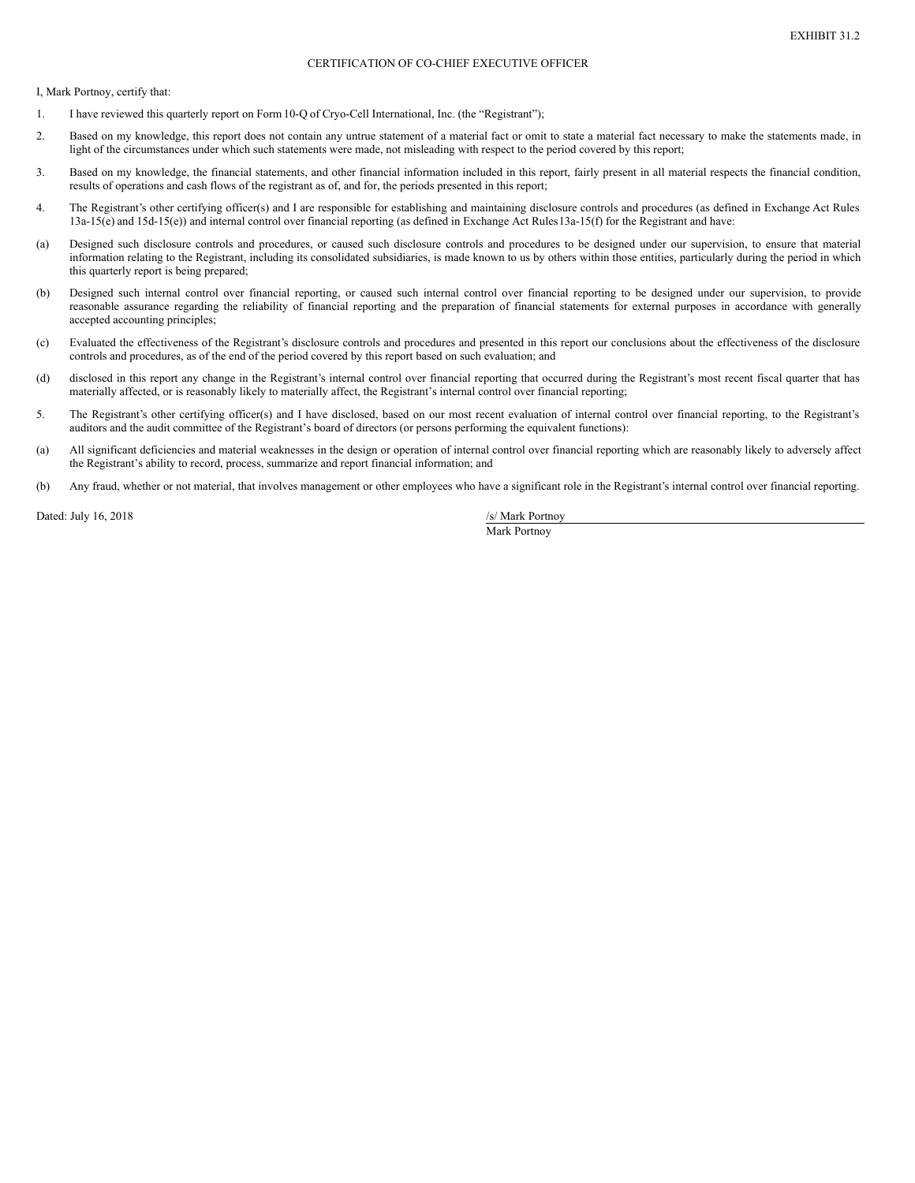EXHIBIT 31.2

CERTIFICATION OF CO-CHIEF EXECUTIVE OFFICER

I, Mark Portnoy, certify that:

1. I have reviewed this quarterly report on Form 10-Q of Cryo-Cell International, Inc. (the "Registrant");

2. Based on my knowledge, this report does not contain any untrue statement of a material fact or omit to state a material fact necessary to make the statements made, in light of the circumstances under which such statements were made, not misleading with respect to the period covered by this report;

3. Based on my knowledge, the financial statements, and other financial information included in this report, fairly present in all material respects the financial condition, results of operations and cash flows of the registrant as of, and for, the periods presented in this report;

4. The Registrant's other certifying officer(s) and I are responsible for establishing and maintaining disclosure controls and procedures (as defined in Exchange Act Rules 13a-15(e) and 15d-15(e)) and internal control over financial reporting (as defined in Exchange Act Rules13a-15(f) for the Registrant and have:

(a) Designed such disclosure controls and procedures, or caused such disclosure controls and procedures to be designed under our supervision, to ensure that material information relating to the Registrant, including its consolidated subsidiaries, is made known to us by others within those entities, particularly during the period in which this quarterly report is being prepared;

(b) Designed such internal control over financial reporting, or caused such internal control over financial reporting to be designed under our supervision, to provide reasonable assurance regarding the reliability of financial reporting and the preparation of financial statements for external purposes in accordance with generally accepted accounting principles;

(c) Evaluated the effectiveness of the Registrant's disclosure controls and procedures and presented in this report our conclusions about the effectiveness of the disclosure controls and procedures, as of the end of the period covered by this report based on such evaluation; and

(d) disclosed in this report any change in the Registrant's internal control over financial reporting that occurred during the Registrant's most recent fiscal quarter that has materially affected, or is reasonably likely to materially affect, the Registrant's internal control over financial reporting;

5. The Registrant's other certifying officer(s) and I have disclosed, based on our most recent evaluation of internal control over financial reporting, to the Registrant's auditors and the audit committee of the Registrant's board of directors (or persons performing the equivalent functions):

(a) All significant deficiencies and material weaknesses in the design or operation of internal control over financial reporting which are reasonably likely to adversely affect the Registrant's ability to record, process, summarize and report financial information; and

(b) Any fraud, whether or not material, that involves management or other employees who have a significant role in the Registrant's internal control over financial reporting.

Dated: July 16, 2018

/s/ Mark Portnoy

Mark Portnoy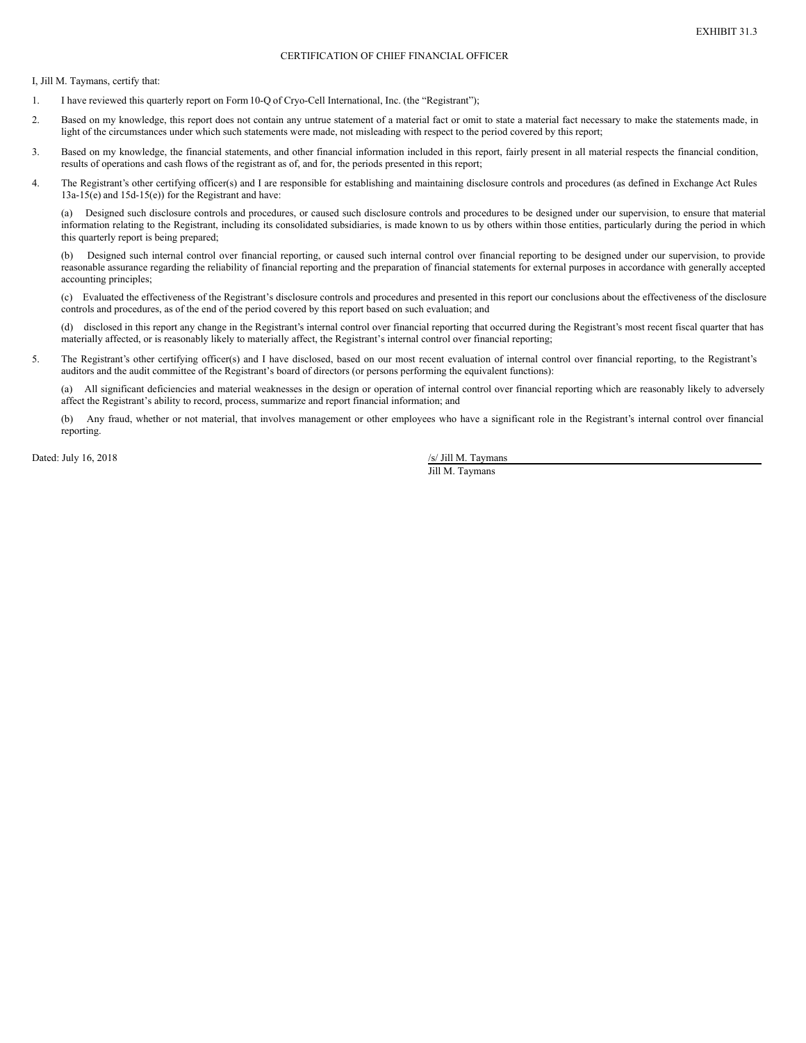EXHIBIT 31.3

# CERTIFICATION OF CHIEF FINANCIAL OFFICER

I, Jill M. Taymans, certify that:

1. I have reviewed this quarterly report on Form 10-Q of Cryo-Cell International, Inc. (the "Registrant");

2. Based on my knowledge, this report does not contain any untrue statement of a material fact or omit to state a material fact necessary to make the statements made, in light of the circumstances under which such statements were made, not misleading with respect to the period covered by this report;

3. Based on my knowledge, the financial statements, and other financial information included in this report, fairly present in all material respects the financial condition, results of operations and cash flows of the registrant as of, and for, the periods presented in this report;

4. The Registrant's other certifying officer(s) and I are responsible for establishing and maintaining disclosure controls and procedures (as defined in Exchange Act Rules 13a-15(e) and 15d-15(e)) for the Registrant and have:

   (a) Designed such disclosure controls and procedures, or caused such disclosure controls and procedures to be designed under our supervision, to ensure that material information relating to the Registrant, including its consolidated subsidiaries, is made known to us by others within those entities, particularly during the period in which this quarterly report is being prepared;

   (b) Designed such internal control over financial reporting, or caused such internal control over financial reporting to be designed under our supervision, to provide reasonable assurance regarding the reliability of financial reporting and the preparation of financial statements for external purposes in accordance with generally accepted accounting principles;

   (c) Evaluated the effectiveness of the Registrant's disclosure controls and procedures and presented in this report our conclusions about the effectiveness of the disclosure controls and procedures, as of the end of the period covered by this report based on such evaluation; and

   (d) disclosed in this report any change in the Registrant's internal control over financial reporting that occurred during the Registrant's most recent fiscal quarter that has materially affected, or is reasonably likely to materially affect, the Registrant's internal control over financial reporting;

5. The Registrant's other certifying officer(s) and I have disclosed, based on our most recent evaluation of internal control over financial reporting, to the Registrant's auditors and the audit committee of the Registrant's board of directors (or persons performing the equivalent functions):

   (a) All significant deficiencies and material weaknesses in the design or operation of internal control over financial reporting which are reasonably likely to adversely affect the Registrant's ability to record, process, summarize and report financial information; and

   (b) Any fraud, whether or not material, that involves management or other employees who have a significant role in the Registrant's internal control over financial reporting.

Dated: July 16, 2018

/s/ Jill M. Taymans
Jill M. Taymans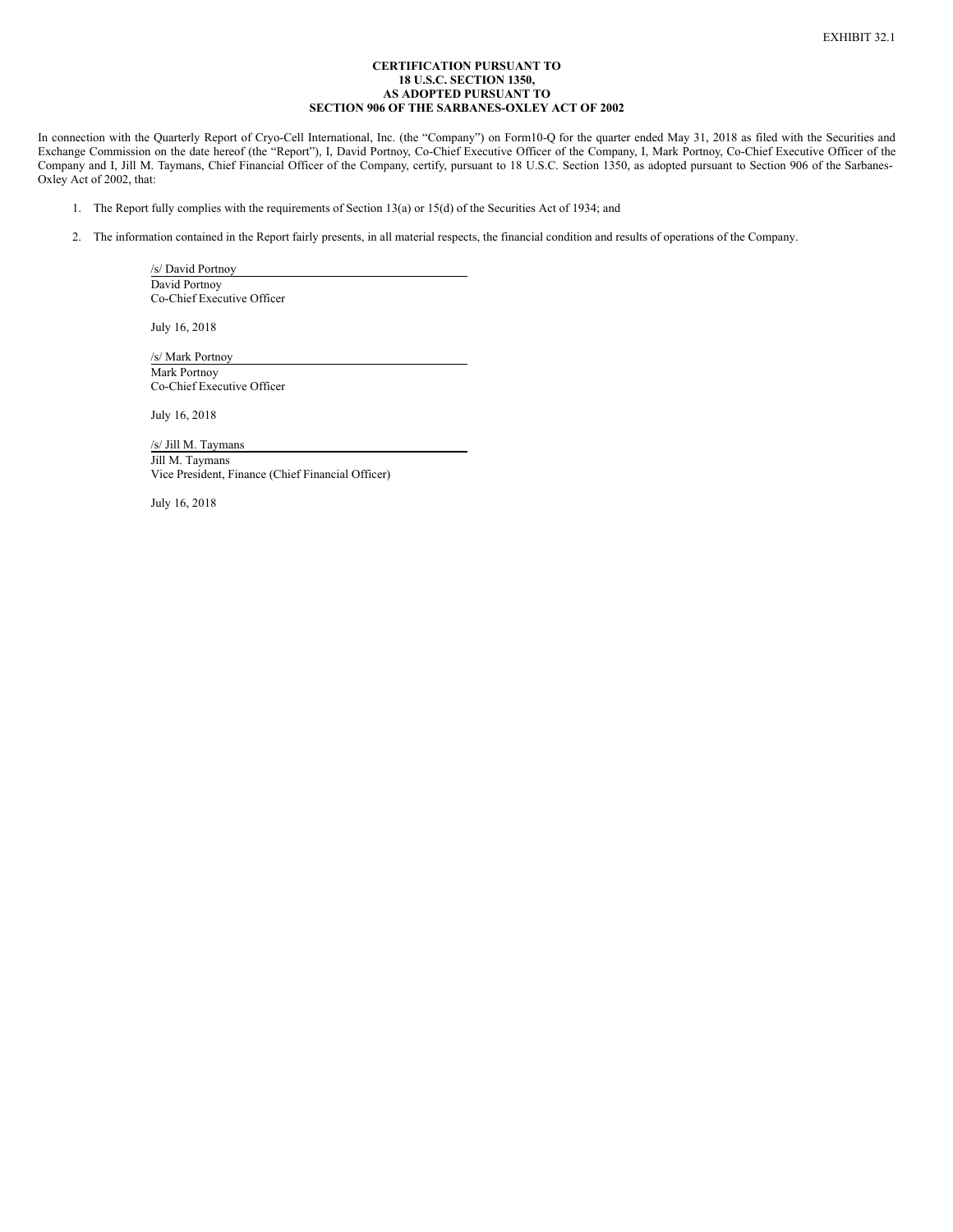EXHIBIT 32.1

**CERTIFICATION PURSUANT TO**
**18 U.S.C. SECTION 1350,**
**AS ADOPTED PURSUANT TO**
**SECTION 906 OF THE SARBANES-OXLEY ACT OF 2002**

In connection with the Quarterly Report of Cryo-Cell International, Inc. (the "Company") on Form10-Q for the quarter ended May 31, 2018 as filed with the Securities and Exchange Commission on the date hereof (the "Report"), I, David Portnoy, Co-Chief Executive Officer of the Company, I, Mark Portnoy, Co-Chief Executive Officer of the Company and I, Jill M. Taymans, Chief Financial Officer of the Company, certify, pursuant to 18 U.S.C. Section 1350, as adopted pursuant to Section 906 of the Sarbanes-Oxley Act of 2002, that:

1. The Report fully complies with the requirements of Section 13(a) or 15(d) of the Securities Act of 1934; and

2. The information contained in the Report fairly presents, in all material respects, the financial condition and results of operations of the Company.

/s/ David Portnoy
David Portnoy
Co-Chief Executive Officer

July 16, 2018

/s/ Mark Portnoy
Mark Portnoy
Co-Chief Executive Officer

July 16, 2018

/s/ Jill M. Taymans
Jill M. Taymans
Vice President, Finance (Chief Financial Officer)

July 16, 2018